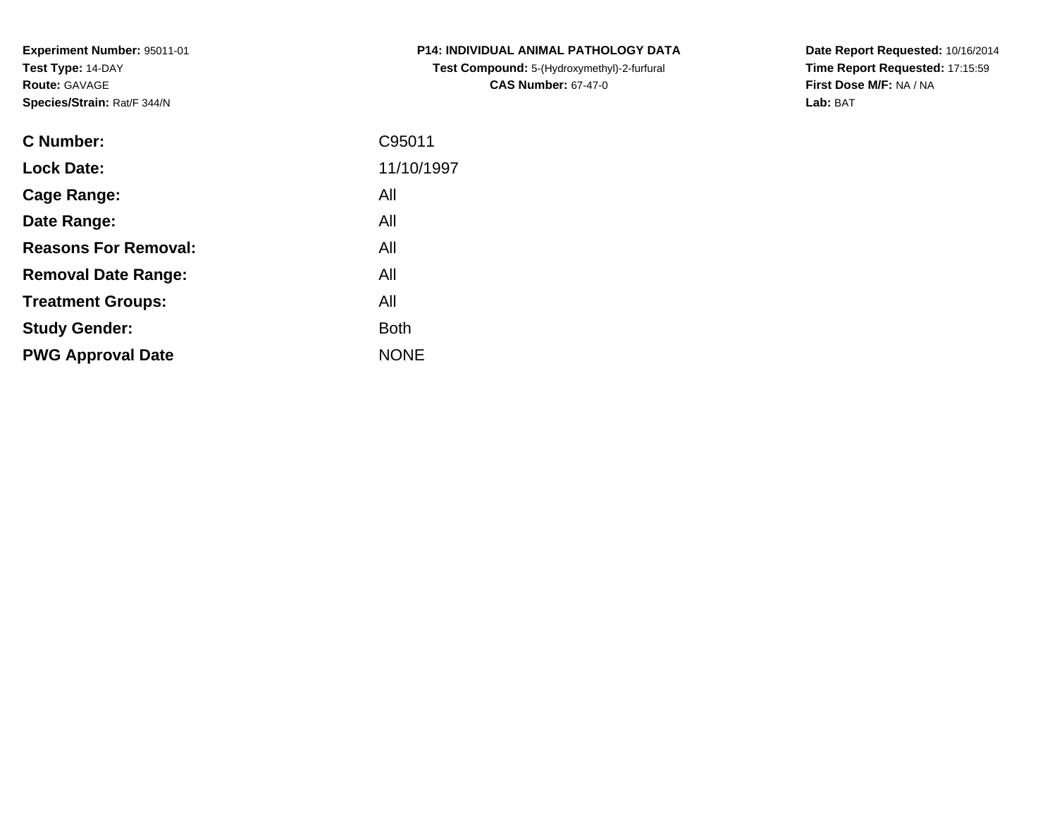**Experiment Number:** 95011-01
**Test Type:** 14-DAY
**Route:** GAVAGE
**Species/Strain:** Rat/F 344/N

**P14: INDIVIDUAL ANIMAL PATHOLOGY DATA**
**Test Compound:** 5-(Hydroxymethyl)-2-furfural
**CAS Number:** 67-47-0

**Date Report Requested:** 10/16/2014
**Time Report Requested:** 17:15:59
**First Dose M/F:** NA / NA
**Lab:** BAT

| | |
|---|---|
| **C Number:** | C95011 |
| **Lock Date:** | 11/10/1997 |
| **Cage Range:** | All |
| **Date Range:** | All |
| **Reasons For Removal:** | All |
| **Removal Date Range:** | All |
| **Treatment Groups:** | All |
| **Study Gender:** | Both |
| **PWG Approval Date** | NONE |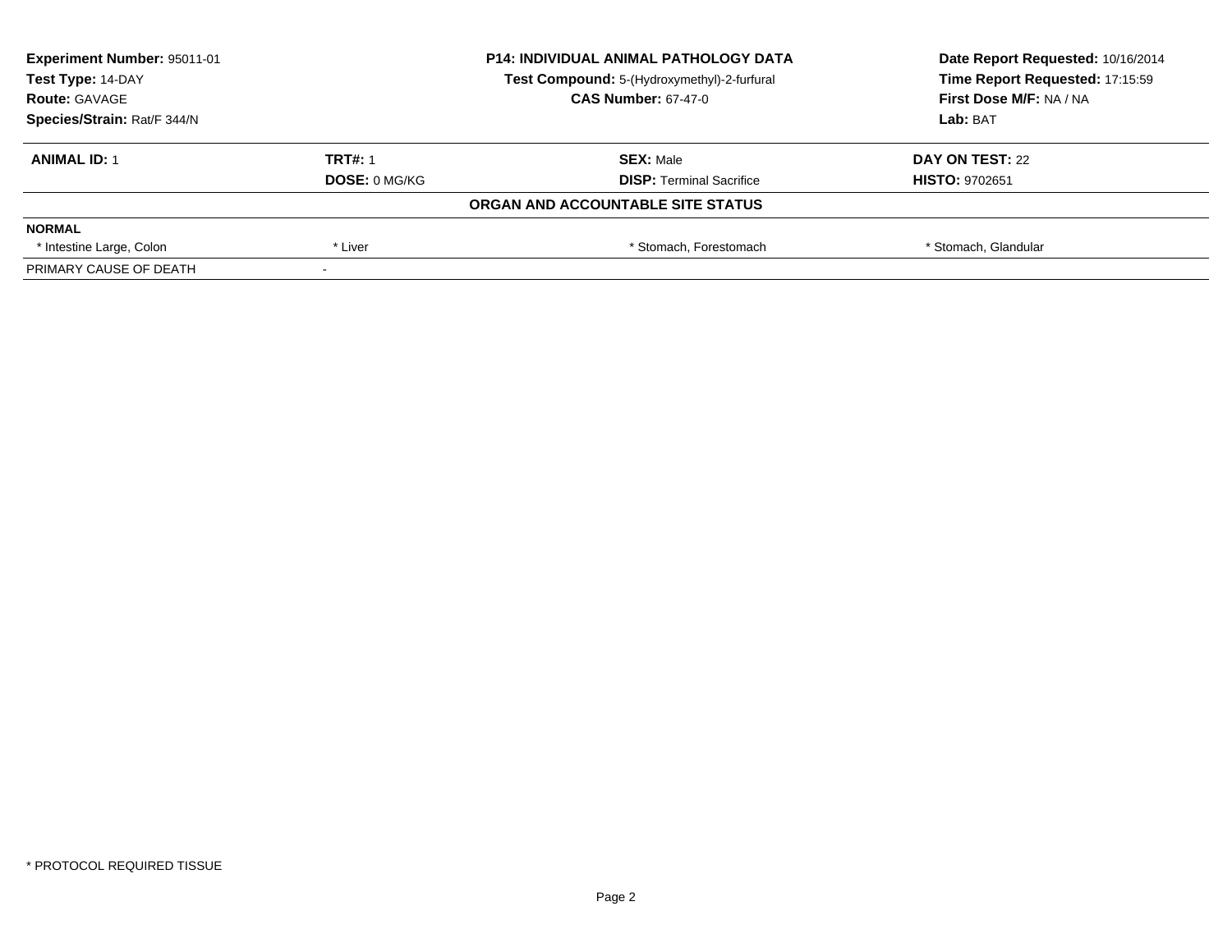| **Experiment Number:** 95011-01 | **P14: INDIVIDUAL ANIMAL PATHOLOGY DATA** | **Date Report Requested:** 10/16/2014 |
|---|---|---|
| **Test Type:** 14-DAY | **Test Compound:** 5-(Hydroxymethyl)-2-furfural | **Time Report Requested:** 17:15:59 |
| **Route:** GAVAGE | **CAS Number:** 67-47-0 | **First Dose M/F:** NA / NA |
| **Species/Strain:** Rat/F 344/N | | **Lab:** BAT |

| **ANIMAL ID:** 1 | **TRT#:** 1 | **SEX:** Male | **DAY ON TEST:** 22 |
|---|---|---|---|
| | **DOSE:** 0 MG/KG | **DISP:** Terminal Sacrifice | **HISTO:** 9702651 |

**ORGAN AND ACCOUNTABLE SITE STATUS**

| **NORMAL** | | | |
|---|---|---|---|
| * Intestine Large, Colon | * Liver | * Stomach, Forestomach | * Stomach, Glandular |
| PRIMARY CAUSE OF DEATH | - | | |

* PROTOCOL REQUIRED TISSUE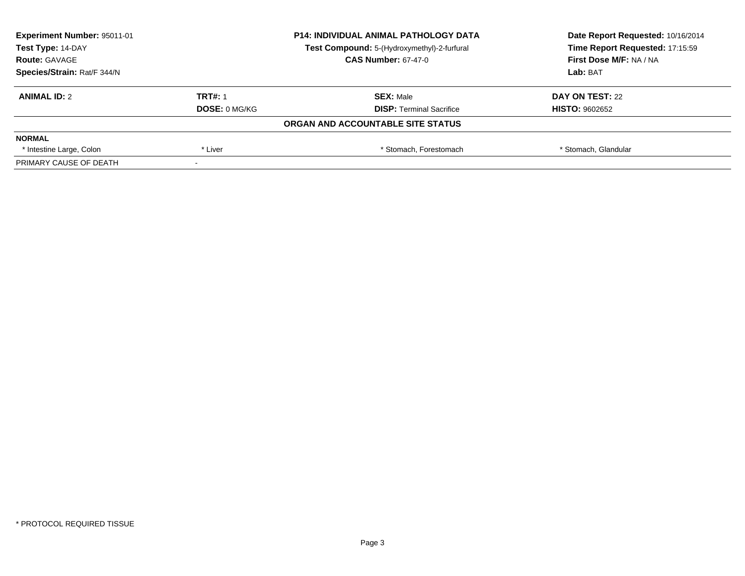**Experiment Number:** 95011-01
**Test Type:** 14-DAY
**Route:** GAVAGE
**Species/Strain:** Rat/F 344/N

**P14: INDIVIDUAL ANIMAL PATHOLOGY DATA**
**Test Compound:** 5-(Hydroxymethyl)-2-furfural
**CAS Number:** 67-47-0

**Date Report Requested:** 10/16/2014
**Time Report Requested:** 17:15:59
**First Dose M/F:** NA / NA
**Lab:** BAT

| **ANIMAL ID:** 2 | **TRT#:** 1 | **SEX:** Male | **DAY ON TEST:** 22 |
|---|---|---|---|
| | **DOSE:** 0 MG/KG | **DISP:** Terminal Sacrifice | **HISTO:** 9602652 |

**ORGAN AND ACCOUNTABLE SITE STATUS**

| **NORMAL** | | | |
|---|---|---|---|
| * Intestine Large, Colon | * Liver | * Stomach, Forestomach | * Stomach, Glandular |
| PRIMARY CAUSE OF DEATH | - | | |

* PROTOCOL REQUIRED TISSUE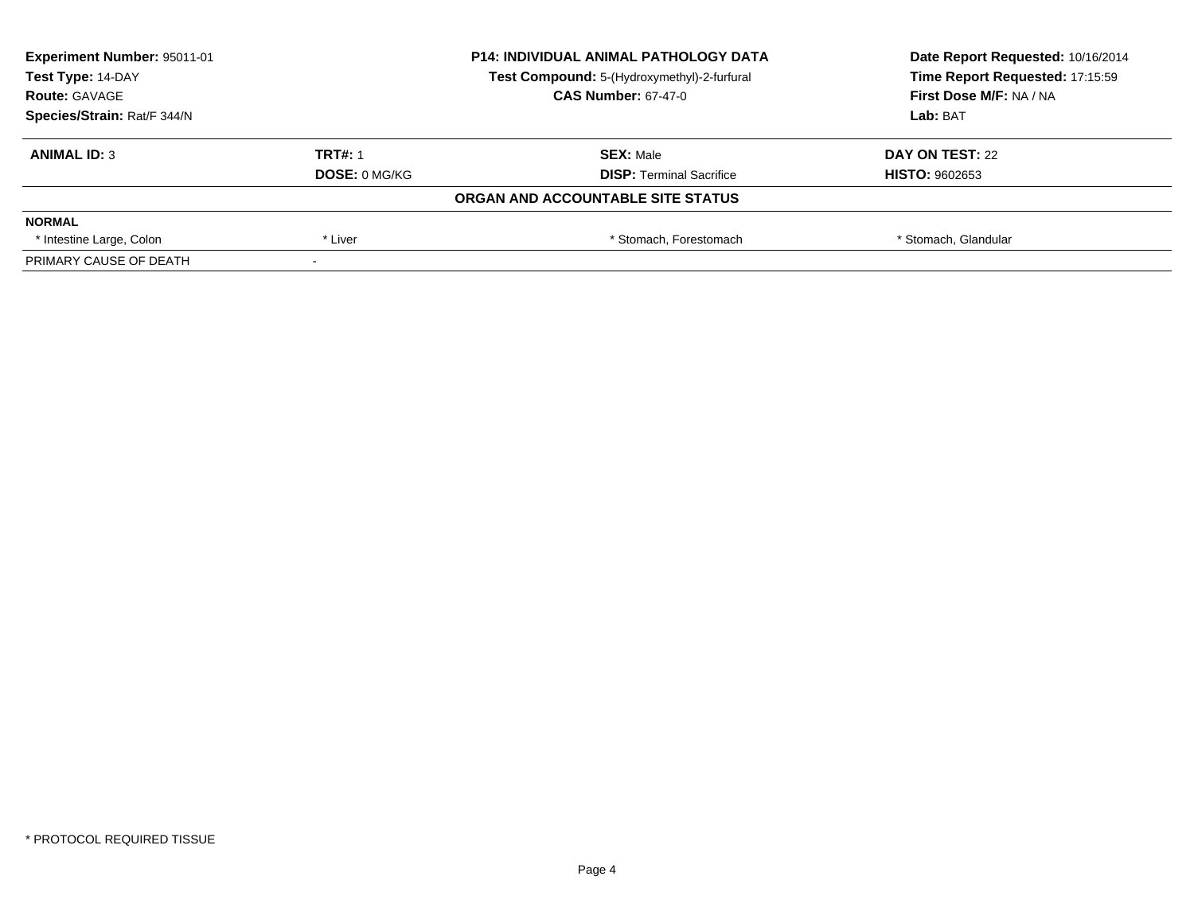**Experiment Number:** 95011-01
**Test Type:** 14-DAY
**Route:** GAVAGE
**Species/Strain:** Rat/F 344/N

**P14: INDIVIDUAL ANIMAL PATHOLOGY DATA**
**Test Compound:** 5-(Hydroxymethyl)-2-furfural
**CAS Number:** 67-47-0

**Date Report Requested:** 10/16/2014
**Time Report Requested:** 17:15:59
**First Dose M/F:** NA / NA
**Lab:** BAT

| **ANIMAL ID:** 3 | **TRT#:** 1 | **SEX:** Male | **DAY ON TEST:** 22 |
|---|---|---|---|
| | **DOSE:** 0 MG/KG | **DISP:** Terminal Sacrifice | **HISTO:** 9602653 |
| | | **ORGAN AND ACCOUNTABLE SITE STATUS** | |
| **NORMAL** | | | |
| * Intestine Large, Colon | * Liver | * Stomach, Forestomach | * Stomach, Glandular |
| PRIMARY CAUSE OF DEATH | - | | |

* PROTOCOL REQUIRED TISSUE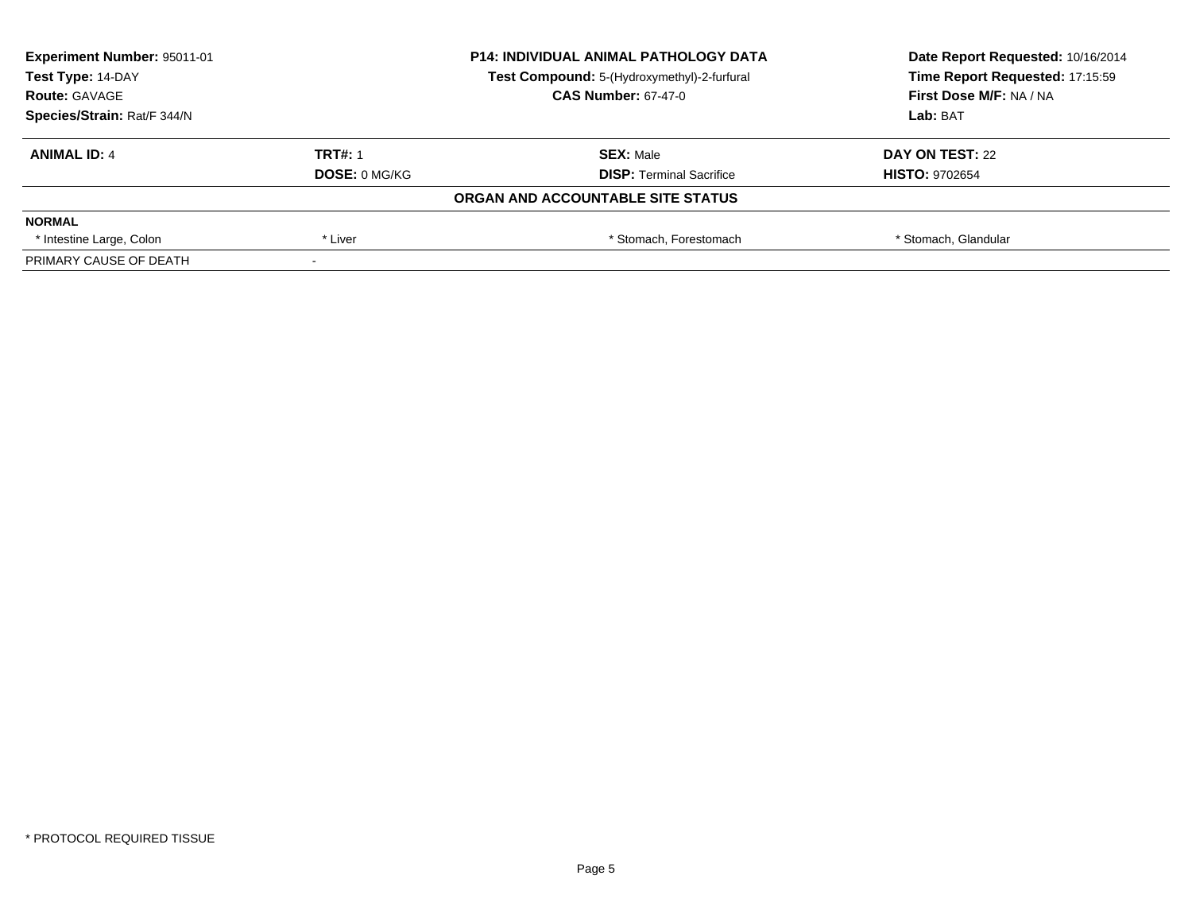**Experiment Number:** 95011-01
**Test Type:** 14-DAY
**Route:** GAVAGE
**Species/Strain:** Rat/F 344/N

**P14: INDIVIDUAL ANIMAL PATHOLOGY DATA**
**Test Compound:** 5-(Hydroxymethyl)-2-furfural
**CAS Number:** 67-47-0

**Date Report Requested:** 10/16/2014
**Time Report Requested:** 17:15:59
**First Dose M/F:** NA / NA
**Lab:** BAT

| **ANIMAL ID:** 4 | **TRT#:** 1 | **SEX:** Male | **DAY ON TEST:** 22 |
|---|---|---|---|
| | **DOSE:** 0 MG/KG | **DISP:** Terminal Sacrifice | **HISTO:** 9702654 |

**ORGAN AND ACCOUNTABLE SITE STATUS**

| **NORMAL** | | | |
|---|---|---|---|
| * Intestine Large, Colon | * Liver | * Stomach, Forestomach | * Stomach, Glandular |
| PRIMARY CAUSE OF DEATH | - | | |

* PROTOCOL REQUIRED TISSUE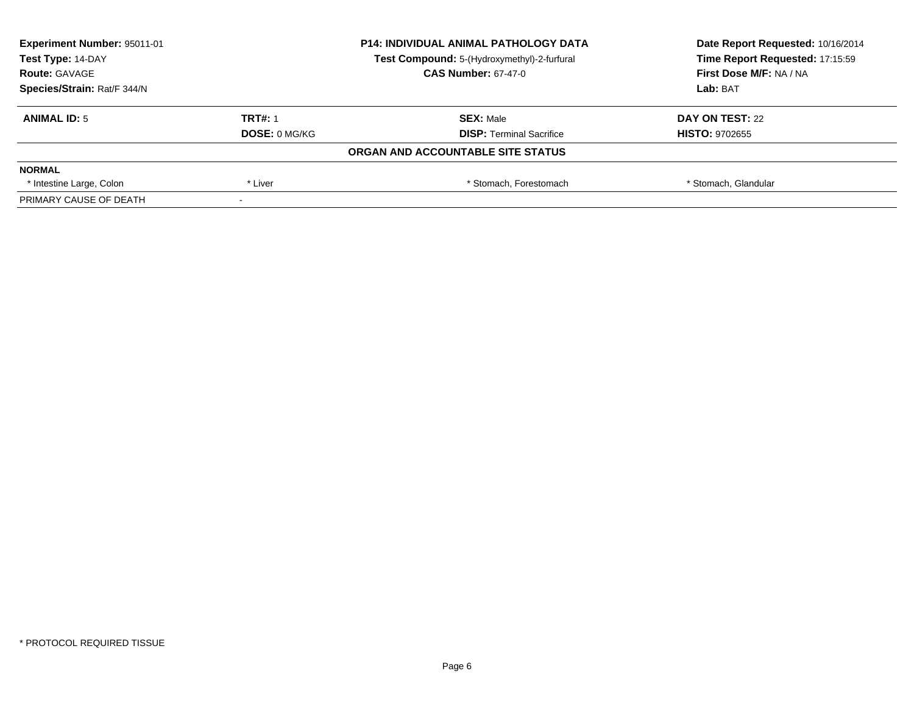**Experiment Number:** 95011-01
**Test Type:** 14-DAY
**Route:** GAVAGE
**Species/Strain:** Rat/F 344/N

**P14: INDIVIDUAL ANIMAL PATHOLOGY DATA**
**Test Compound:** 5-(Hydroxymethyl)-2-furfural
**CAS Number:** 67-47-0

**Date Report Requested:** 10/16/2014
**Time Report Requested:** 17:15:59
**First Dose M/F:** NA / NA
**Lab:** BAT

| **ANIMAL ID:** 5 | **TRT#:** 1 | **SEX:** Male | **DAY ON TEST:** 22 |
|---|---|---|---|
| | **DOSE:** 0 MG/KG | **DISP:** Terminal Sacrifice | **HISTO:** 9702655 |

**ORGAN AND ACCOUNTABLE SITE STATUS**

| **NORMAL** | | | |
|---|---|---|---|
| * Intestine Large, Colon | * Liver | * Stomach, Forestomach | * Stomach, Glandular |
| PRIMARY CAUSE OF DEATH | - | | |

* PROTOCOL REQUIRED TISSUE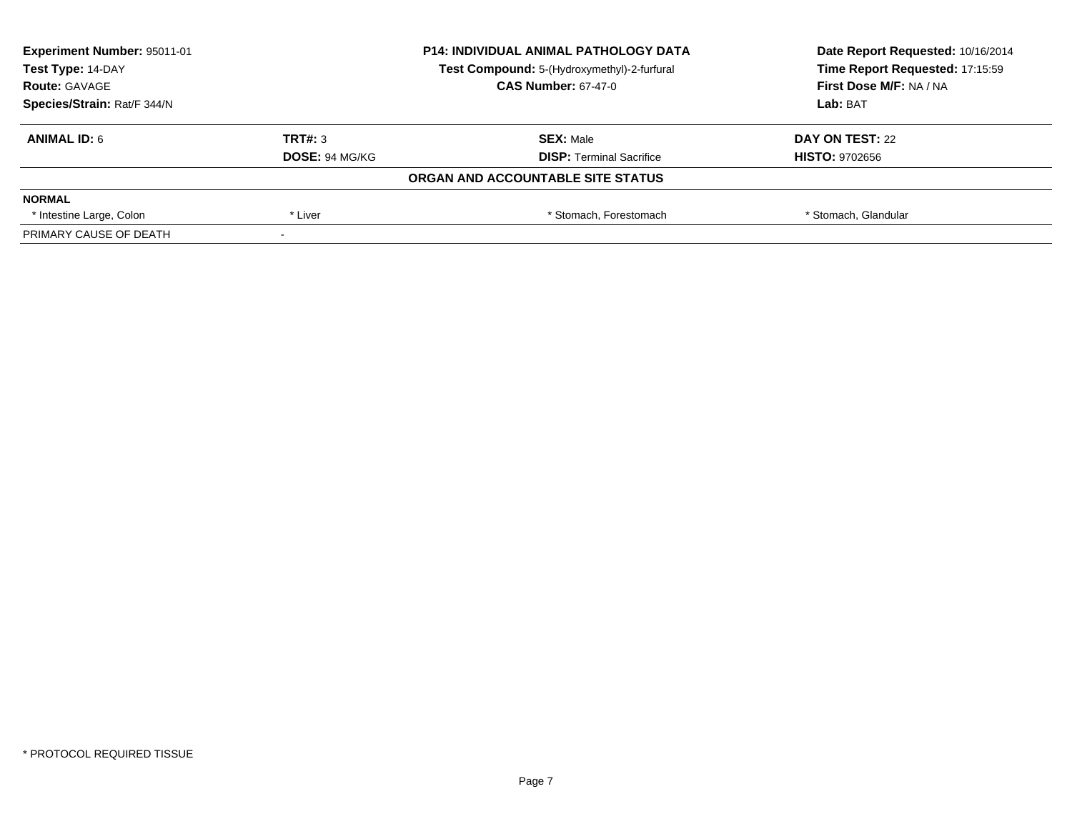**Experiment Number:** 95011-01
**Test Type:** 14-DAY
**Route:** GAVAGE
**Species/Strain:** Rat/F 344/N

**P14: INDIVIDUAL ANIMAL PATHOLOGY DATA**
**Test Compound:** 5-(Hydroxymethyl)-2-furfural
**CAS Number:** 67-47-0

**Date Report Requested:** 10/16/2014
**Time Report Requested:** 17:15:59
**First Dose M/F:** NA / NA
**Lab:** BAT

| **ANIMAL ID:** 6 | **TRT#:** 3 | **SEX:** Male | **DAY ON TEST:** 22 |
|---|---|---|---|
| | **DOSE:** 94 MG/KG | **DISP:** Terminal Sacrifice | **HISTO:** 9702656 |

**ORGAN AND ACCOUNTABLE SITE STATUS**

| **NORMAL** | | | |
|---|---|---|---|
| * Intestine Large, Colon | * Liver | * Stomach, Forestomach | * Stomach, Glandular |
| PRIMARY CAUSE OF DEATH | - | | |

* PROTOCOL REQUIRED TISSUE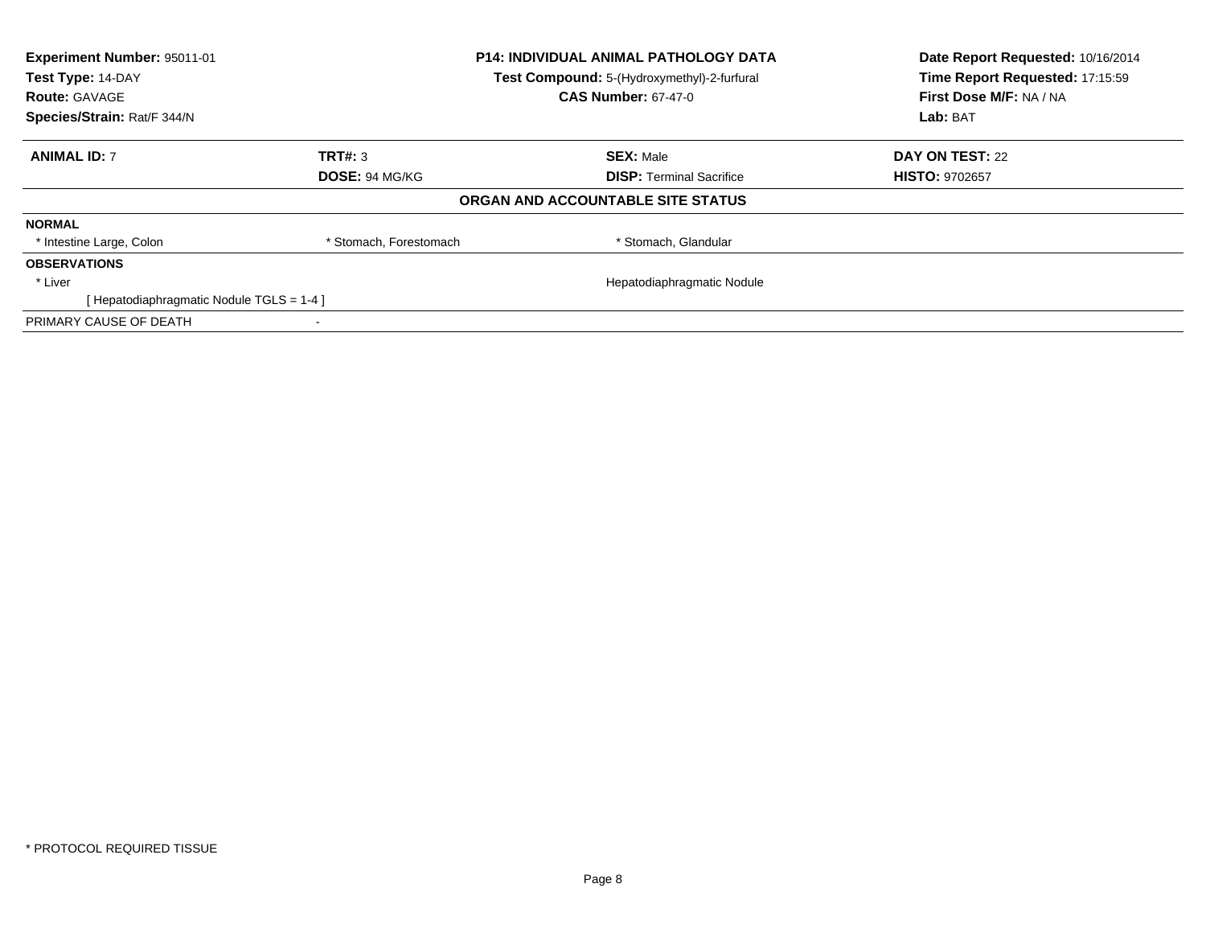**Experiment Number:** 95011-01
**Test Type:** 14-DAY
**Route:** GAVAGE
**Species/Strain:** Rat/F 344/N

**P14: INDIVIDUAL ANIMAL PATHOLOGY DATA**
**Test Compound:** 5-(Hydroxymethyl)-2-furfural
**CAS Number:** 67-47-0

**Date Report Requested:** 10/16/2014
**Time Report Requested:** 17:15:59
**First Dose M/F:** NA / NA
**Lab:** BAT

| **ANIMAL ID:** 7 | **TRT#:** 3 | **SEX:** Male | **DAY ON TEST:** 22 |
|---|---|---|---|
| | **DOSE:** 94 MG/KG | **DISP:** Terminal Sacrifice | **HISTO:** 9702657 |

## ORGAN AND ACCOUNTABLE SITE STATUS

**NORMAL**

| * Intestine Large, Colon | * Stomach, Forestomach | * Stomach, Glandular |
|---|---|---|

**OBSERVATIONS**

| * Liver | Hepatodiaphragmatic Nodule |
|---|---|
| [ Hepatodiaphragmatic Nodule TGLS = 1-4 ] | |

PRIMARY CAUSE OF DEATH -

* PROTOCOL REQUIRED TISSUE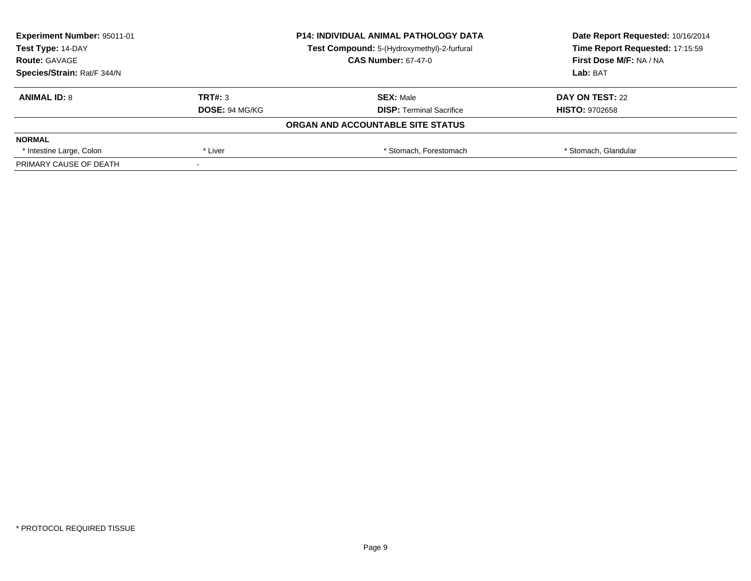| Experiment Number: 95011-01 | P14: INDIVIDUAL ANIMAL PATHOLOGY DATA | Date Report Requested: 10/16/2014 |
|---|---|---|
| Test Type: 14-DAY | Test Compound: 5-(Hydroxymethyl)-2-furfural | Time Report Requested: 17:15:59 |
| Route: GAVAGE | CAS Number: 67-47-0 | First Dose M/F: NA / NA |
| Species/Strain: Rat/F 344/N | | Lab: BAT |

| **ANIMAL ID:** 8 | **TRT#:** 3 | **SEX:** Male | **DAY ON TEST:** 22 |
|---|---|---|---|
| | **DOSE:** 94 MG/KG | **DISP:** Terminal Sacrifice | **HISTO:** 9702658 |

**ORGAN AND ACCOUNTABLE SITE STATUS**

| **NORMAL** | | | |
|---|---|---|---|
| * Intestine Large, Colon | * Liver | * Stomach, Forestomach | * Stomach, Glandular |
| PRIMARY CAUSE OF DEATH | - | | |

* PROTOCOL REQUIRED TISSUE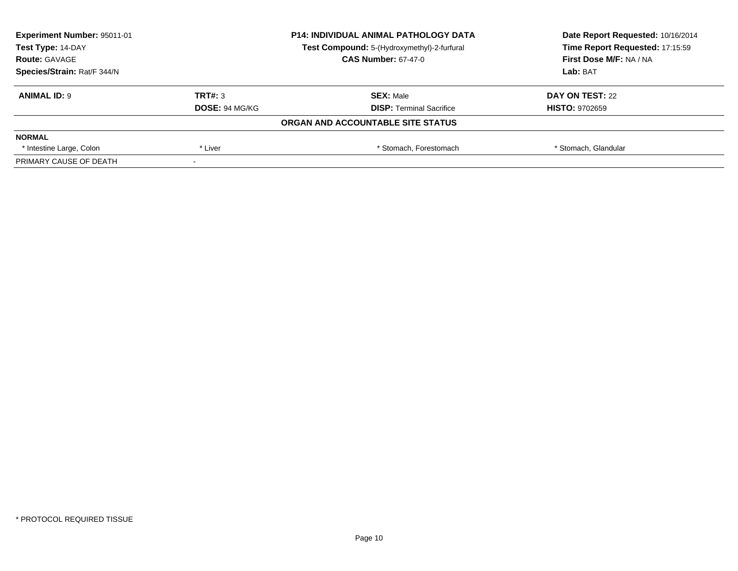**Experiment Number:** 95011-01
**Test Type:** 14-DAY
**Route:** GAVAGE
**Species/Strain:** Rat/F 344/N

**P14: INDIVIDUAL ANIMAL PATHOLOGY DATA**
**Test Compound:** 5-(Hydroxymethyl)-2-furfural
**CAS Number:** 67-47-0

**Date Report Requested:** 10/16/2014
**Time Report Requested:** 17:15:59
**First Dose M/F:** NA / NA
**Lab:** BAT

| **ANIMAL ID:** 9 | **TRT#:** 3 | **SEX:** Male | **DAY ON TEST:** 22 |
|---|---|---|---|
| | **DOSE:** 94 MG/KG | **DISP:** Terminal Sacrifice | **HISTO:** 9702659 |

**ORGAN AND ACCOUNTABLE SITE STATUS**

| **NORMAL** | | | |
|---|---|---|---|
| * Intestine Large, Colon | * Liver | * Stomach, Forestomach | * Stomach, Glandular |
| PRIMARY CAUSE OF DEATH | - | | |

* PROTOCOL REQUIRED TISSUE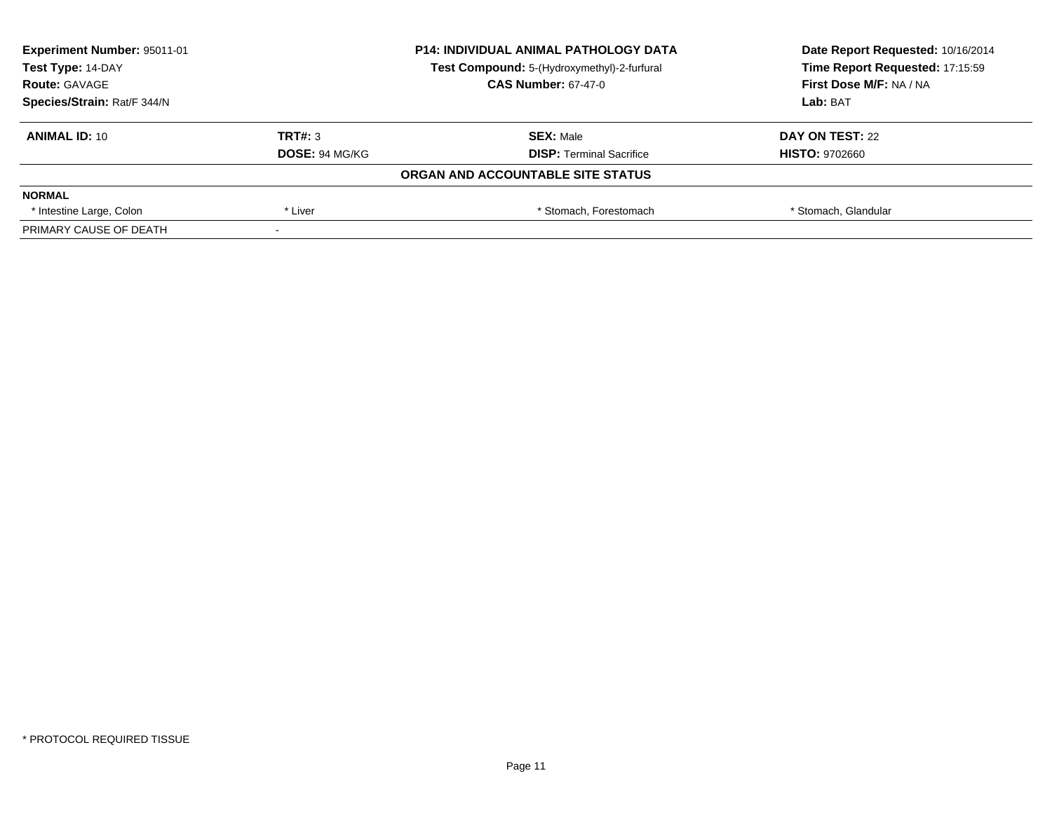**Experiment Number:** 95011-01
**Test Type:** 14-DAY
**Route:** GAVAGE
**Species/Strain:** Rat/F 344/N

**P14: INDIVIDUAL ANIMAL PATHOLOGY DATA**
**Test Compound:** 5-(Hydroxymethyl)-2-furfural
**CAS Number:** 67-47-0

**Date Report Requested:** 10/16/2014
**Time Report Requested:** 17:15:59
**First Dose M/F:** NA / NA
**Lab:** BAT

| **ANIMAL ID:** 10 | **TRT#:** 3 | **SEX:** Male | **DAY ON TEST:** 22 |
|---|---|---|---|
| | **DOSE:** 94 MG/KG | **DISP:** Terminal Sacrifice | **HISTO:** 9702660 |

**ORGAN AND ACCOUNTABLE SITE STATUS**

| **NORMAL** | | | |
|---|---|---|---|
| * Intestine Large, Colon | * Liver | * Stomach, Forestomach | * Stomach, Glandular |
| PRIMARY CAUSE OF DEATH | - | | |

* PROTOCOL REQUIRED TISSUE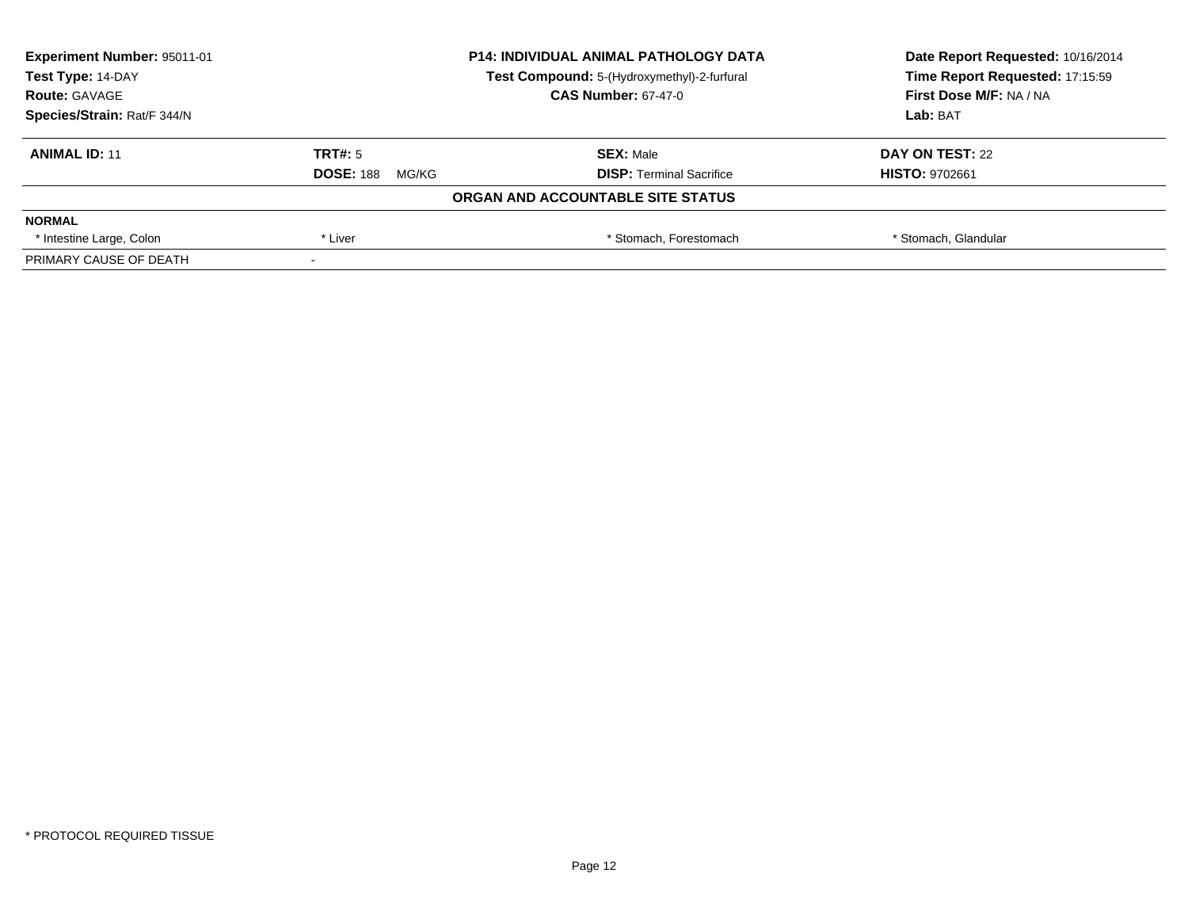**Experiment Number:** 95011-01
**Test Type:** 14-DAY
**Route:** GAVAGE
**Species/Strain:** Rat/F 344/N

**P14: INDIVIDUAL ANIMAL PATHOLOGY DATA**
**Test Compound:** 5-(Hydroxymethyl)-2-furfural
**CAS Number:** 67-47-0

**Date Report Requested:** 10/16/2014
**Time Report Requested:** 17:15:59
**First Dose M/F:** NA / NA
**Lab:** BAT

| **ANIMAL ID:** 11 | **TRT#:** 5 | **SEX:** Male | **DAY ON TEST:** 22 |
|---|---|---|---|
| | **DOSE:** 188 MG/KG | **DISP:** Terminal Sacrifice | **HISTO:** 9702661 |

**ORGAN AND ACCOUNTABLE SITE STATUS**

| **NORMAL** | | | |
|---|---|---|---|
| * Intestine Large, Colon | * Liver | * Stomach, Forestomach | * Stomach, Glandular |
| PRIMARY CAUSE OF DEATH | - | | |

* PROTOCOL REQUIRED TISSUE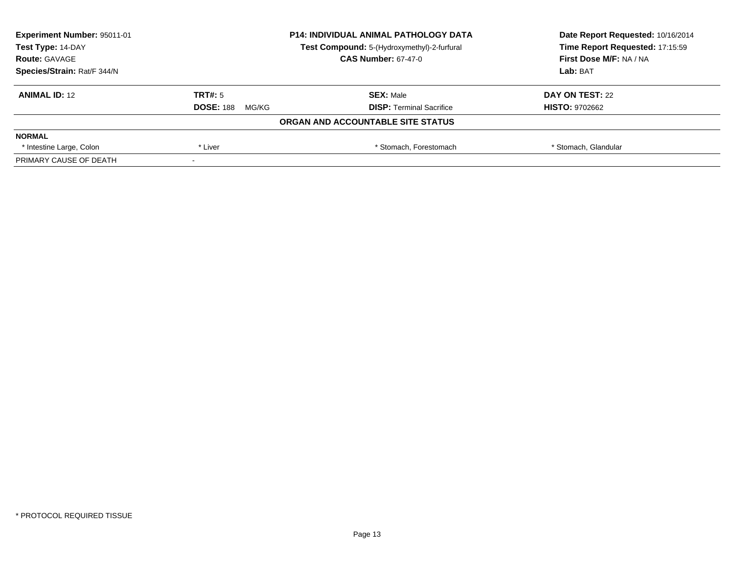**Experiment Number:** 95011-01
**Test Type:** 14-DAY
**Route:** GAVAGE
**Species/Strain:** Rat/F 344/N

**P14: INDIVIDUAL ANIMAL PATHOLOGY DATA**
**Test Compound:** 5-(Hydroxymethyl)-2-furfural
**CAS Number:** 67-47-0

**Date Report Requested:** 10/16/2014
**Time Report Requested:** 17:15:59
**First Dose M/F:** NA / NA
**Lab:** BAT

| **ANIMAL ID:** 12 | **TRT#:** 5 | **SEX:** Male | **DAY ON TEST:** 22 |
|---|---|---|---|
| | **DOSE:** 188 MG/KG | **DISP:** Terminal Sacrifice | **HISTO:** 9702662 |

**ORGAN AND ACCOUNTABLE SITE STATUS**

| **NORMAL** | | | |
|---|---|---|---|
| * Intestine Large, Colon | * Liver | * Stomach, Forestomach | * Stomach, Glandular |
| PRIMARY CAUSE OF DEATH | - | | |

* PROTOCOL REQUIRED TISSUE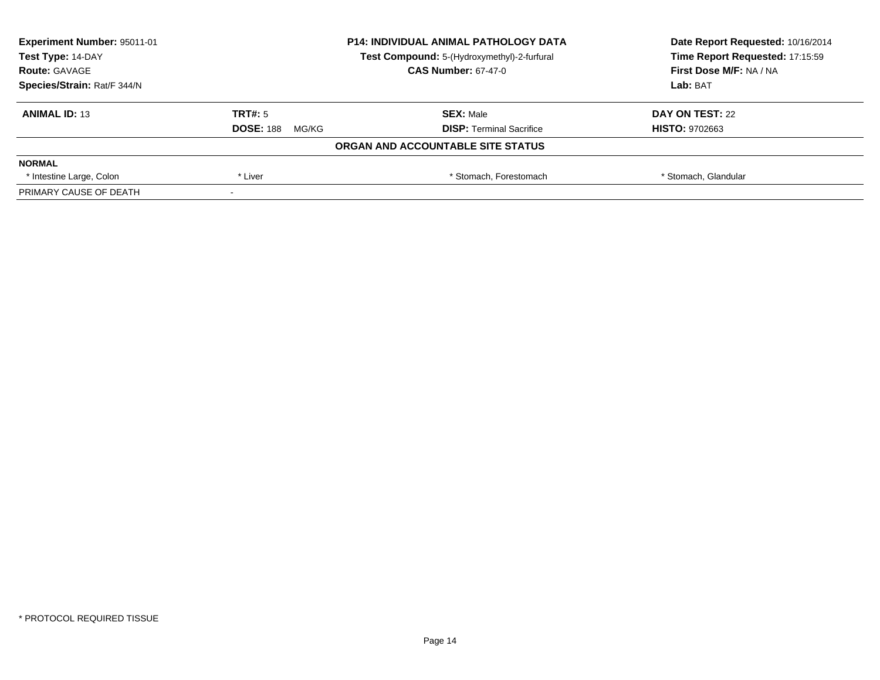| Experiment Number: 95011-01 | P14: INDIVIDUAL ANIMAL PATHOLOGY DATA | Date Report Requested: 10/16/2014 |
|---|---|---|
| Test Type: 14-DAY | Test Compound: 5-(Hydroxymethyl)-2-furfural | Time Report Requested: 17:15:59 |
| Route: GAVAGE | CAS Number: 67-47-0 | First Dose M/F: NA / NA |
| Species/Strain: Rat/F 344/N | | Lab: BAT |

| ANIMAL ID: 13 | TRT#: 5 | SEX: Male | DAY ON TEST: 22 |
|---|---|---|---|
| | DOSE: 188 MG/KG | DISP: Terminal Sacrifice | HISTO: 9702663 |

**ORGAN AND ACCOUNTABLE SITE STATUS**

| NORMAL | | | |
|---|---|---|---|
| * Intestine Large, Colon | * Liver | * Stomach, Forestomach | * Stomach, Glandular |
| PRIMARY CAUSE OF DEATH | - | | |

* PROTOCOL REQUIRED TISSUE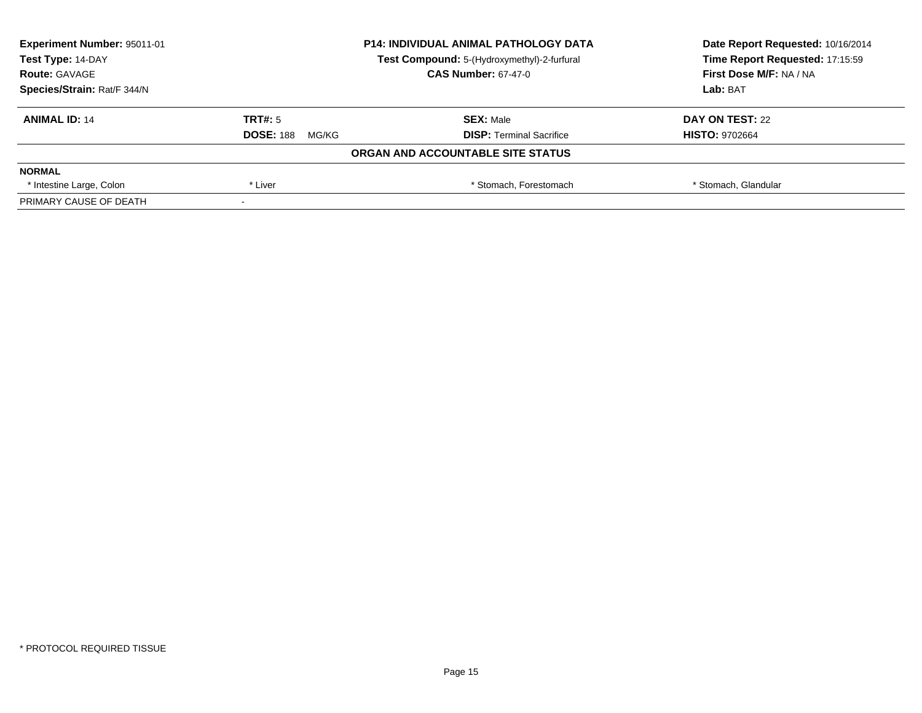**Experiment Number:** 95011-01
**Test Type:** 14-DAY
**Route:** GAVAGE
**Species/Strain:** Rat/F 344/N

**P14: INDIVIDUAL ANIMAL PATHOLOGY DATA**
**Test Compound:** 5-(Hydroxymethyl)-2-furfural
**CAS Number:** 67-47-0

**Date Report Requested:** 10/16/2014
**Time Report Requested:** 17:15:59
**First Dose M/F:** NA / NA
**Lab:** BAT

| **ANIMAL ID:** 14 | **TRT#:** 5 | **SEX:** Male | **DAY ON TEST:** 22 |
|---|---|---|---|
| | **DOSE:** 188 MG/KG | **DISP:** Terminal Sacrifice | **HISTO:** 9702664 |

**ORGAN AND ACCOUNTABLE SITE STATUS**

| **NORMAL** | | | |
|---|---|---|---|
| * Intestine Large, Colon | * Liver | * Stomach, Forestomach | * Stomach, Glandular |
| PRIMARY CAUSE OF DEATH | - | | |

* PROTOCOL REQUIRED TISSUE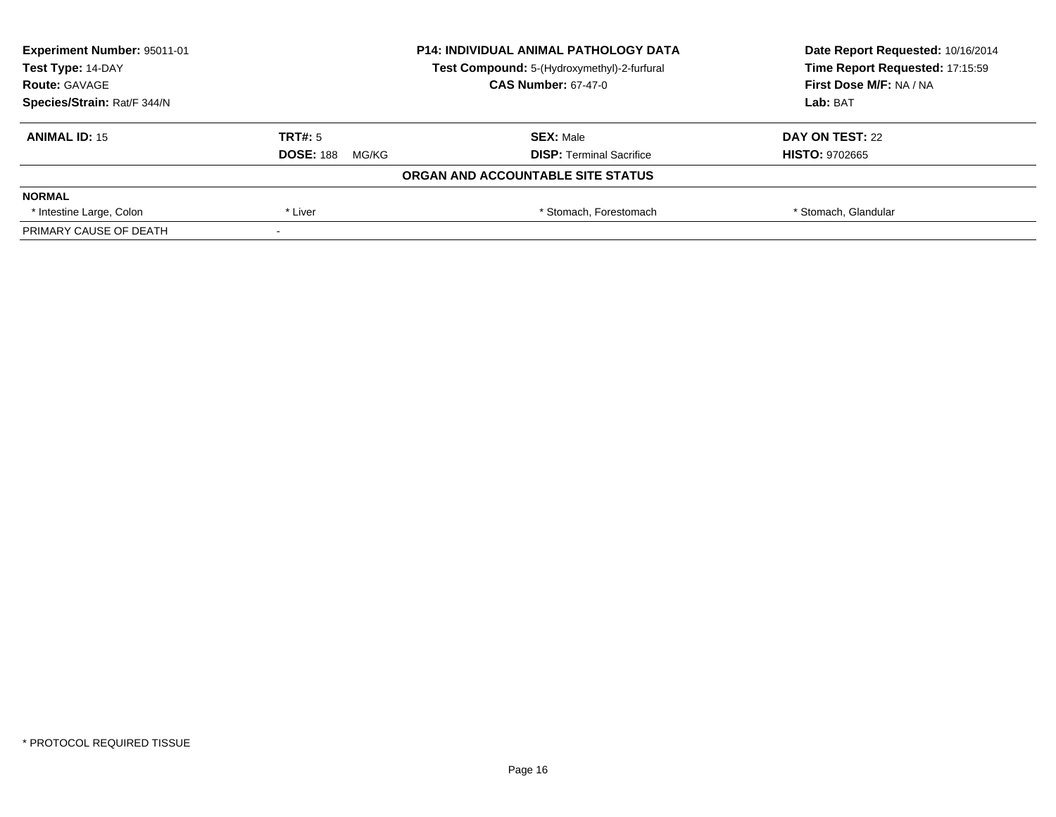| Experiment Number: 95011-01 | P14: INDIVIDUAL ANIMAL PATHOLOGY DATA | Date Report Requested: 10/16/2014 |
|---|---|---|
| Test Type: 14-DAY | Test Compound: 5-(Hydroxymethyl)-2-furfural | Time Report Requested: 17:15:59 |
| Route: GAVAGE | CAS Number: 67-47-0 | First Dose M/F: NA / NA |
| Species/Strain: Rat/F 344/N | | Lab: BAT |

| **ANIMAL ID:** 15 | **TRT#:** 5 | **SEX:** Male | **DAY ON TEST:** 22 |
|---|---|---|---|
| | **DOSE:** 188 MG/KG | **DISP:** Terminal Sacrifice | **HISTO:** 9702665 |

**ORGAN AND ACCOUNTABLE SITE STATUS**

| **NORMAL** | | | |
|---|---|---|---|
| * Intestine Large, Colon | * Liver | * Stomach, Forestomach | * Stomach, Glandular |
| PRIMARY CAUSE OF DEATH | - | | |

* PROTOCOL REQUIRED TISSUE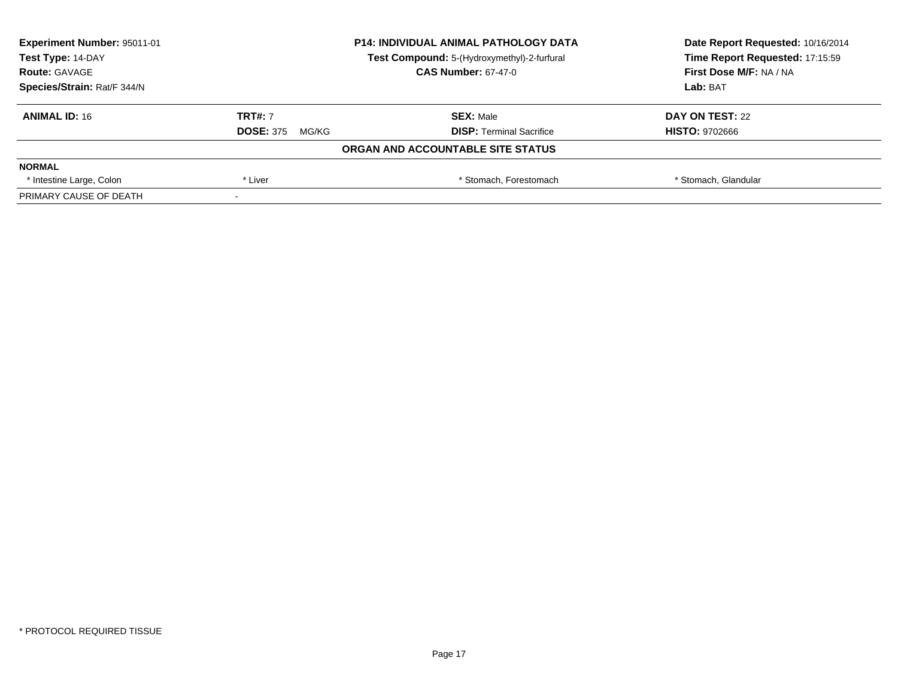| **Experiment Number:** 95011-01 | **P14: INDIVIDUAL ANIMAL PATHOLOGY DATA** | **Date Report Requested:** 10/16/2014 |
|---|---|---|
| **Test Type:** 14-DAY | **Test Compound:** 5-(Hydroxymethyl)-2-furfural | **Time Report Requested:** 17:15:59 |
| **Route:** GAVAGE | **CAS Number:** 67-47-0 | **First Dose M/F:** NA / NA |
| **Species/Strain:** Rat/F 344/N | | **Lab:** BAT |

| **ANIMAL ID:** 16 | **TRT#:** 7 | **SEX:** Male | **DAY ON TEST:** 22 |
|---|---|---|---|
| | **DOSE:** 375 MG/KG | **DISP:** Terminal Sacrifice | **HISTO:** 9702666 |

**ORGAN AND ACCOUNTABLE SITE STATUS**

| **NORMAL** | | | |
|---|---|---|---|
| * Intestine Large, Colon | * Liver | * Stomach, Forestomach | * Stomach, Glandular |
| PRIMARY CAUSE OF DEATH | - | | |

* PROTOCOL REQUIRED TISSUE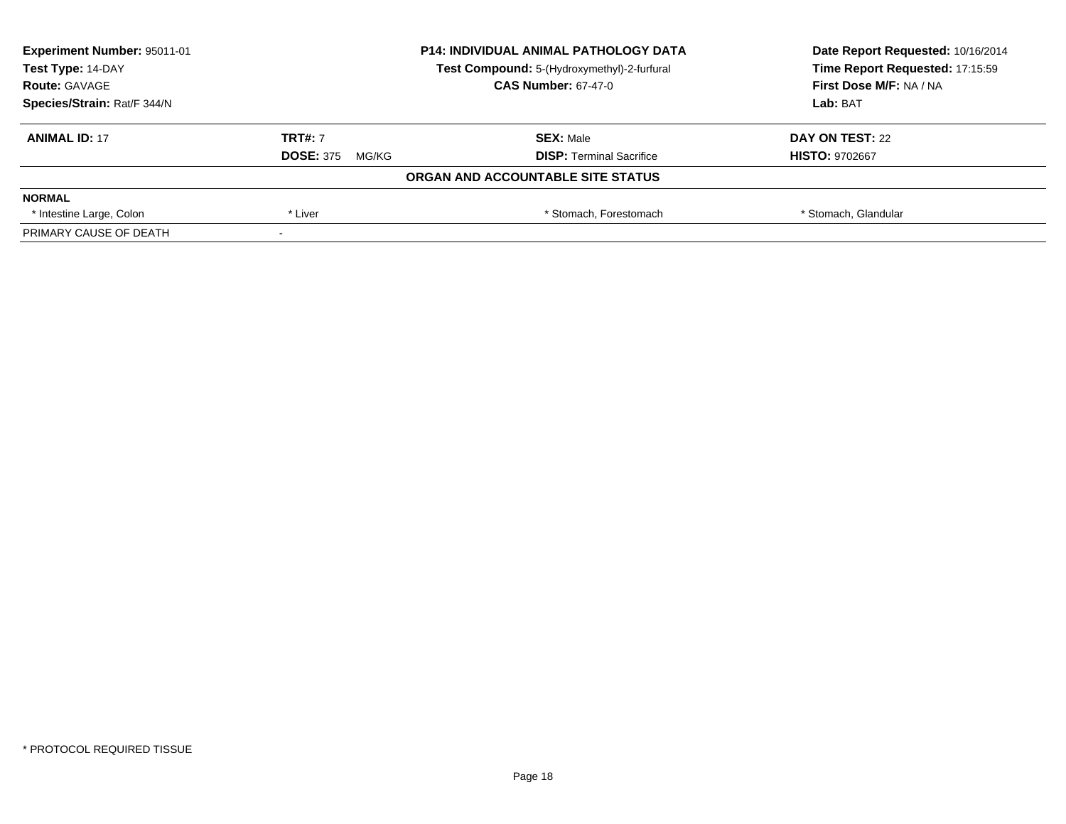| Experiment Number: 95011-01 | P14: INDIVIDUAL ANIMAL PATHOLOGY DATA | Date Report Requested: 10/16/2014 |
|---|---|---|
| Test Type: 14-DAY | Test Compound: 5-(Hydroxymethyl)-2-furfural | Time Report Requested: 17:15:59 |
| Route: GAVAGE | CAS Number: 67-47-0 | First Dose M/F: NA / NA |
| Species/Strain: Rat/F 344/N | | Lab: BAT |

| ANIMAL ID: 17 | TRT#: 7 | SEX: Male | DAY ON TEST: 22 |
|---|---|---|---|
| | DOSE: 375 MG/KG | DISP: Terminal Sacrifice | HISTO: 9702667 |

**ORGAN AND ACCOUNTABLE SITE STATUS**

| NORMAL | | | |
|---|---|---|---|
| * Intestine Large, Colon | * Liver | * Stomach, Forestomach | * Stomach, Glandular |
| PRIMARY CAUSE OF DEATH | - | | |

* PROTOCOL REQUIRED TISSUE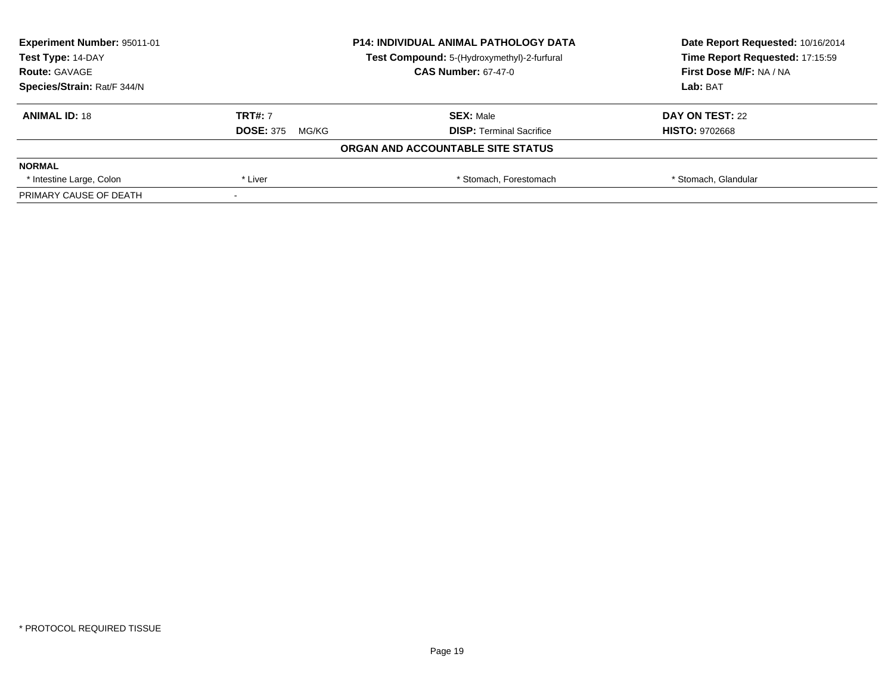| **Experiment Number:** 95011-01 | **P14: INDIVIDUAL ANIMAL PATHOLOGY DATA** | **Date Report Requested:** 10/16/2014 |
|---|---|---|
| **Test Type:** 14-DAY | **Test Compound:** 5-(Hydroxymethyl)-2-furfural | **Time Report Requested:** 17:15:59 |
| **Route:** GAVAGE | **CAS Number:** 67-47-0 | **First Dose M/F:** NA / NA |
| **Species/Strain:** Rat/F 344/N | | **Lab:** BAT |

| **ANIMAL ID:** 18 | **TRT#:** 7 | **SEX:** Male | **DAY ON TEST:** 22 |
|---|---|---|---|
| | **DOSE:** 375 MG/KG | **DISP:** Terminal Sacrifice | **HISTO:** 9702668 |

**ORGAN AND ACCOUNTABLE SITE STATUS**

| **NORMAL** | | | |
|---|---|---|---|
| * Intestine Large, Colon | * Liver | * Stomach, Forestomach | * Stomach, Glandular |
| PRIMARY CAUSE OF DEATH | - | | |

* PROTOCOL REQUIRED TISSUE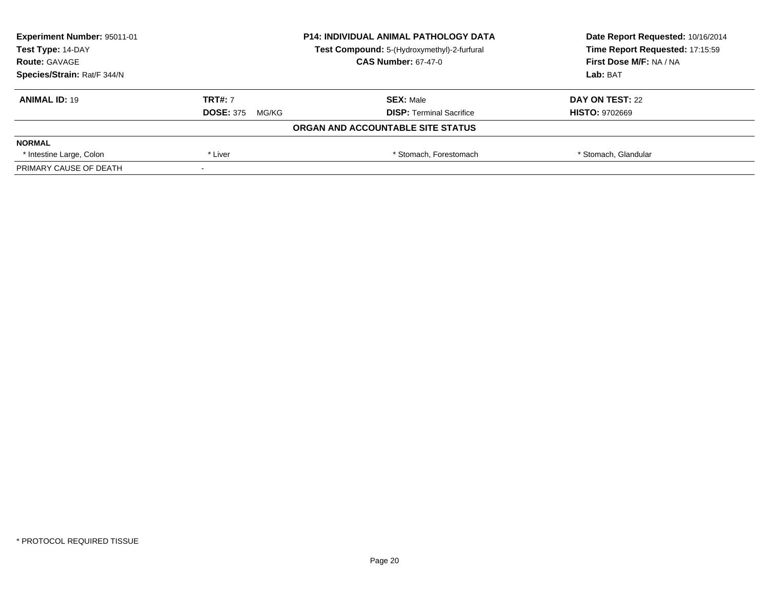| **Experiment Number:** 95011-01 | **P14: INDIVIDUAL ANIMAL PATHOLOGY DATA** | **Date Report Requested:** 10/16/2014 |
|---|---|---|
| **Test Type:** 14-DAY | **Test Compound:** 5-(Hydroxymethyl)-2-furfural | **Time Report Requested:** 17:15:59 |
| **Route:** GAVAGE | **CAS Number:** 67-47-0 | **First Dose M/F:** NA / NA |
| **Species/Strain:** Rat/F 344/N | | **Lab:** BAT |

| **ANIMAL ID:** 19 | **TRT#:** 7 | **SEX:** Male | **DAY ON TEST:** 22 |
|---|---|---|---|
| | **DOSE:** 375 MG/KG | **DISP:** Terminal Sacrifice | **HISTO:** 9702669 |

**ORGAN AND ACCOUNTABLE SITE STATUS**

| **NORMAL** | | | |
|---|---|---|---|
| * Intestine Large, Colon | * Liver | * Stomach, Forestomach | * Stomach, Glandular |
| PRIMARY CAUSE OF DEATH | - | | |

* PROTOCOL REQUIRED TISSUE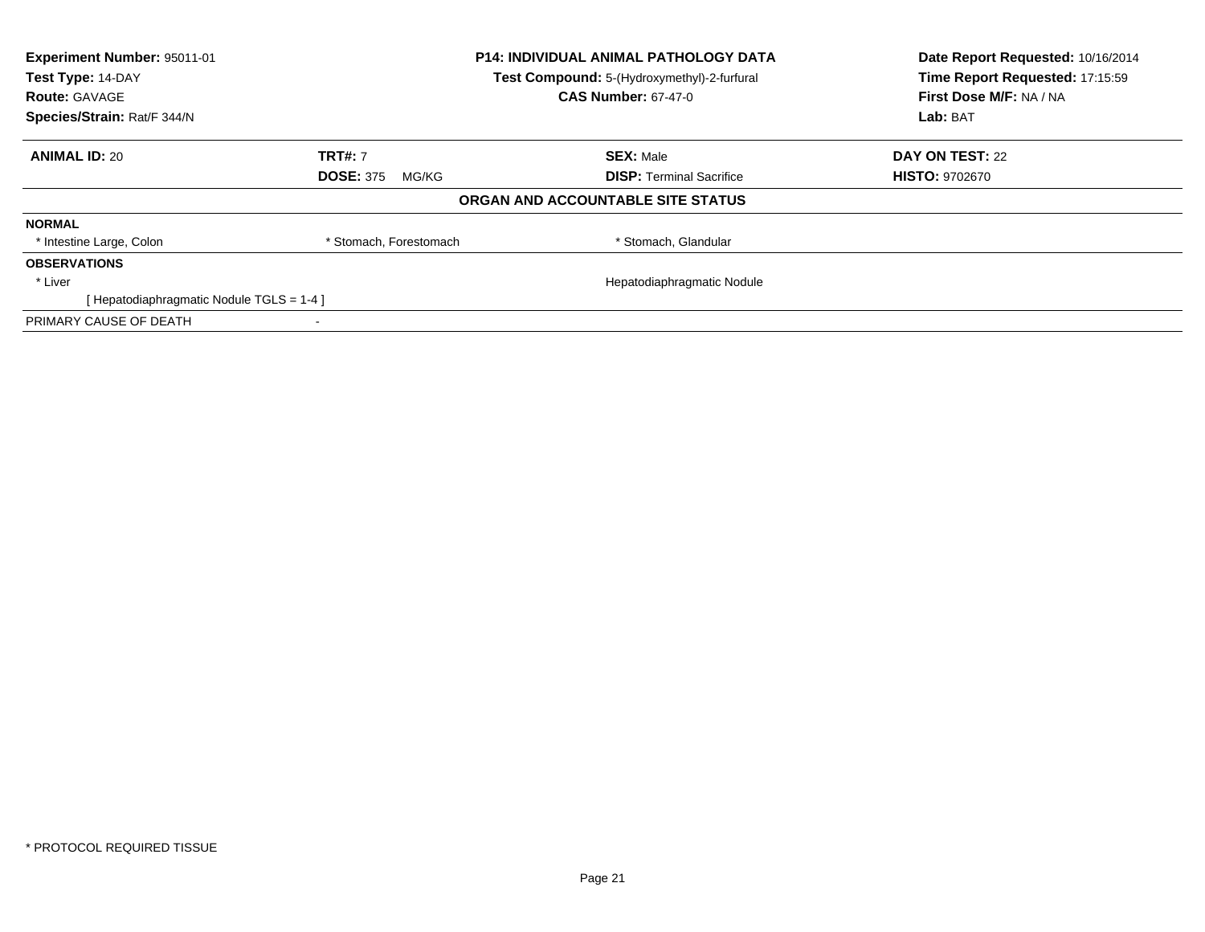**Experiment Number:** 95011-01
**Test Type:** 14-DAY
**Route:** GAVAGE
**Species/Strain:** Rat/F 344/N

**P14: INDIVIDUAL ANIMAL PATHOLOGY DATA**
**Test Compound:** 5-(Hydroxymethyl)-2-furfural
**CAS Number:** 67-47-0

**Date Report Requested:** 10/16/2014
**Time Report Requested:** 17:15:59
**First Dose M/F:** NA / NA
**Lab:** BAT

| **ANIMAL ID:** 20 | **TRT#:** 7 | **SEX:** Male | **DAY ON TEST:** 22 |
|---|---|---|---|
| | **DOSE:** 375 MG/KG | **DISP:** Terminal Sacrifice | **HISTO:** 9702670 |

## ORGAN AND ACCOUNTABLE SITE STATUS

| | | | |
|---|---|---|---|
| **NORMAL** | | | |
| * Intestine Large, Colon | * Stomach, Forestomach | * Stomach, Glandular | |
| **OBSERVATIONS** | | | |
| * Liver | | Hepatodiaphragmatic Nodule | |
| [ Hepatodiaphragmatic Nodule TGLS = 1-4 ] | | | |
| PRIMARY CAUSE OF DEATH | - | | |

* PROTOCOL REQUIRED TISSUE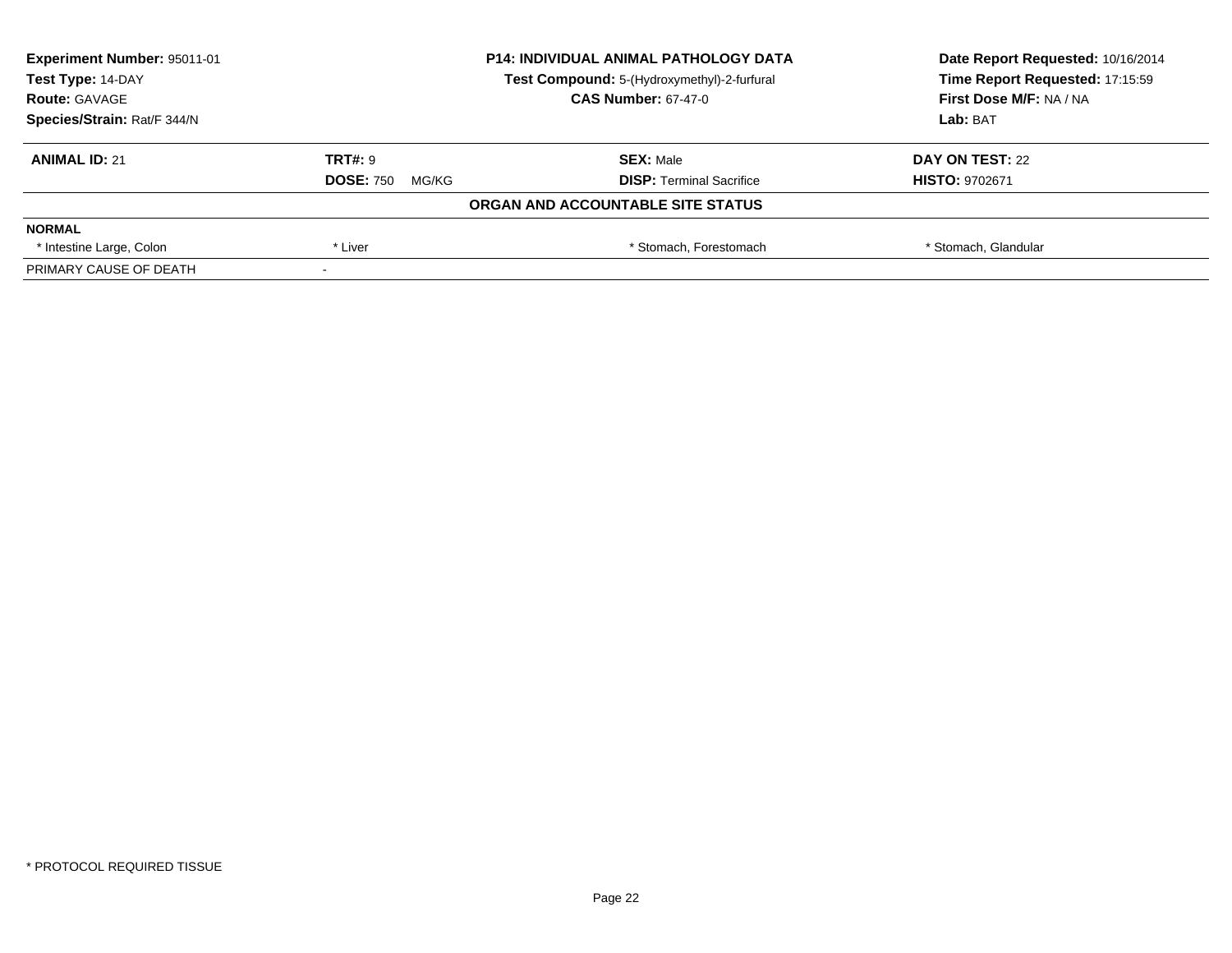**Experiment Number:** 95011-01
**Test Type:** 14-DAY
**Route:** GAVAGE
**Species/Strain:** Rat/F 344/N

**P14: INDIVIDUAL ANIMAL PATHOLOGY DATA**
**Test Compound:** 5-(Hydroxymethyl)-2-furfural
**CAS Number:** 67-47-0

**Date Report Requested:** 10/16/2014
**Time Report Requested:** 17:15:59
**First Dose M/F:** NA / NA
**Lab:** BAT

| **ANIMAL ID:** 21 | **TRT#:** 9 | **SEX:** Male | **DAY ON TEST:** 22 |
|---|---|---|---|
| | **DOSE:** 750 MG/KG | **DISP:** Terminal Sacrifice | **HISTO:** 9702671 |

**ORGAN AND ACCOUNTABLE SITE STATUS**

| **NORMAL** | | | |
|---|---|---|---|
| * Intestine Large, Colon | * Liver | * Stomach, Forestomach | * Stomach, Glandular |
| PRIMARY CAUSE OF DEATH | - | | |

* PROTOCOL REQUIRED TISSUE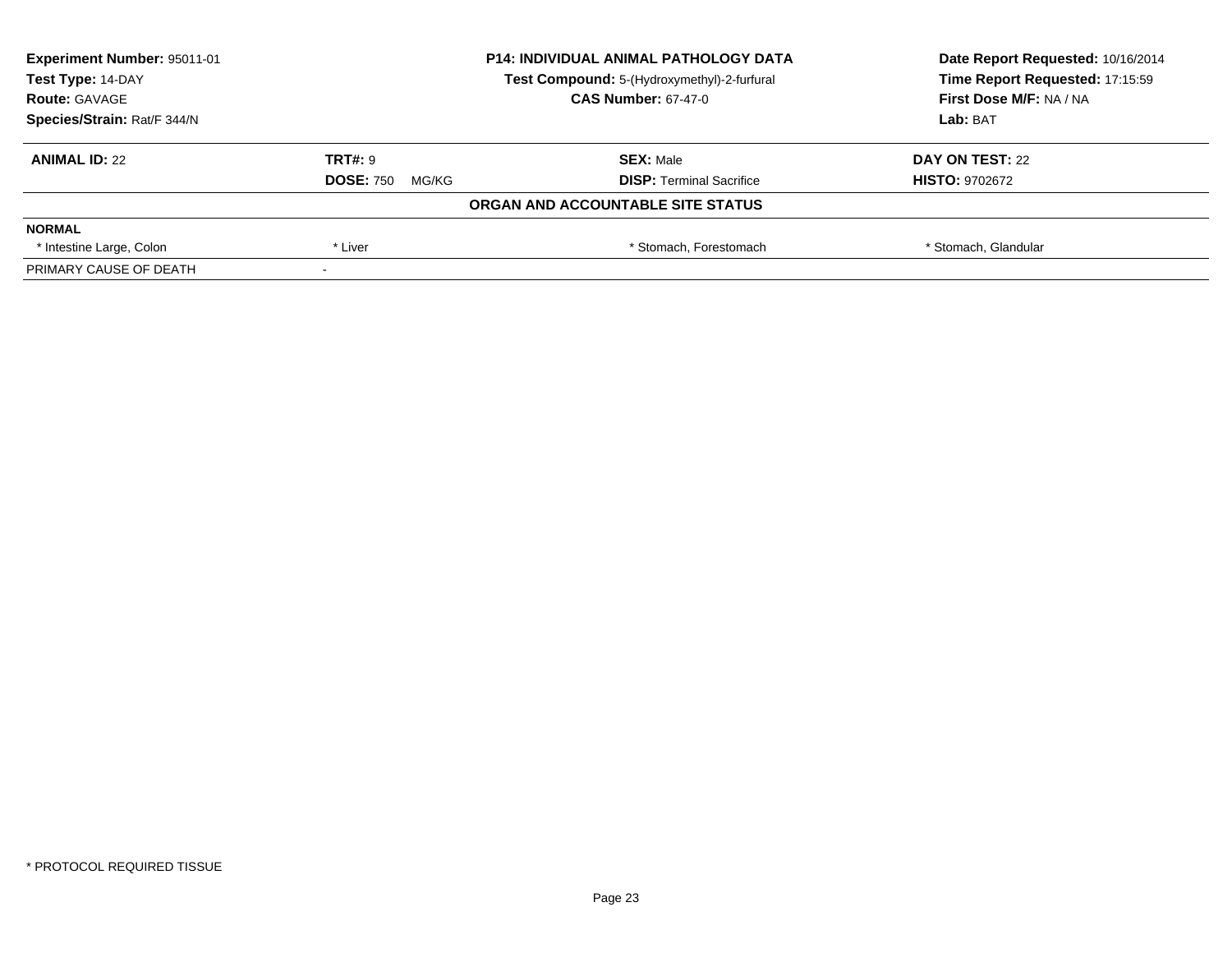| **Experiment Number:** 95011-01 | **P14: INDIVIDUAL ANIMAL PATHOLOGY DATA** | **Date Report Requested:** 10/16/2014 |
|---|---|---|
| **Test Type:** 14-DAY | **Test Compound:** 5-(Hydroxymethyl)-2-furfural | **Time Report Requested:** 17:15:59 |
| **Route:** GAVAGE | **CAS Number:** 67-47-0 | **First Dose M/F:** NA / NA |
| **Species/Strain:** Rat/F 344/N | | **Lab:** BAT |

| **ANIMAL ID:** 22 | **TRT#:** 9 | **SEX:** Male | **DAY ON TEST:** 22 |
|---|---|---|---|
| | **DOSE:** 750 MG/KG | **DISP:** Terminal Sacrifice | **HISTO:** 9702672 |

**ORGAN AND ACCOUNTABLE SITE STATUS**

| **NORMAL** | | | |
|---|---|---|---|
| * Intestine Large, Colon | * Liver | * Stomach, Forestomach | * Stomach, Glandular |
| PRIMARY CAUSE OF DEATH | - | | |

* PROTOCOL REQUIRED TISSUE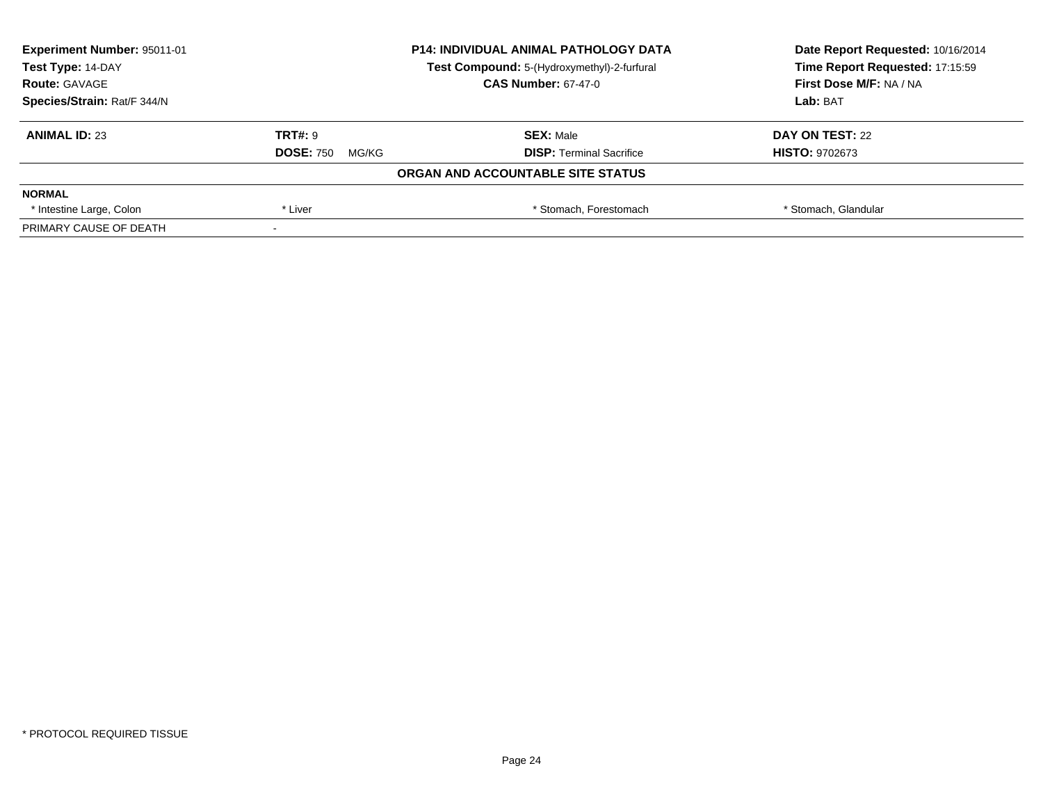**Experiment Number:** 95011-01
**Test Type:** 14-DAY
**Route:** GAVAGE
**Species/Strain:** Rat/F 344/N

**P14: INDIVIDUAL ANIMAL PATHOLOGY DATA**
**Test Compound:** 5-(Hydroxymethyl)-2-furfural
**CAS Number:** 67-47-0

**Date Report Requested:** 10/16/2014
**Time Report Requested:** 17:15:59
**First Dose M/F:** NA / NA
**Lab:** BAT

| **ANIMAL ID:** 23 | **TRT#:** 9 | **SEX:** Male | **DAY ON TEST:** 22 |
|---|---|---|---|
| | **DOSE:** 750 MG/KG | **DISP:** Terminal Sacrifice | **HISTO:** 9702673 |

**ORGAN AND ACCOUNTABLE SITE STATUS**

| **NORMAL** | | | |
|---|---|---|---|
| * Intestine Large, Colon | * Liver | * Stomach, Forestomach | * Stomach, Glandular |
| PRIMARY CAUSE OF DEATH | - | | |

* PROTOCOL REQUIRED TISSUE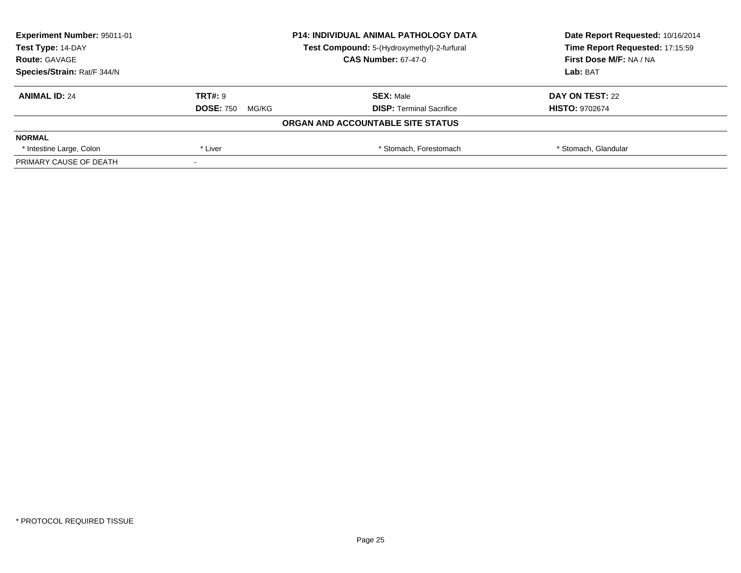**Experiment Number:** 95011-01
**Test Type:** 14-DAY
**Route:** GAVAGE
**Species/Strain:** Rat/F 344/N

**P14: INDIVIDUAL ANIMAL PATHOLOGY DATA**
**Test Compound:** 5-(Hydroxymethyl)-2-furfural
**CAS Number:** 67-47-0

**Date Report Requested:** 10/16/2014
**Time Report Requested:** 17:15:59
**First Dose M/F:** NA / NA
**Lab:** BAT

| **ANIMAL ID:** 24 | **TRT#:** 9 | **SEX:** Male | **DAY ON TEST:** 22 |
|---|---|---|---|
| | **DOSE:** 750 MG/KG | **DISP:** Terminal Sacrifice | **HISTO:** 9702674 |

**ORGAN AND ACCOUNTABLE SITE STATUS**

| **NORMAL** | | | |
|---|---|---|---|
| * Intestine Large, Colon | * Liver | * Stomach, Forestomach | * Stomach, Glandular |
| PRIMARY CAUSE OF DEATH | - | | |

* PROTOCOL REQUIRED TISSUE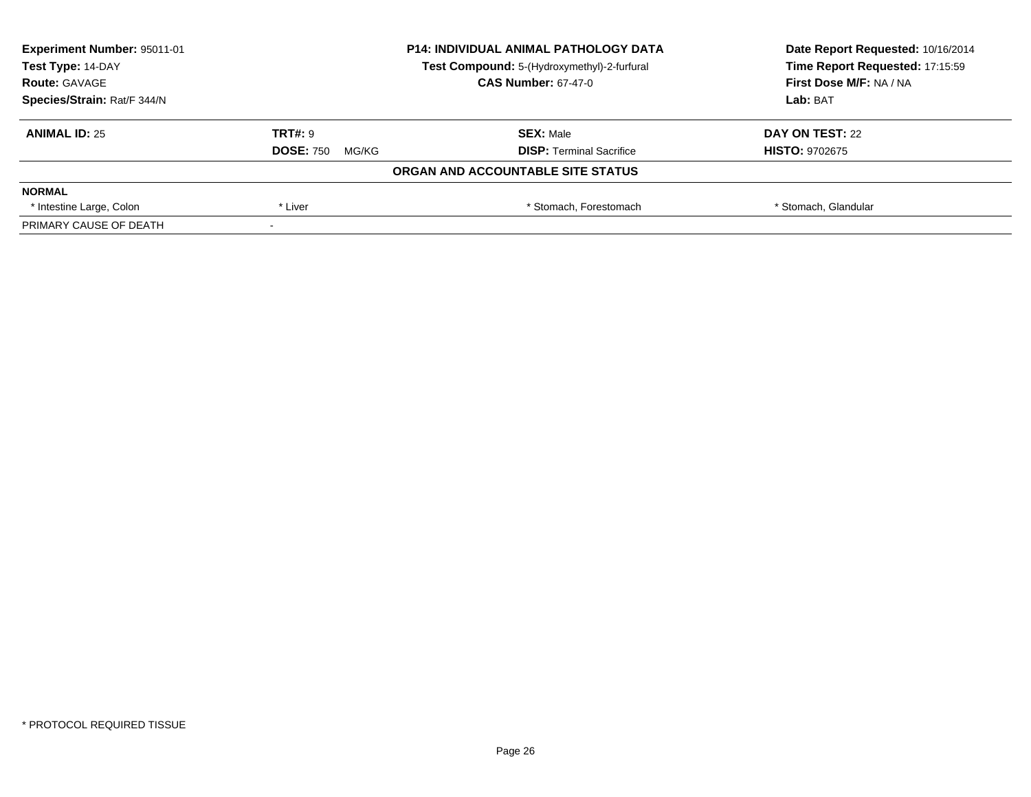**Experiment Number:** 95011-01
**Test Type:** 14-DAY
**Route:** GAVAGE
**Species/Strain:** Rat/F 344/N

**P14: INDIVIDUAL ANIMAL PATHOLOGY DATA**
**Test Compound:** 5-(Hydroxymethyl)-2-furfural
**CAS Number:** 67-47-0

**Date Report Requested:** 10/16/2014
**Time Report Requested:** 17:15:59
**First Dose M/F:** NA / NA
**Lab:** BAT

| **ANIMAL ID:** 25 | **TRT#:** 9 | **SEX:** Male | **DAY ON TEST:** 22 |
|---|---|---|---|
| | **DOSE:** 750 MG/KG | **DISP:** Terminal Sacrifice | **HISTO:** 9702675 |

**ORGAN AND ACCOUNTABLE SITE STATUS**

| **NORMAL** | | | |
|---|---|---|---|
| * Intestine Large, Colon | * Liver | * Stomach, Forestomach | * Stomach, Glandular |
| PRIMARY CAUSE OF DEATH | - | | |

* PROTOCOL REQUIRED TISSUE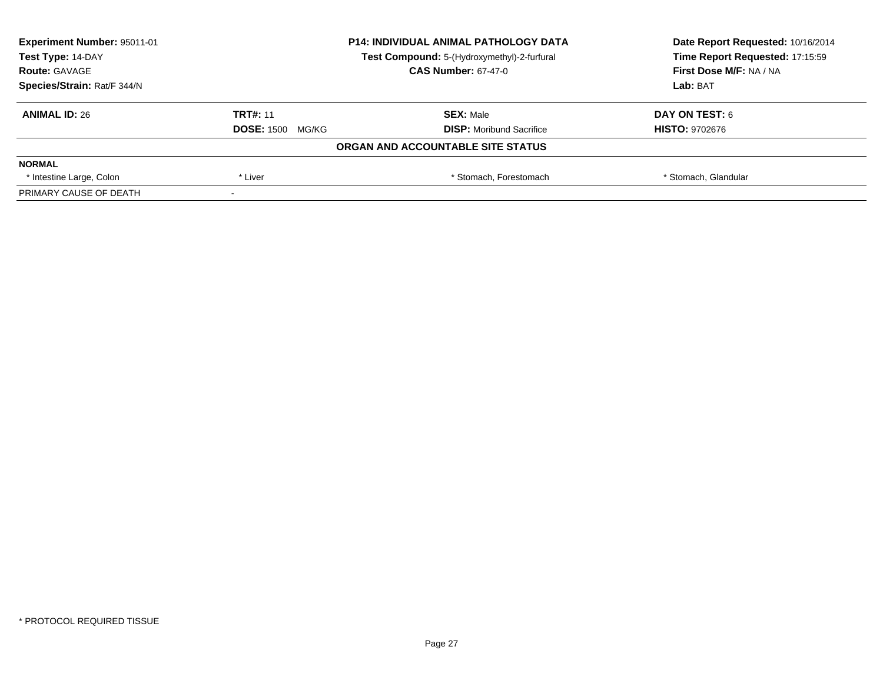**Experiment Number:** 95011-01
**Test Type:** 14-DAY
**Route:** GAVAGE
**Species/Strain:** Rat/F 344/N

**P14: INDIVIDUAL ANIMAL PATHOLOGY DATA**
**Test Compound:** 5-(Hydroxymethyl)-2-furfural
**CAS Number:** 67-47-0

**Date Report Requested:** 10/16/2014
**Time Report Requested:** 17:15:59
**First Dose M/F:** NA / NA
**Lab:** BAT

| **ANIMAL ID:** 26 | **TRT#:** 11 | **SEX:** Male | **DAY ON TEST:** 6 |
|---|---|---|---|
| | **DOSE:** 1500 MG/KG | **DISP:** Moribund Sacrifice | **HISTO:** 9702676 |

**ORGAN AND ACCOUNTABLE SITE STATUS**

| **NORMAL** | | | |
|---|---|---|---|
| * Intestine Large, Colon | * Liver | * Stomach, Forestomach | * Stomach, Glandular |
| PRIMARY CAUSE OF DEATH | - | | |

* PROTOCOL REQUIRED TISSUE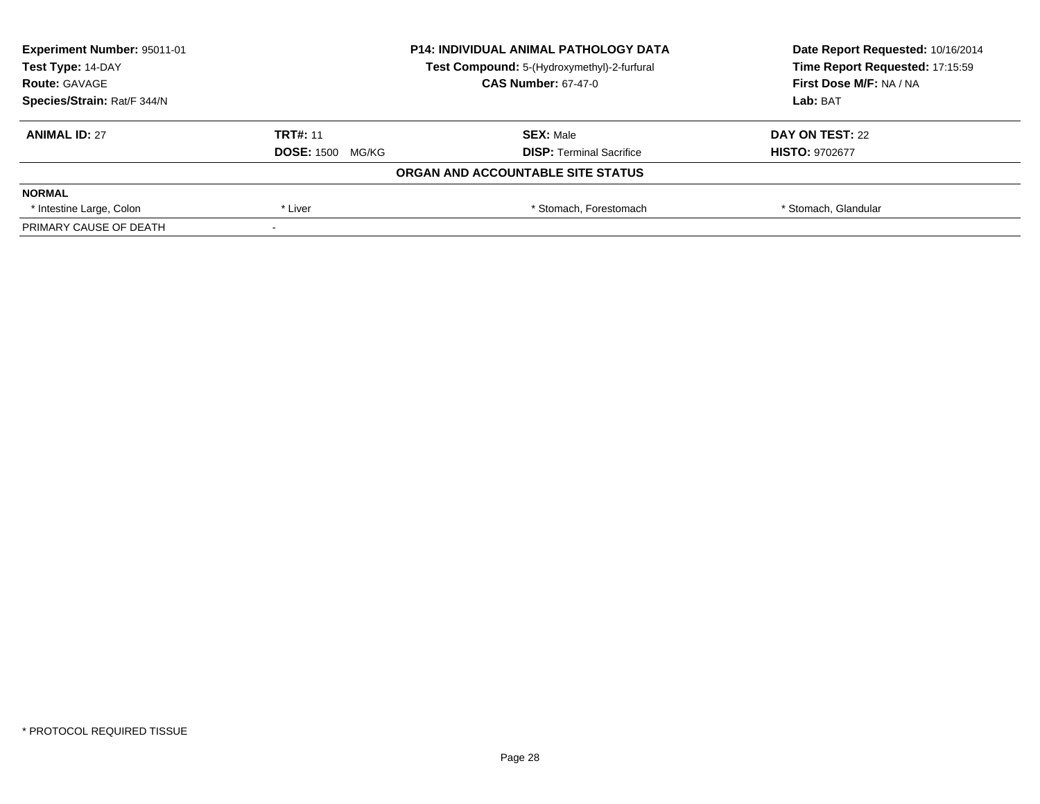**Experiment Number:** 95011-01
**Test Type:** 14-DAY
**Route:** GAVAGE
**Species/Strain:** Rat/F 344/N

**P14: INDIVIDUAL ANIMAL PATHOLOGY DATA**
**Test Compound:** 5-(Hydroxymethyl)-2-furfural
**CAS Number:** 67-47-0

**Date Report Requested:** 10/16/2014
**Time Report Requested:** 17:15:59
**First Dose M/F:** NA / NA
**Lab:** BAT

| **ANIMAL ID:** 27 | **TRT#:** 11 | **SEX:** Male | **DAY ON TEST:** 22 |
|---|---|---|---|
| | **DOSE:** 1500 MG/KG | **DISP:** Terminal Sacrifice | **HISTO:** 9702677 |

**ORGAN AND ACCOUNTABLE SITE STATUS**

| **NORMAL** | | | |
|---|---|---|---|
| * Intestine Large, Colon | * Liver | * Stomach, Forestomach | * Stomach, Glandular |
| PRIMARY CAUSE OF DEATH | - | | |

* PROTOCOL REQUIRED TISSUE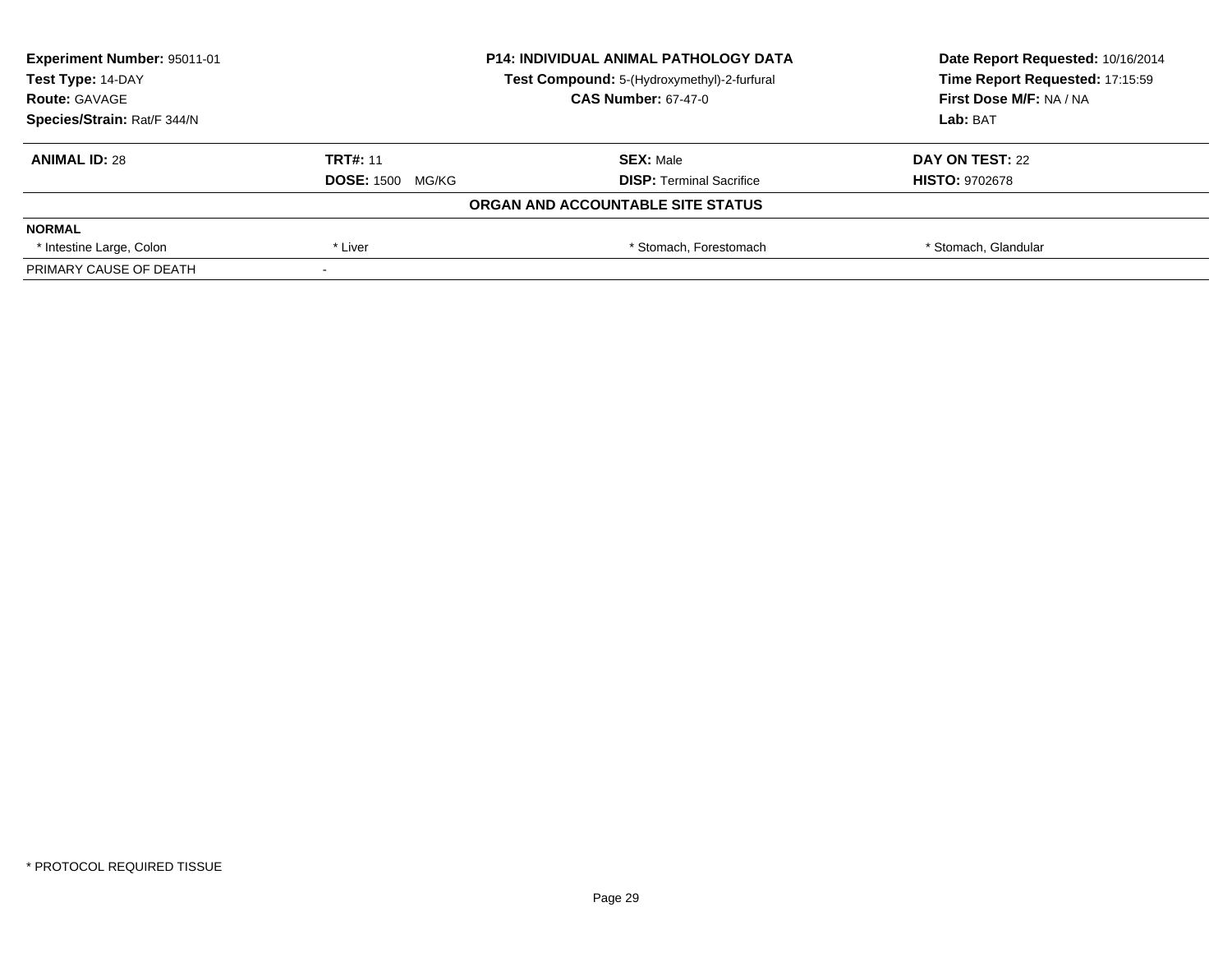**Experiment Number:** 95011-01
**Test Type:** 14-DAY
**Route:** GAVAGE
**Species/Strain:** Rat/F 344/N

**P14: INDIVIDUAL ANIMAL PATHOLOGY DATA**
**Test Compound:** 5-(Hydroxymethyl)-2-furfural
**CAS Number:** 67-47-0

**Date Report Requested:** 10/16/2014
**Time Report Requested:** 17:15:59
**First Dose M/F:** NA / NA
**Lab:** BAT

| **ANIMAL ID:** 28 | **TRT#:** 11 | **SEX:** Male | **DAY ON TEST:** 22 |
|---|---|---|---|
| | **DOSE:** 1500 MG/KG | **DISP:** Terminal Sacrifice | **HISTO:** 9702678 |

**ORGAN AND ACCOUNTABLE SITE STATUS**

| **NORMAL** | | | |
|---|---|---|---|
| * Intestine Large, Colon | * Liver | * Stomach, Forestomach | * Stomach, Glandular |
| PRIMARY CAUSE OF DEATH | - | | |

* PROTOCOL REQUIRED TISSUE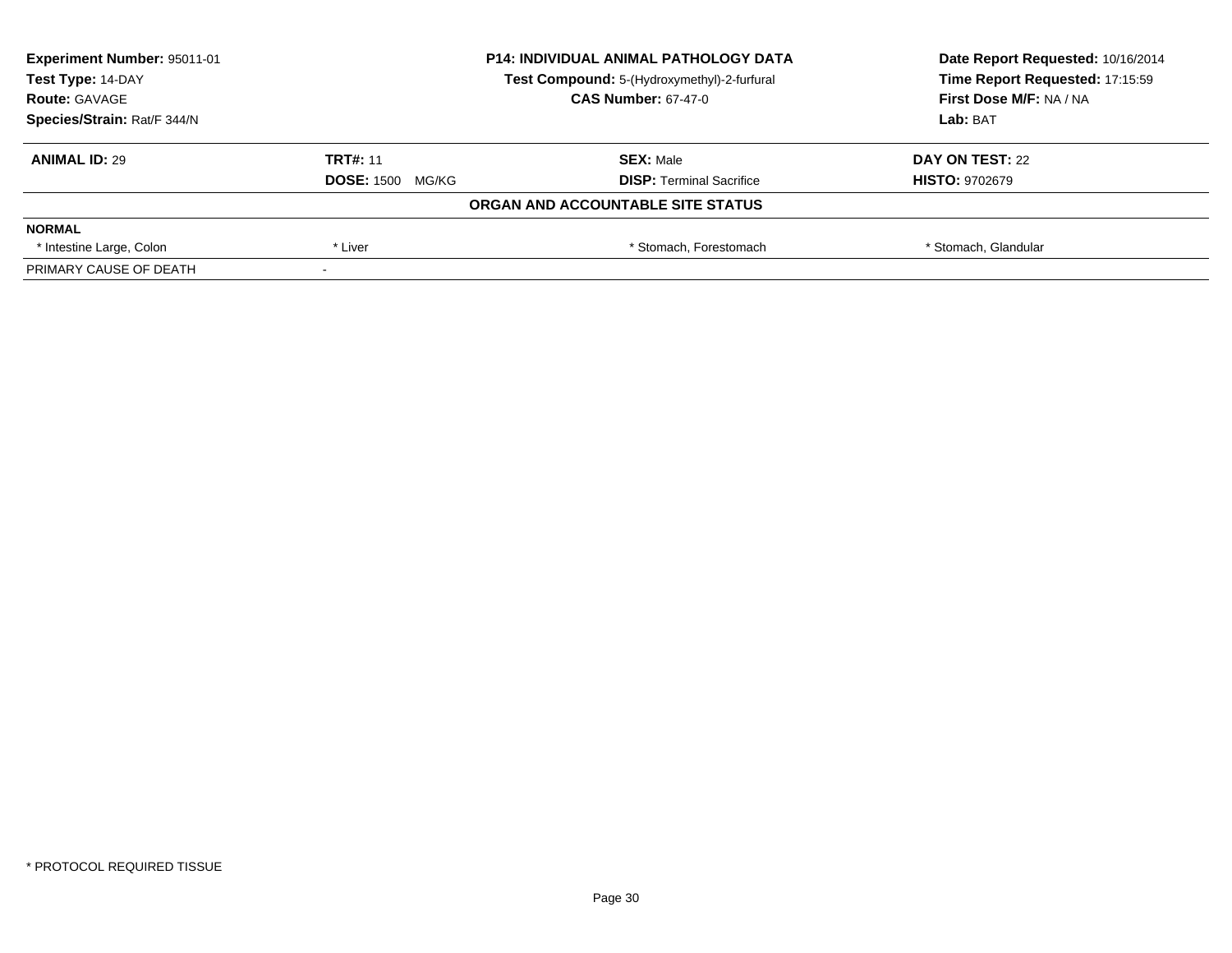**Experiment Number:** 95011-01
**Test Type:** 14-DAY
**Route:** GAVAGE
**Species/Strain:** Rat/F 344/N

**P14: INDIVIDUAL ANIMAL PATHOLOGY DATA**
**Test Compound:** 5-(Hydroxymethyl)-2-furfural
**CAS Number:** 67-47-0

**Date Report Requested:** 10/16/2014
**Time Report Requested:** 17:15:59
**First Dose M/F:** NA / NA
**Lab:** BAT

| **ANIMAL ID:** 29 | **TRT#:** 11 | **SEX:** Male | **DAY ON TEST:** 22 |
|---|---|---|---|
| | **DOSE:** 1500 MG/KG | **DISP:** Terminal Sacrifice | **HISTO:** 9702679 |

**ORGAN AND ACCOUNTABLE SITE STATUS**

| **NORMAL** | | | |
|---|---|---|---|
| * Intestine Large, Colon | * Liver | * Stomach, Forestomach | * Stomach, Glandular |
| PRIMARY CAUSE OF DEATH | - | | |

* PROTOCOL REQUIRED TISSUE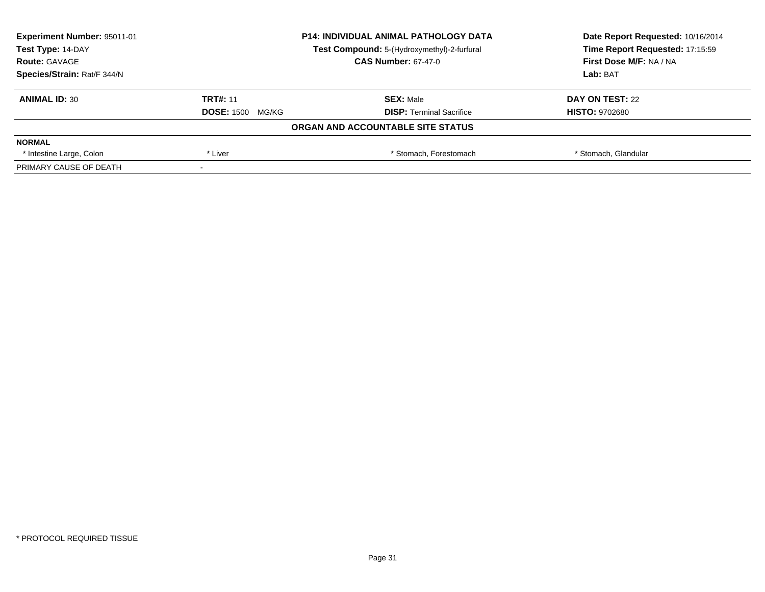**Experiment Number:** 95011-01
**Test Type:** 14-DAY
**Route:** GAVAGE
**Species/Strain:** Rat/F 344/N

**P14: INDIVIDUAL ANIMAL PATHOLOGY DATA**
**Test Compound:** 5-(Hydroxymethyl)-2-furfural
**CAS Number:** 67-47-0

**Date Report Requested:** 10/16/2014
**Time Report Requested:** 17:15:59
**First Dose M/F:** NA / NA
**Lab:** BAT

| **ANIMAL ID:** 30 | **TRT#:** 11 | **SEX:** Male | **DAY ON TEST:** 22 |
|---|---|---|---|
| | **DOSE:** 1500 MG/KG | **DISP:** Terminal Sacrifice | **HISTO:** 9702680 |

**ORGAN AND ACCOUNTABLE SITE STATUS**

| **NORMAL** | | | |
|---|---|---|---|
| * Intestine Large, Colon | * Liver | * Stomach, Forestomach | * Stomach, Glandular |
| PRIMARY CAUSE OF DEATH | - | | |

* PROTOCOL REQUIRED TISSUE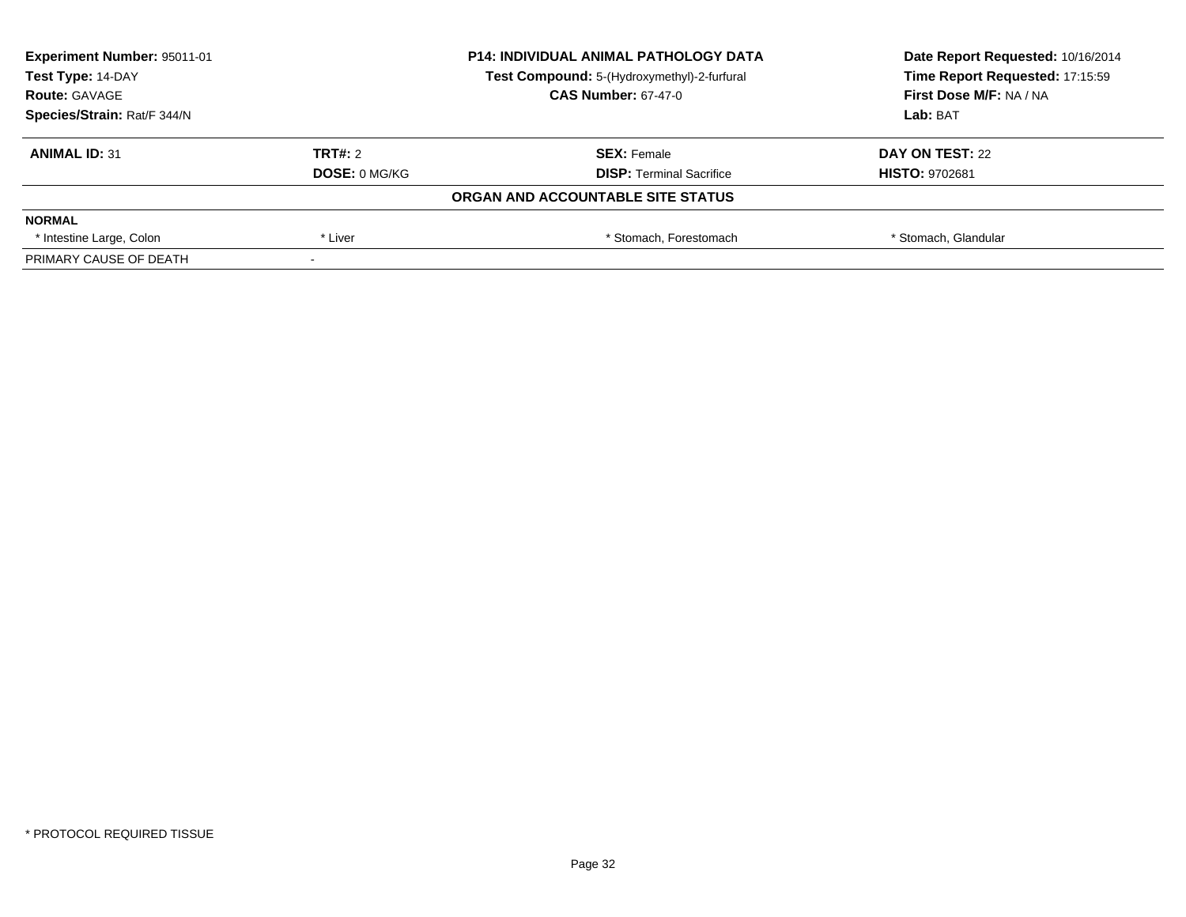**Experiment Number:** 95011-01
**Test Type:** 14-DAY
**Route:** GAVAGE
**Species/Strain:** Rat/F 344/N

**P14: INDIVIDUAL ANIMAL PATHOLOGY DATA**
**Test Compound:** 5-(Hydroxymethyl)-2-furfural
**CAS Number:** 67-47-0

**Date Report Requested:** 10/16/2014
**Time Report Requested:** 17:15:59
**First Dose M/F:** NA / NA
**Lab:** BAT

| **ANIMAL ID:** 31 | **TRT#:** 2 | **SEX:** Female | **DAY ON TEST:** 22 |
|---|---|---|---|
| | **DOSE:** 0 MG/KG | **DISP:** Terminal Sacrifice | **HISTO:** 9702681 |

**ORGAN AND ACCOUNTABLE SITE STATUS**

| **NORMAL** | | | |
|---|---|---|---|
| * Intestine Large, Colon | * Liver | * Stomach, Forestomach | * Stomach, Glandular |
| PRIMARY CAUSE OF DEATH | - | | |

* PROTOCOL REQUIRED TISSUE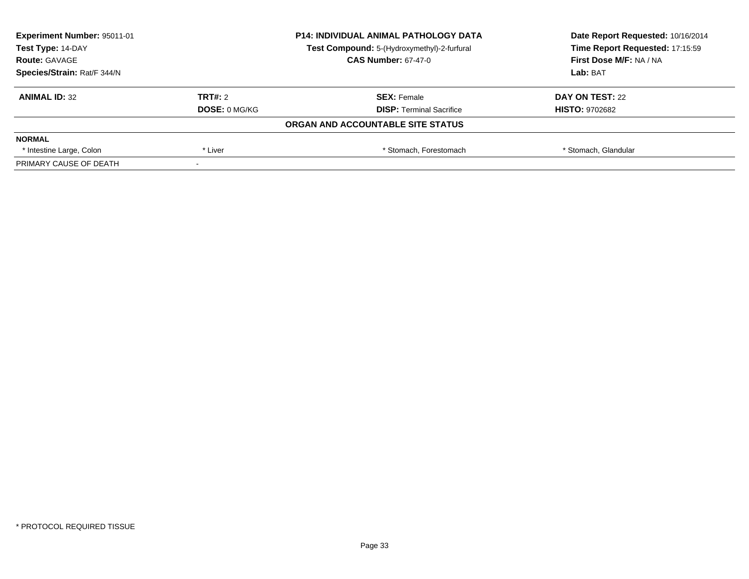**Experiment Number:** 95011-01
**Test Type:** 14-DAY
**Route:** GAVAGE
**Species/Strain:** Rat/F 344/N

**P14: INDIVIDUAL ANIMAL PATHOLOGY DATA**
**Test Compound:** 5-(Hydroxymethyl)-2-furfural
**CAS Number:** 67-47-0

**Date Report Requested:** 10/16/2014
**Time Report Requested:** 17:15:59
**First Dose M/F:** NA / NA
**Lab:** BAT

| **ANIMAL ID:** 32 | **TRT#:** 2 | **SEX:** Female | **DAY ON TEST:** 22 |
|---|---|---|---|
| | **DOSE:** 0 MG/KG | **DISP:** Terminal Sacrifice | **HISTO:** 9702682 |

**ORGAN AND ACCOUNTABLE SITE STATUS**

| | | | |
|---|---|---|---|
| **NORMAL** | | | |
| * Intestine Large, Colon | * Liver | * Stomach, Forestomach | * Stomach, Glandular |
| PRIMARY CAUSE OF DEATH | - | | |

\* PROTOCOL REQUIRED TISSUE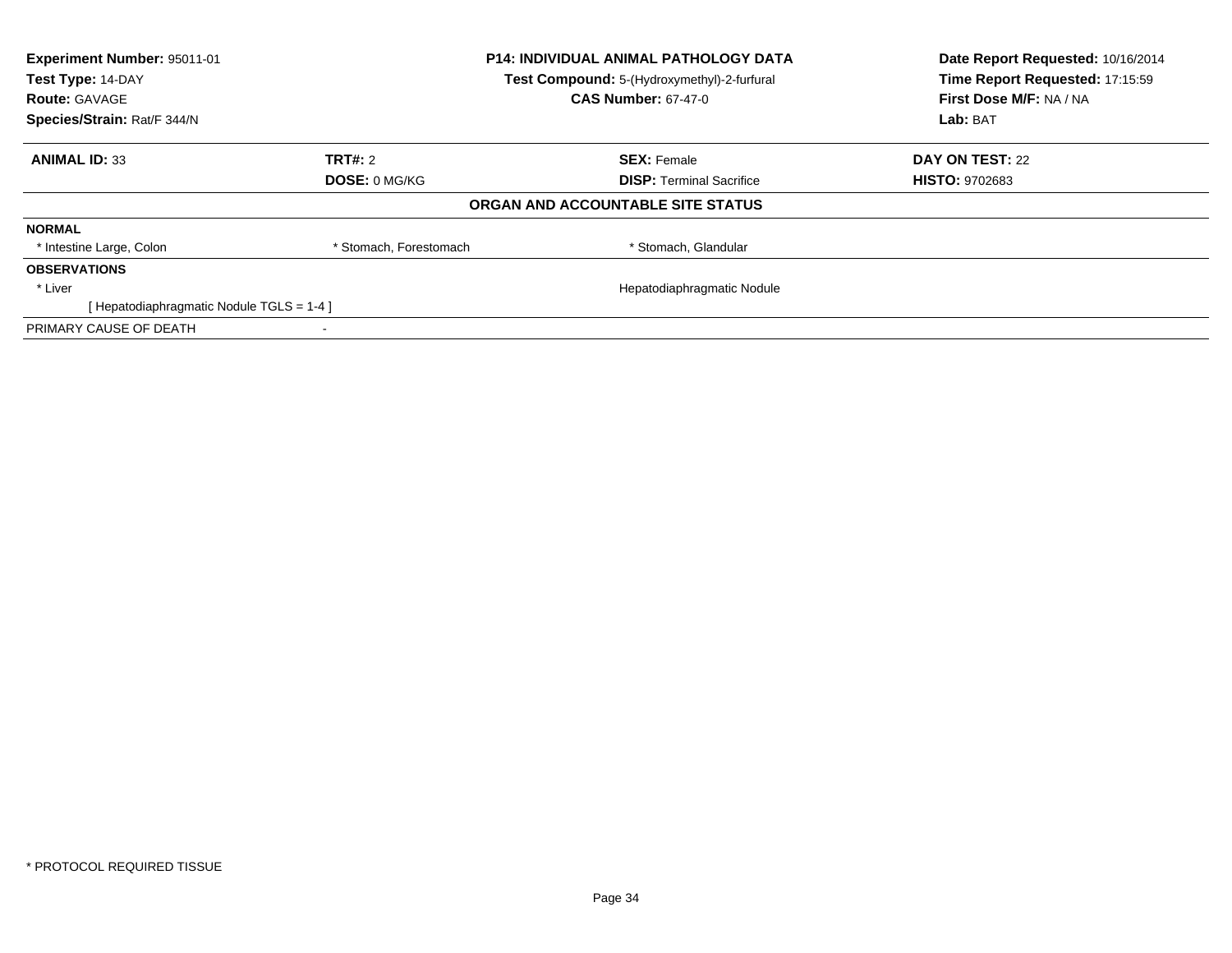**Experiment Number:** 95011-01
**Test Type:** 14-DAY
**Route:** GAVAGE
**Species/Strain:** Rat/F 344/N

**P14: INDIVIDUAL ANIMAL PATHOLOGY DATA**
**Test Compound:** 5-(Hydroxymethyl)-2-furfural
**CAS Number:** 67-47-0

**Date Report Requested:** 10/16/2014
**Time Report Requested:** 17:15:59
**First Dose M/F:** NA / NA
**Lab:** BAT

| **ANIMAL ID:** 33 | **TRT#:** 2 | **SEX:** Female | **DAY ON TEST:** 22 |
|---|---|---|---|
| | **DOSE:** 0 MG/KG | **DISP:** Terminal Sacrifice | **HISTO:** 9702683 |

## ORGAN AND ACCOUNTABLE SITE STATUS

**NORMAL**

| * Intestine Large, Colon | * Stomach, Forestomach | * Stomach, Glandular |
|---|---|---|

**OBSERVATIONS**

| * Liver | Hepatodiaphragmatic Nodule |
|---|---|
| [ Hepatodiaphragmatic Nodule TGLS = 1-4 ] | |

PRIMARY CAUSE OF DEATH -

* PROTOCOL REQUIRED TISSUE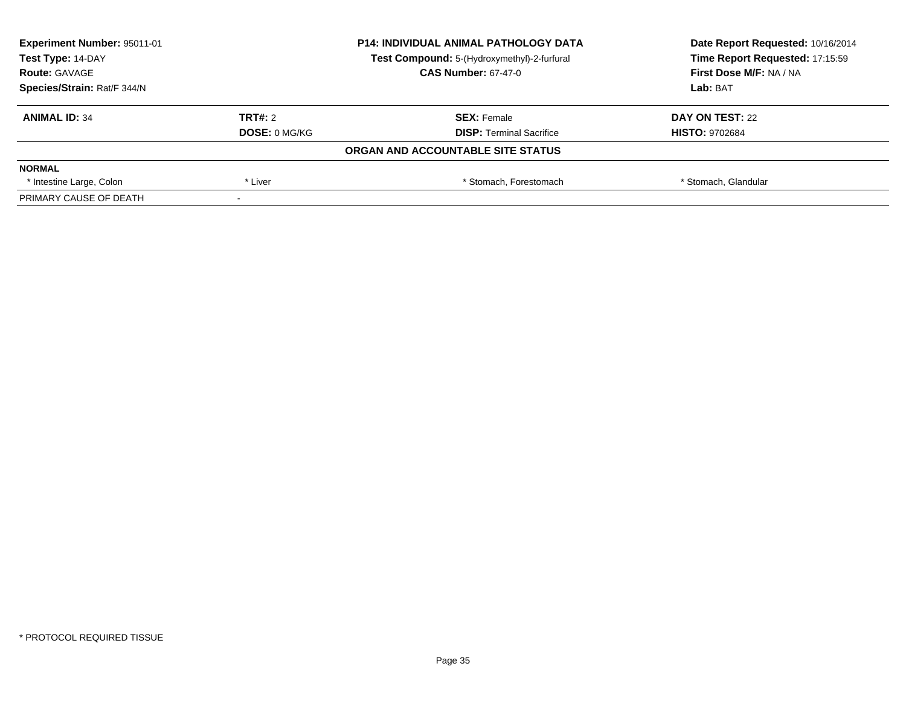**Experiment Number:** 95011-01
**Test Type:** 14-DAY
**Route:** GAVAGE
**Species/Strain:** Rat/F 344/N

**P14: INDIVIDUAL ANIMAL PATHOLOGY DATA**
**Test Compound:** 5-(Hydroxymethyl)-2-furfural
**CAS Number:** 67-47-0

**Date Report Requested:** 10/16/2014
**Time Report Requested:** 17:15:59
**First Dose M/F:** NA / NA
**Lab:** BAT

| **ANIMAL ID:** 34 | **TRT#:** 2 | **SEX:** Female | **DAY ON TEST:** 22 |
|---|---|---|---|
| | **DOSE:** 0 MG/KG | **DISP:** Terminal Sacrifice | **HISTO:** 9702684 |

**ORGAN AND ACCOUNTABLE SITE STATUS**

| **NORMAL** | | | |
|---|---|---|---|
| * Intestine Large, Colon | * Liver | * Stomach, Forestomach | * Stomach, Glandular |
| PRIMARY CAUSE OF DEATH | - | | |

* PROTOCOL REQUIRED TISSUE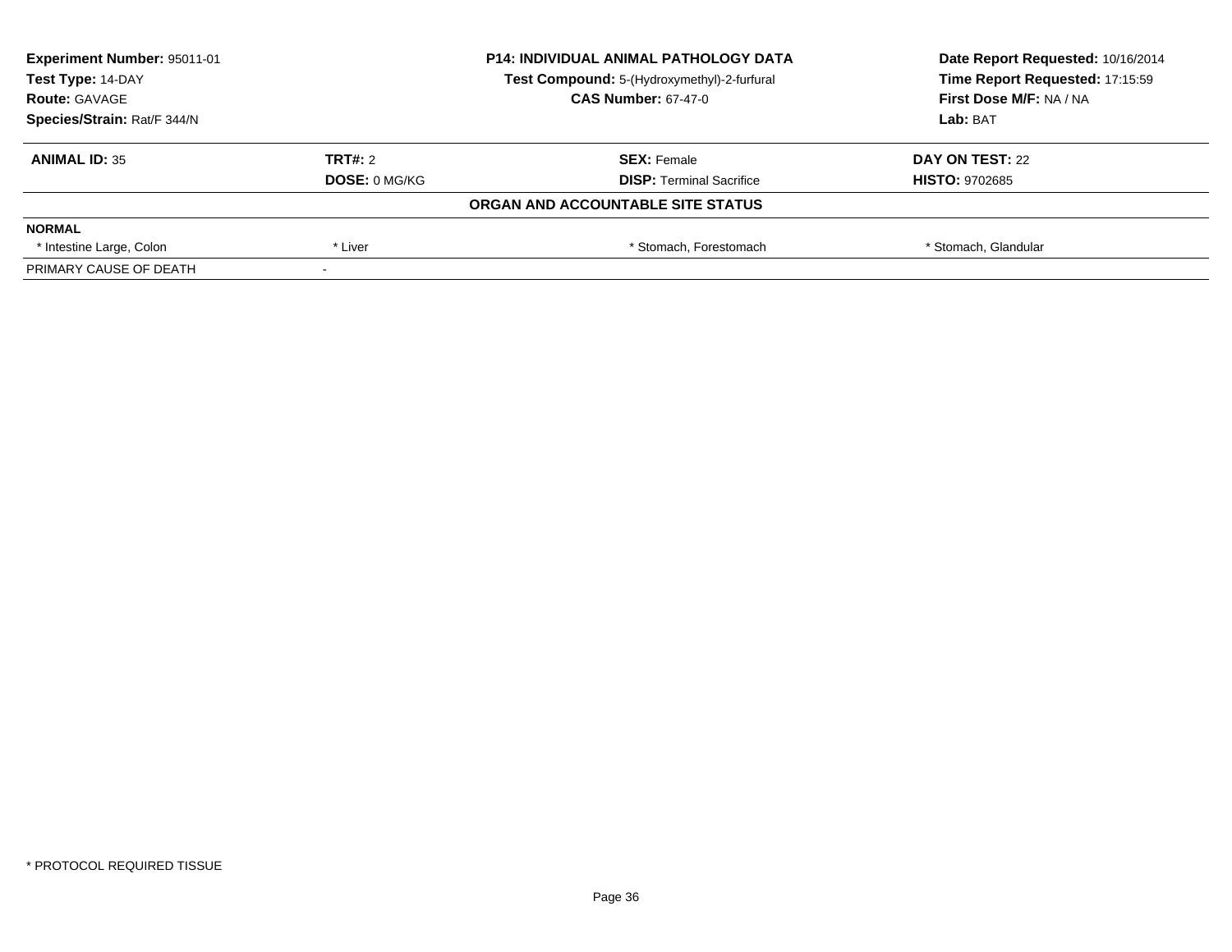**Experiment Number:** 95011-01
**Test Type:** 14-DAY
**Route:** GAVAGE
**Species/Strain:** Rat/F 344/N

**P14: INDIVIDUAL ANIMAL PATHOLOGY DATA**
**Test Compound:** 5-(Hydroxymethyl)-2-furfural
**CAS Number:** 67-47-0

**Date Report Requested:** 10/16/2014
**Time Report Requested:** 17:15:59
**First Dose M/F:** NA / NA
**Lab:** BAT

| **ANIMAL ID:** 35 | **TRT#:** 2 | **SEX:** Female | **DAY ON TEST:** 22 |
|---|---|---|---|
| | **DOSE:** 0 MG/KG | **DISP:** Terminal Sacrifice | **HISTO:** 9702685 |

**ORGAN AND ACCOUNTABLE SITE STATUS**

| **NORMAL** | | | |
|---|---|---|---|
| * Intestine Large, Colon | * Liver | * Stomach, Forestomach | * Stomach, Glandular |
| PRIMARY CAUSE OF DEATH | - | | |

* PROTOCOL REQUIRED TISSUE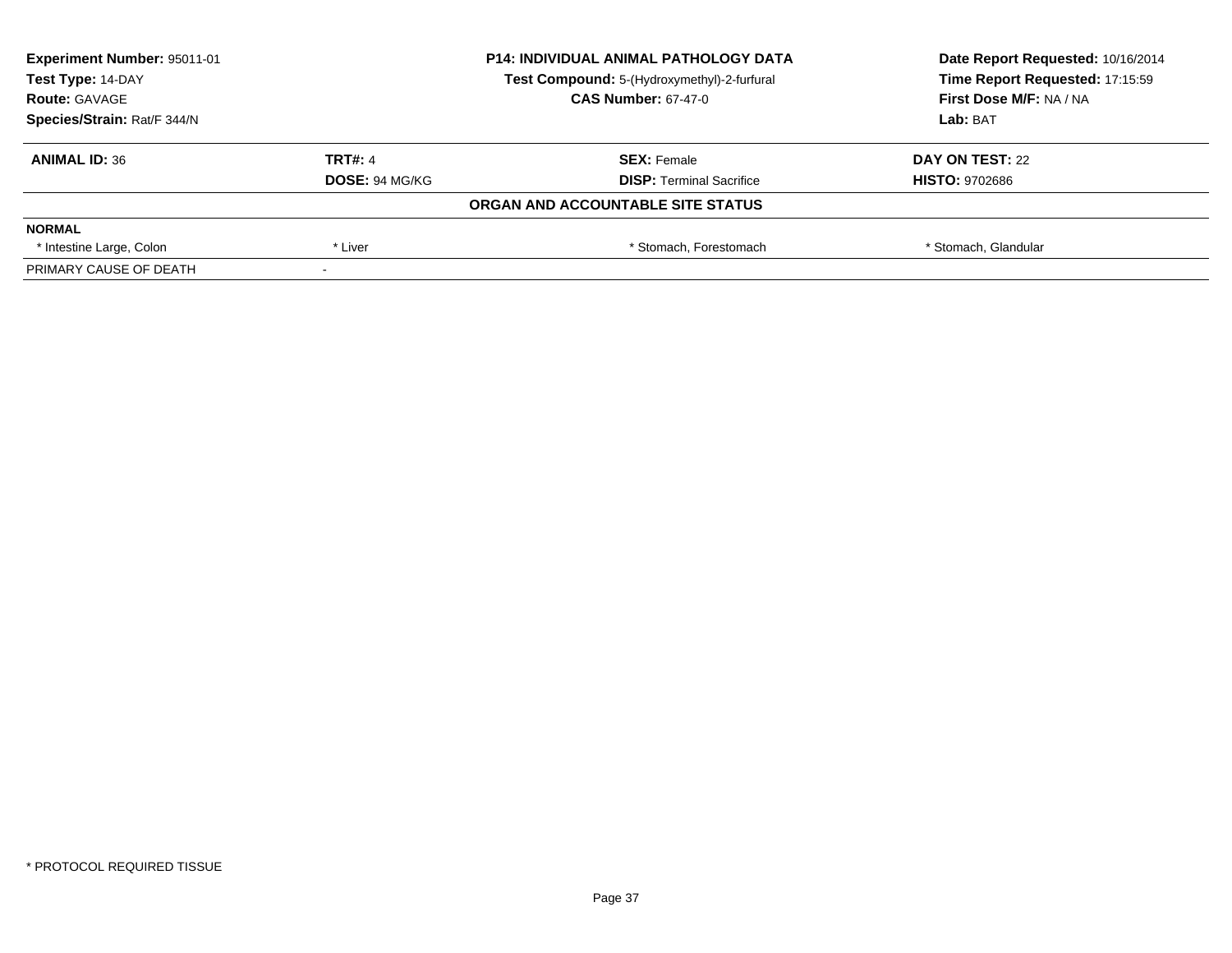| **Experiment Number:** 95011-01 | **P14: INDIVIDUAL ANIMAL PATHOLOGY DATA** | **Date Report Requested:** 10/16/2014 |
|---|---|---|
| **Test Type:** 14-DAY | **Test Compound:** 5-(Hydroxymethyl)-2-furfural | **Time Report Requested:** 17:15:59 |
| **Route:** GAVAGE | **CAS Number:** 67-47-0 | **First Dose M/F:** NA / NA |
| **Species/Strain:** Rat/F 344/N | | **Lab:** BAT |

| **ANIMAL ID:** 36 | **TRT#:** 4 | **SEX:** Female | **DAY ON TEST:** 22 |
|---|---|---|---|
| | **DOSE:** 94 MG/KG | **DISP:** Terminal Sacrifice | **HISTO:** 9702686 |

**ORGAN AND ACCOUNTABLE SITE STATUS**

| **NORMAL** | | | |
|---|---|---|---|
| * Intestine Large, Colon | * Liver | * Stomach, Forestomach | * Stomach, Glandular |
| PRIMARY CAUSE OF DEATH | - | | |

* PROTOCOL REQUIRED TISSUE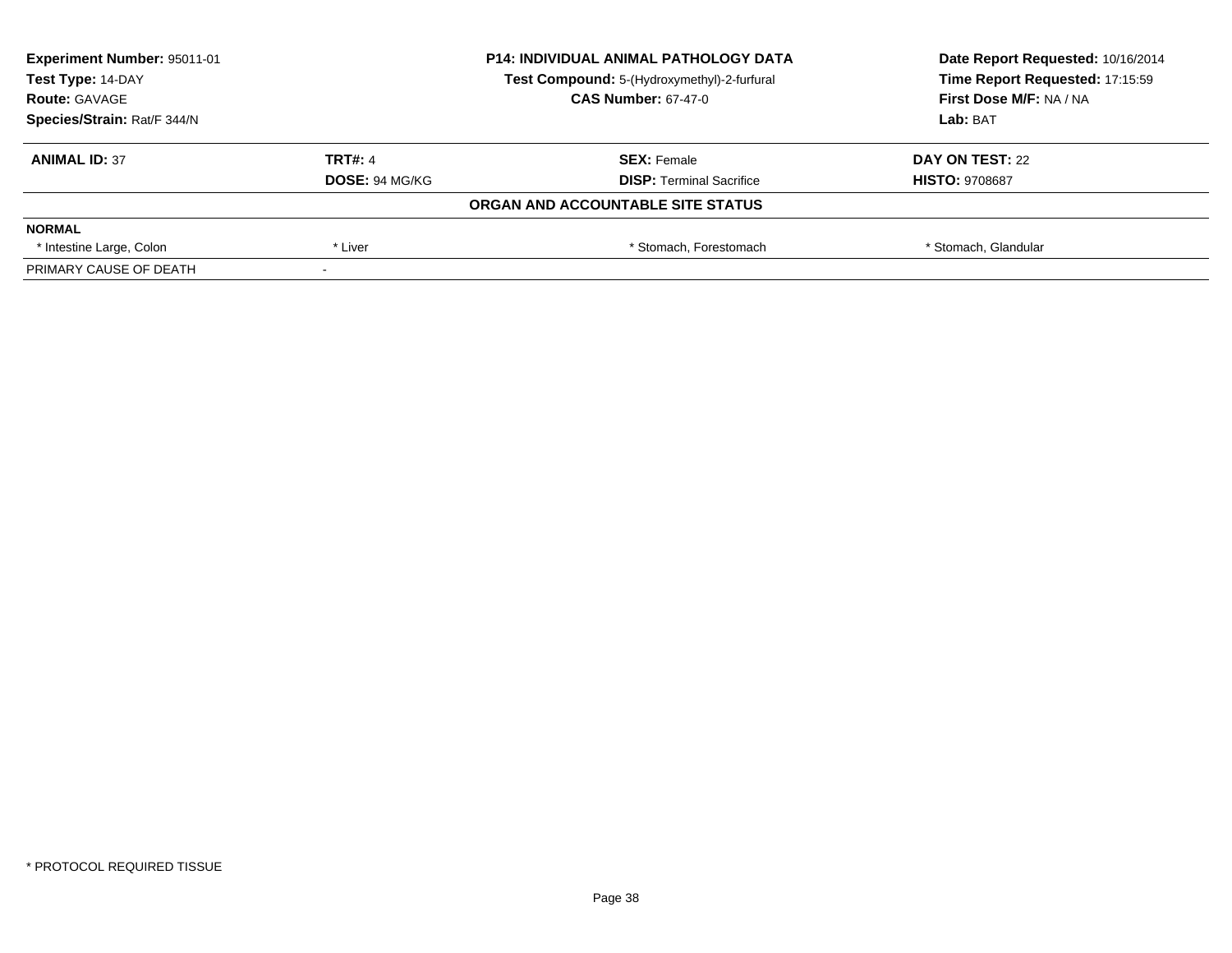| **Experiment Number:** 95011-01 | **P14: INDIVIDUAL ANIMAL PATHOLOGY DATA** | **Date Report Requested:** 10/16/2014 |
|---|---|---|
| **Test Type:** 14-DAY | **Test Compound:** 5-(Hydroxymethyl)-2-furfural | **Time Report Requested:** 17:15:59 |
| **Route:** GAVAGE | **CAS Number:** 67-47-0 | **First Dose M/F:** NA / NA |
| **Species/Strain:** Rat/F 344/N | | **Lab:** BAT |

| **ANIMAL ID:** 37 | **TRT#:** 4 | **SEX:** Female | **DAY ON TEST:** 22 |
|---|---|---|---|
| | **DOSE:** 94 MG/KG | **DISP:** Terminal Sacrifice | **HISTO:** 9708687 |
| **ORGAN AND ACCOUNTABLE SITE STATUS** | | | |
| **NORMAL** | | | |
| * Intestine Large, Colon | * Liver | * Stomach, Forestomach | * Stomach, Glandular |
| PRIMARY CAUSE OF DEATH | - | | |

* PROTOCOL REQUIRED TISSUE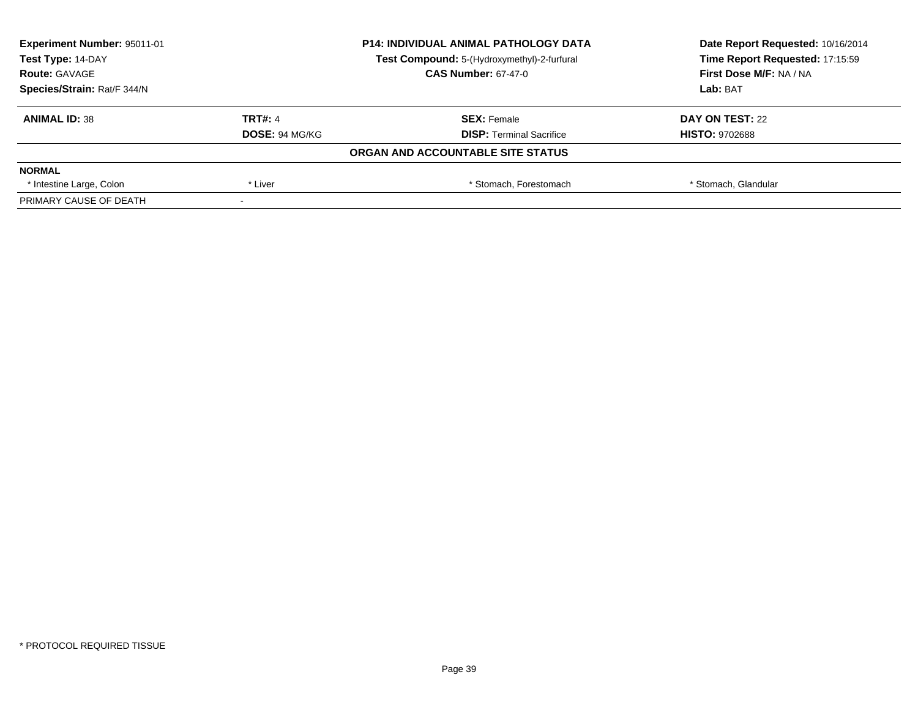| **Experiment Number:** 95011-01 | **P14: INDIVIDUAL ANIMAL PATHOLOGY DATA** | **Date Report Requested:** 10/16/2014 |
|---|---|---|
| **Test Type:** 14-DAY | **Test Compound:** 5-(Hydroxymethyl)-2-furfural | **Time Report Requested:** 17:15:59 |
| **Route:** GAVAGE | **CAS Number:** 67-47-0 | **First Dose M/F:** NA / NA |
| **Species/Strain:** Rat/F 344/N | | **Lab:** BAT |

| **ANIMAL ID:** 38 | **TRT#:** 4 | **SEX:** Female | **DAY ON TEST:** 22 |
|---|---|---|---|
| | **DOSE:** 94 MG/KG | **DISP:** Terminal Sacrifice | **HISTO:** 9702688 |

**ORGAN AND ACCOUNTABLE SITE STATUS**

| **NORMAL** | | | |
|---|---|---|---|
| * Intestine Large, Colon | * Liver | * Stomach, Forestomach | * Stomach, Glandular |
| PRIMARY CAUSE OF DEATH | - | | |

\* PROTOCOL REQUIRED TISSUE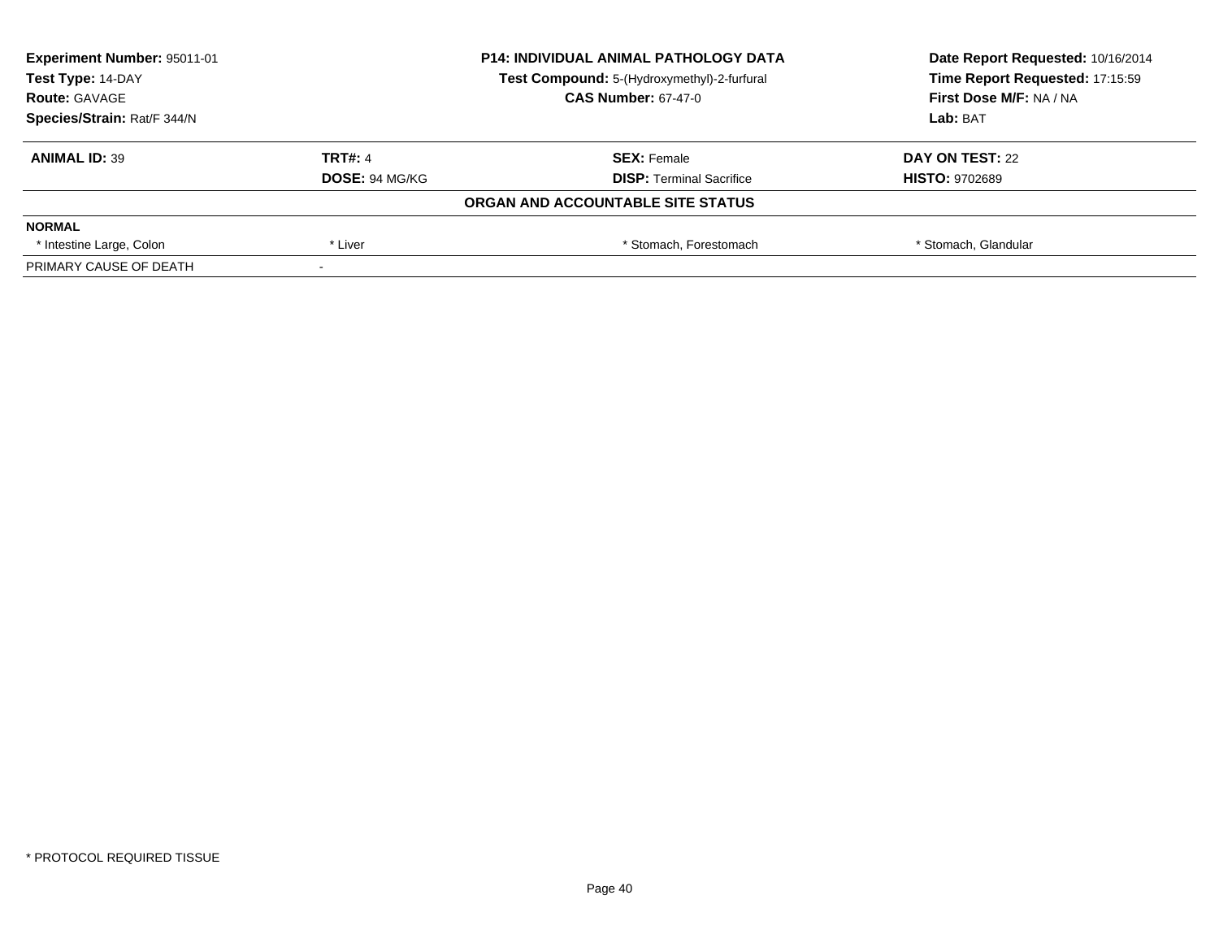| Experiment Number: 95011-01 | P14: INDIVIDUAL ANIMAL PATHOLOGY DATA | Date Report Requested: 10/16/2014 |
|---|---|---|
| Test Type: 14-DAY | Test Compound: 5-(Hydroxymethyl)-2-furfural | Time Report Requested: 17:15:59 |
| Route: GAVAGE | CAS Number: 67-47-0 | First Dose M/F: NA / NA |
| Species/Strain: Rat/F 344/N | | Lab: BAT |

| ANIMAL ID: 39 | TRT#: 4 | SEX: Female | DAY ON TEST: 22 |
|---|---|---|---|
| | DOSE: 94 MG/KG | DISP: Terminal Sacrifice | HISTO: 9702689 |

**ORGAN AND ACCOUNTABLE SITE STATUS**

| NORMAL | | | |
|---|---|---|---|
| * Intestine Large, Colon | * Liver | * Stomach, Forestomach | * Stomach, Glandular |
| PRIMARY CAUSE OF DEATH | - | | |

* PROTOCOL REQUIRED TISSUE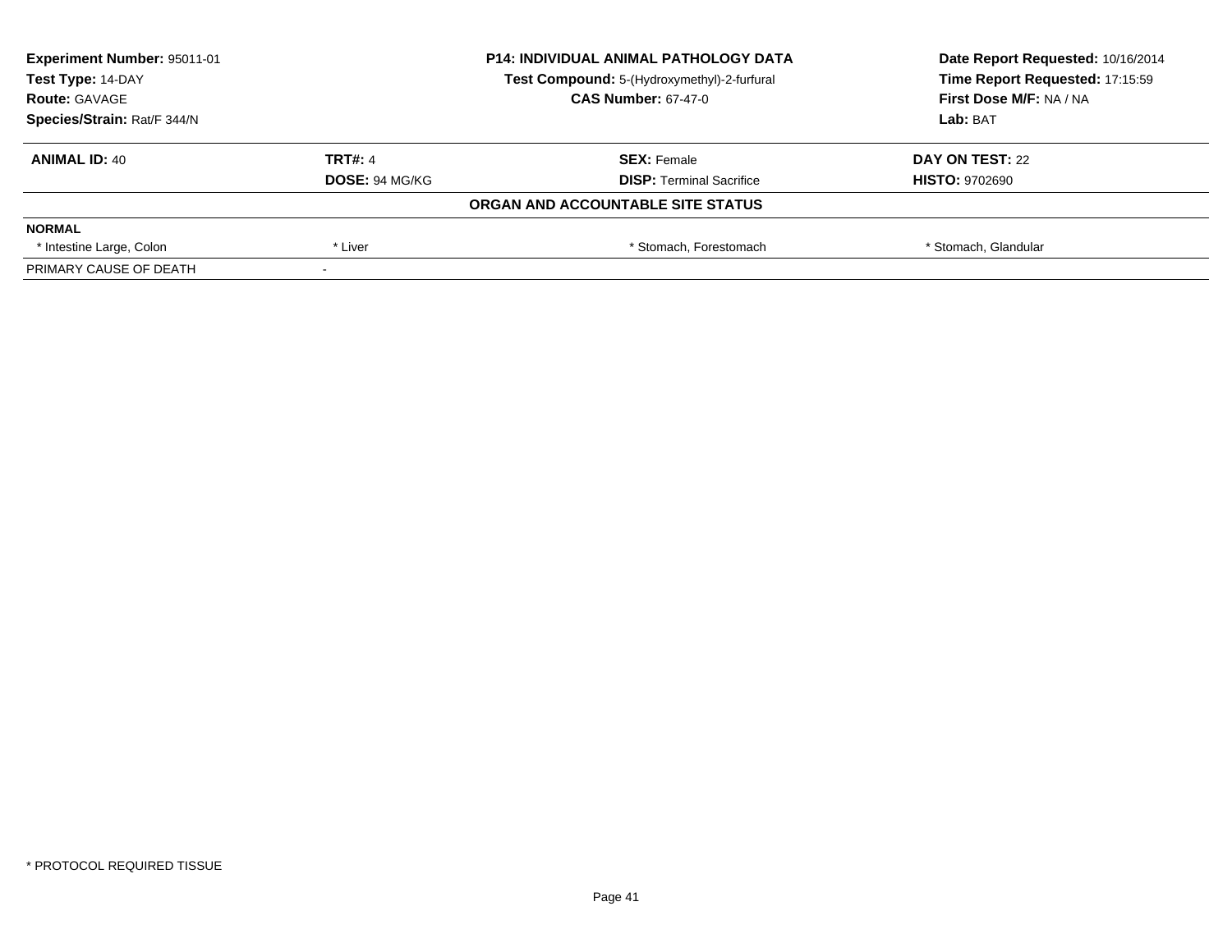**Experiment Number:** 95011-01
**Test Type:** 14-DAY
**Route:** GAVAGE
**Species/Strain:** Rat/F 344/N

**P14: INDIVIDUAL ANIMAL PATHOLOGY DATA**
**Test Compound:** 5-(Hydroxymethyl)-2-furfural
**CAS Number:** 67-47-0

**Date Report Requested:** 10/16/2014
**Time Report Requested:** 17:15:59
**First Dose M/F:** NA / NA
**Lab:** BAT

| **ANIMAL ID:** 40 | **TRT#:** 4 | **SEX:** Female | **DAY ON TEST:** 22 |
|---|---|---|---|
| | **DOSE:** 94 MG/KG | **DISP:** Terminal Sacrifice | **HISTO:** 9702690 |

**ORGAN AND ACCOUNTABLE SITE STATUS**

| **NORMAL** | | | |
|---|---|---|---|
| * Intestine Large, Colon | * Liver | * Stomach, Forestomach | * Stomach, Glandular |
| PRIMARY CAUSE OF DEATH | - | | |

* PROTOCOL REQUIRED TISSUE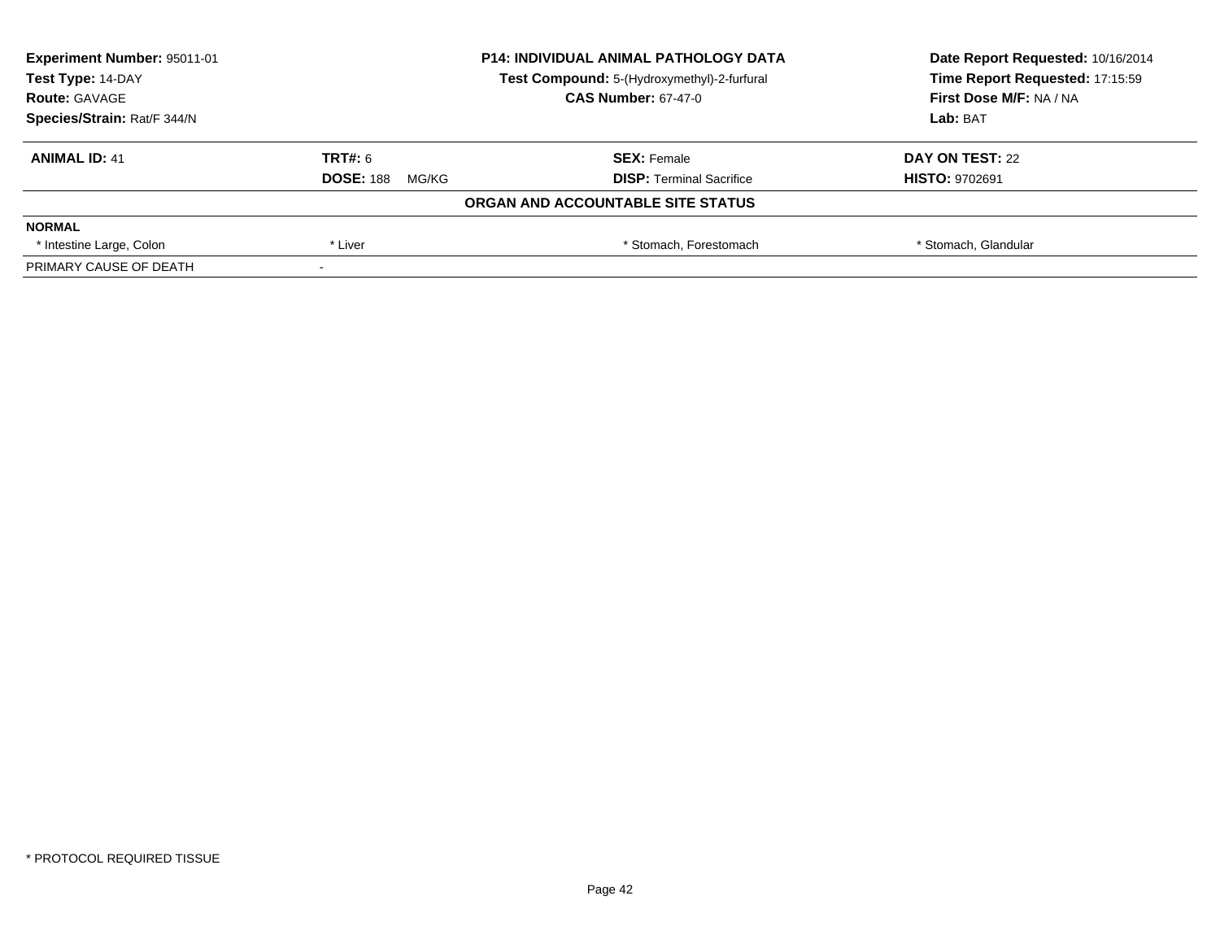**Experiment Number:** 95011-01
**Test Type:** 14-DAY
**Route:** GAVAGE
**Species/Strain:** Rat/F 344/N

**P14: INDIVIDUAL ANIMAL PATHOLOGY DATA**
**Test Compound:** 5-(Hydroxymethyl)-2-furfural
**CAS Number:** 67-47-0

**Date Report Requested:** 10/16/2014
**Time Report Requested:** 17:15:59
**First Dose M/F:** NA / NA
**Lab:** BAT

| **ANIMAL ID:** 41 | **TRT#:** 6 | **SEX:** Female | **DAY ON TEST:** 22 |
|---|---|---|---|
| | **DOSE:** 188 MG/KG | **DISP:** Terminal Sacrifice | **HISTO:** 9702691 |

**ORGAN AND ACCOUNTABLE SITE STATUS**

| **NORMAL** | | | |
|---|---|---|---|
| * Intestine Large, Colon | * Liver | * Stomach, Forestomach | * Stomach, Glandular |
| PRIMARY CAUSE OF DEATH | - | | |

* PROTOCOL REQUIRED TISSUE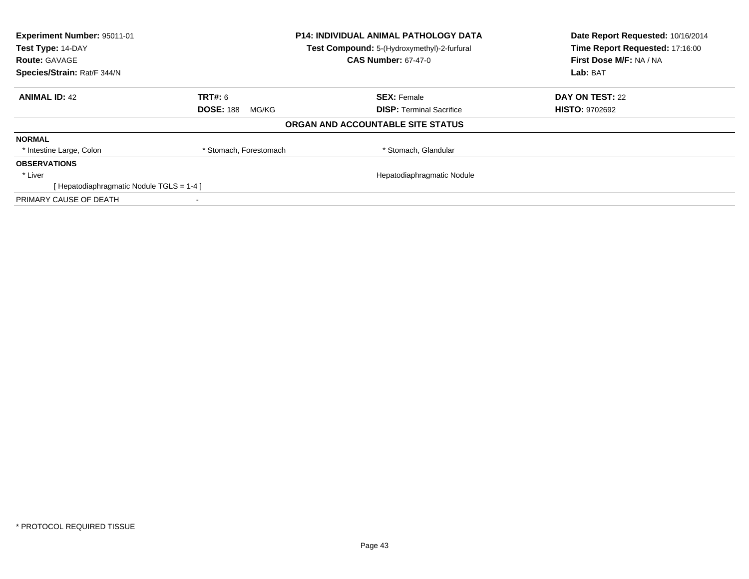**Experiment Number:** 95011-01
**Test Type:** 14-DAY
**Route:** GAVAGE
**Species/Strain:** Rat/F 344/N

**P14: INDIVIDUAL ANIMAL PATHOLOGY DATA**
**Test Compound:** 5-(Hydroxymethyl)-2-furfural
**CAS Number:** 67-47-0

**Date Report Requested:** 10/16/2014
**Time Report Requested:** 17:16:00
**First Dose M/F:** NA / NA
**Lab:** BAT

| **ANIMAL ID:** 42 | **TRT#:** 6 | **SEX:** Female | **DAY ON TEST:** 22 |
|---|---|---|---|
| | **DOSE:** 188 MG/KG | **DISP:** Terminal Sacrifice | **HISTO:** 9702692 |

### ORGAN AND ACCOUNTABLE SITE STATUS

**NORMAL**

| * Intestine Large, Colon | * Stomach, Forestomach | * Stomach, Glandular |
|---|---|---|

**OBSERVATIONS**

| * Liver | Hepatodiaphragmatic Nodule |
|---|---|
| [ Hepatodiaphragmatic Nodule TGLS = 1-4 ] | |

PRIMARY CAUSE OF DEATH -

* PROTOCOL REQUIRED TISSUE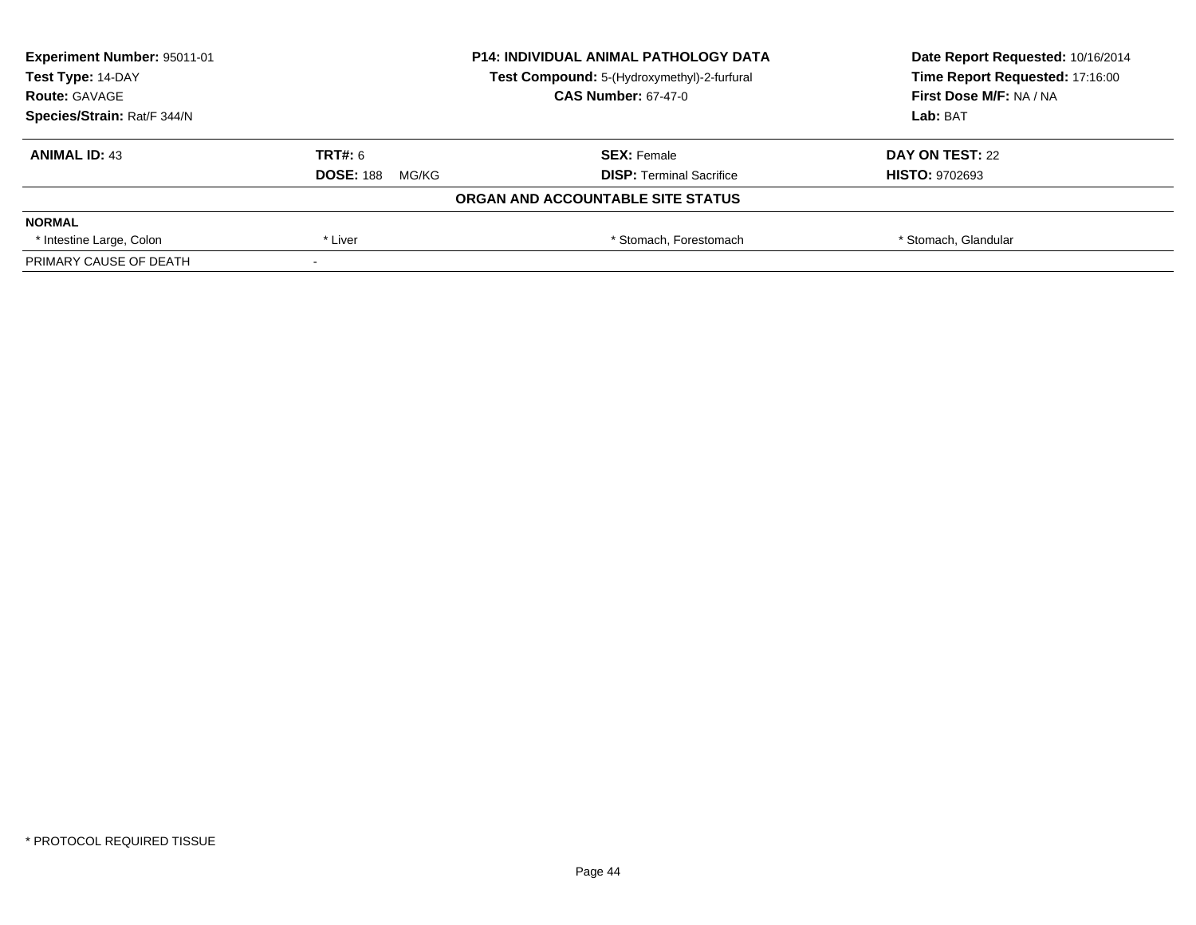| Experiment Number: 95011-01 | P14: INDIVIDUAL ANIMAL PATHOLOGY DATA | Date Report Requested: 10/16/2014 |
|---|---|---|
| Test Type: 14-DAY | Test Compound: 5-(Hydroxymethyl)-2-furfural | Time Report Requested: 17:16:00 |
| Route: GAVAGE | CAS Number: 67-47-0 | First Dose M/F: NA / NA |
| Species/Strain: Rat/F 344/N | | Lab: BAT |

| ANIMAL ID: 43 | TRT#: 6 | SEX: Female | DAY ON TEST: 22 |
|---|---|---|---|
| | DOSE: 188 MG/KG | DISP: Terminal Sacrifice | HISTO: 9702693 |

**ORGAN AND ACCOUNTABLE SITE STATUS**

| NORMAL | | | |
|---|---|---|---|
| * Intestine Large, Colon | * Liver | * Stomach, Forestomach | * Stomach, Glandular |
| PRIMARY CAUSE OF DEATH | - | | |

* PROTOCOL REQUIRED TISSUE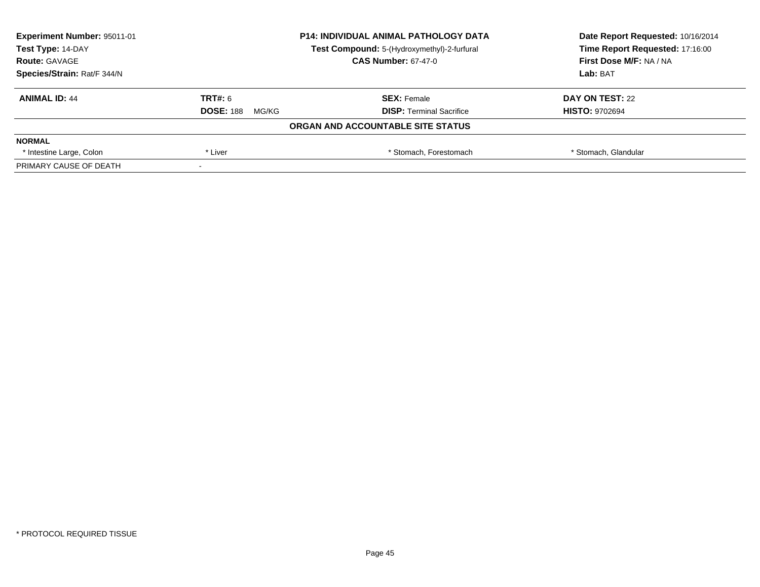**Experiment Number:** 95011-01
**Test Type:** 14-DAY
**Route:** GAVAGE
**Species/Strain:** Rat/F 344/N

**P14: INDIVIDUAL ANIMAL PATHOLOGY DATA**
**Test Compound:** 5-(Hydroxymethyl)-2-furfural
**CAS Number:** 67-47-0

**Date Report Requested:** 10/16/2014
**Time Report Requested:** 17:16:00
**First Dose M/F:** NA / NA
**Lab:** BAT

| **ANIMAL ID:** 44 | **TRT#:** 6 | **SEX:** Female | **DAY ON TEST:** 22 |
|---|---|---|---|
| | **DOSE:** 188 MG/KG | **DISP:** Terminal Sacrifice | **HISTO:** 9702694 |

**ORGAN AND ACCOUNTABLE SITE STATUS**

| **NORMAL** | | | |
|---|---|---|---|
| * Intestine Large, Colon | * Liver | * Stomach, Forestomach | * Stomach, Glandular |
| PRIMARY CAUSE OF DEATH | - | | |

* PROTOCOL REQUIRED TISSUE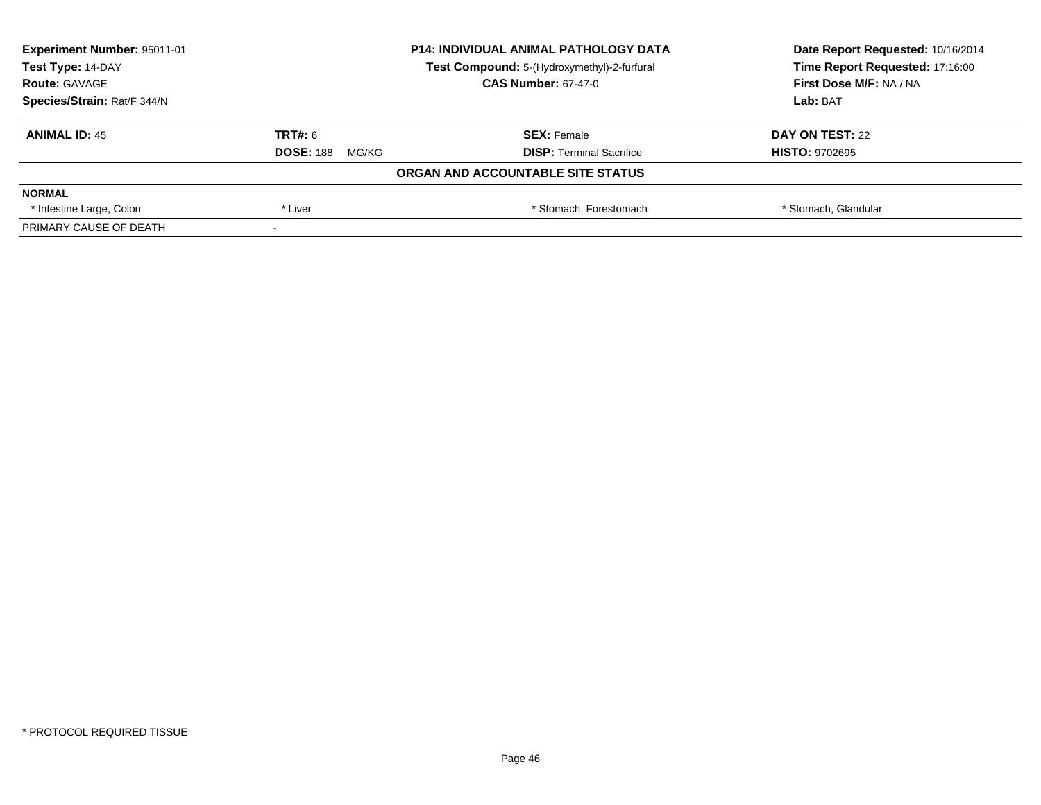**Experiment Number:** 95011-01
**Test Type:** 14-DAY
**Route:** GAVAGE
**Species/Strain:** Rat/F 344/N

**P14: INDIVIDUAL ANIMAL PATHOLOGY DATA**
**Test Compound:** 5-(Hydroxymethyl)-2-furfural
**CAS Number:** 67-47-0

**Date Report Requested:** 10/16/2014
**Time Report Requested:** 17:16:00
**First Dose M/F:** NA / NA
**Lab:** BAT

| **ANIMAL ID:** 45 | **TRT#:** 6 | **SEX:** Female | **DAY ON TEST:** 22 |
|---|---|---|---|
| | **DOSE:** 188 MG/KG | **DISP:** Terminal Sacrifice | **HISTO:** 9702695 |

**ORGAN AND ACCOUNTABLE SITE STATUS**

| **NORMAL** | | | |
|---|---|---|---|
| * Intestine Large, Colon | * Liver | * Stomach, Forestomach | * Stomach, Glandular |
| PRIMARY CAUSE OF DEATH | - | | |

* PROTOCOL REQUIRED TISSUE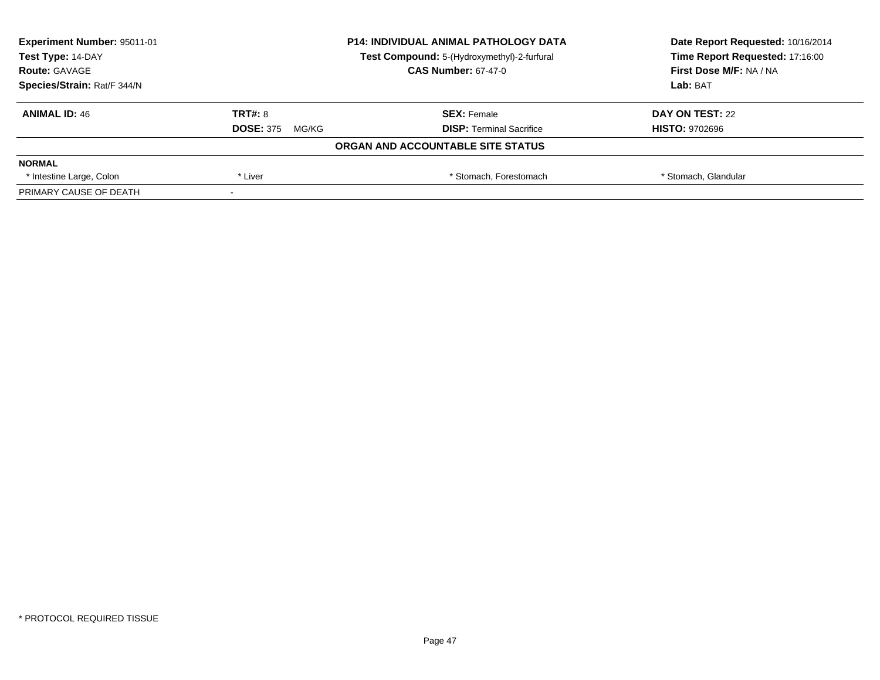**Experiment Number:** 95011-01
**Test Type:** 14-DAY
**Route:** GAVAGE
**Species/Strain:** Rat/F 344/N

**P14: INDIVIDUAL ANIMAL PATHOLOGY DATA**
**Test Compound:** 5-(Hydroxymethyl)-2-furfural
**CAS Number:** 67-47-0

**Date Report Requested:** 10/16/2014
**Time Report Requested:** 17:16:00
**First Dose M/F:** NA / NA
**Lab:** BAT

| **ANIMAL ID:** 46 | **TRT#:** 8 | **SEX:** Female | **DAY ON TEST:** 22 |
|---|---|---|---|
| | **DOSE:** 375 MG/KG | **DISP:** Terminal Sacrifice | **HISTO:** 9702696 |

**ORGAN AND ACCOUNTABLE SITE STATUS**

| **NORMAL** | | | |
|---|---|---|---|
| * Intestine Large, Colon | * Liver | * Stomach, Forestomach | * Stomach, Glandular |
| PRIMARY CAUSE OF DEATH | - | | |

* PROTOCOL REQUIRED TISSUE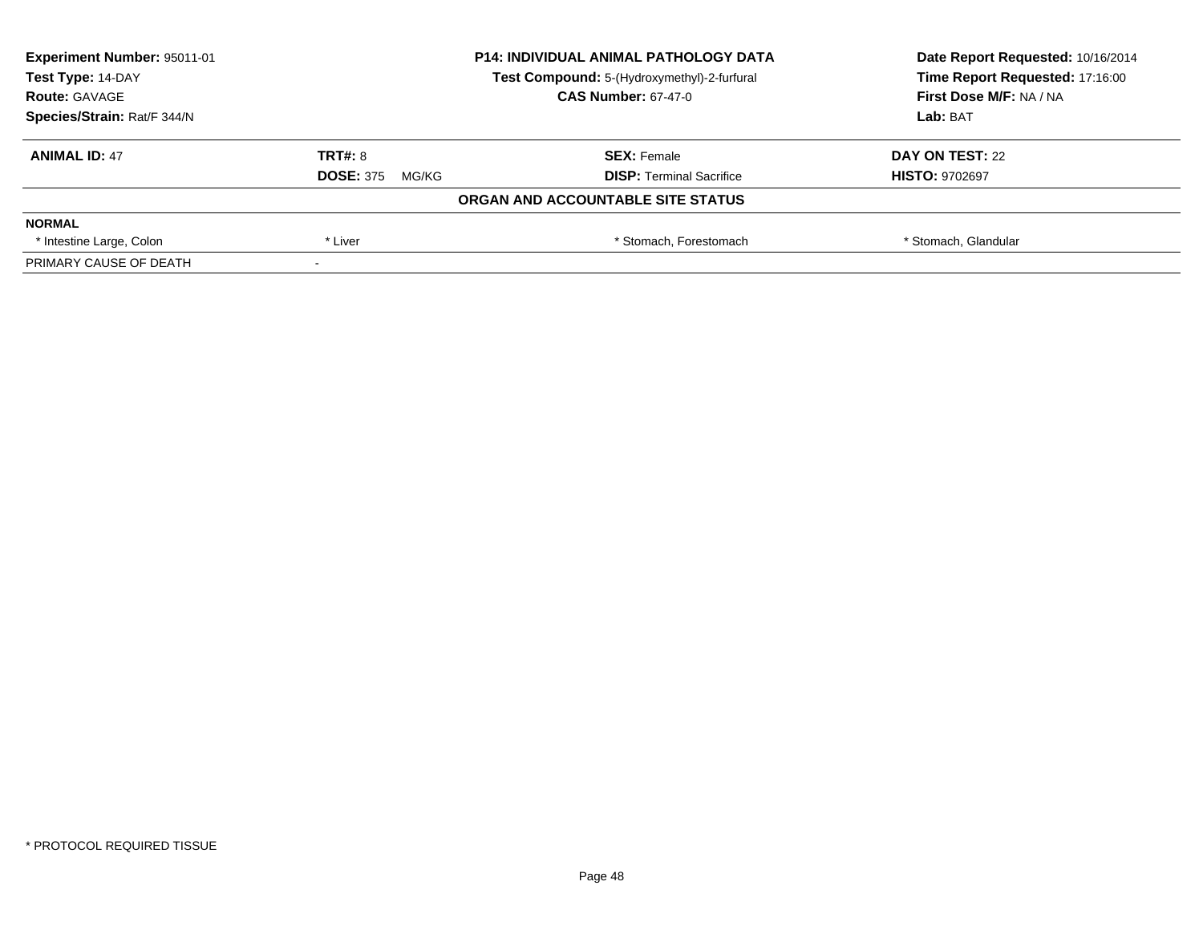| **Experiment Number:** 95011-01 | **P14: INDIVIDUAL ANIMAL PATHOLOGY DATA** | **Date Report Requested:** 10/16/2014 |
|---|---|---|
| **Test Type:** 14-DAY | **Test Compound:** 5-(Hydroxymethyl)-2-furfural | **Time Report Requested:** 17:16:00 |
| **Route:** GAVAGE | **CAS Number:** 67-47-0 | **First Dose M/F:** NA / NA |
| **Species/Strain:** Rat/F 344/N | | **Lab:** BAT |

| **ANIMAL ID:** 47 | **TRT#:** 8 | **SEX:** Female | **DAY ON TEST:** 22 |
|---|---|---|---|
| | **DOSE:** 375 MG/KG | **DISP:** Terminal Sacrifice | **HISTO:** 9702697 |

**ORGAN AND ACCOUNTABLE SITE STATUS**

| **NORMAL** | | | |
|---|---|---|---|
| * Intestine Large, Colon | * Liver | * Stomach, Forestomach | * Stomach, Glandular |
| PRIMARY CAUSE OF DEATH | - | | |

* PROTOCOL REQUIRED TISSUE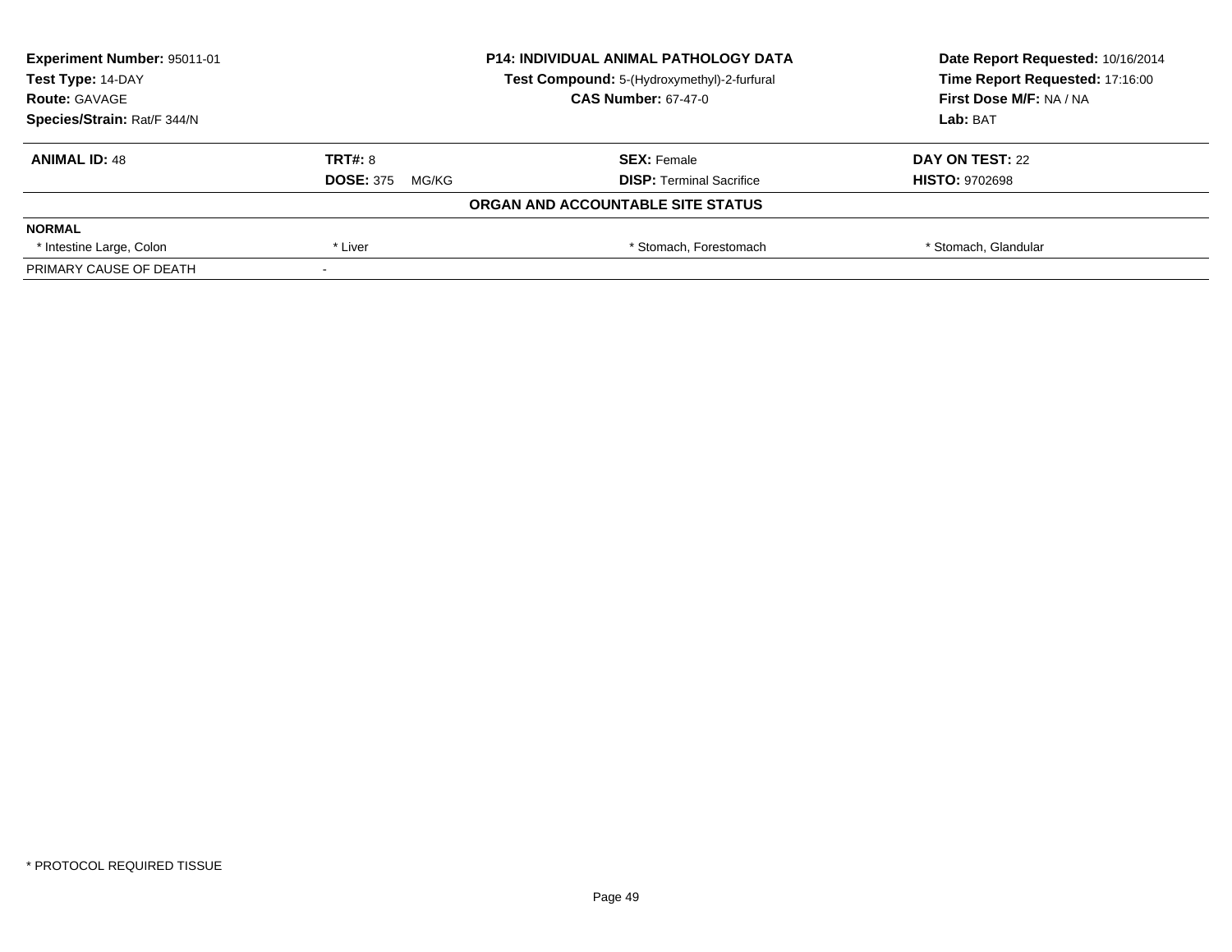**Experiment Number:** 95011-01
**Test Type:** 14-DAY
**Route:** GAVAGE
**Species/Strain:** Rat/F 344/N

**P14: INDIVIDUAL ANIMAL PATHOLOGY DATA**
**Test Compound:** 5-(Hydroxymethyl)-2-furfural
**CAS Number:** 67-47-0

**Date Report Requested:** 10/16/2014
**Time Report Requested:** 17:16:00
**First Dose M/F:** NA / NA
**Lab:** BAT

| **ANIMAL ID:** 48 | **TRT#:** 8 | **SEX:** Female | **DAY ON TEST:** 22 |
|---|---|---|---|
| | **DOSE:** 375 MG/KG | **DISP:** Terminal Sacrifice | **HISTO:** 9702698 |

**ORGAN AND ACCOUNTABLE SITE STATUS**

| **NORMAL** | | | |
|---|---|---|---|
| * Intestine Large, Colon | * Liver | * Stomach, Forestomach | * Stomach, Glandular |
| PRIMARY CAUSE OF DEATH | - | | |

* PROTOCOL REQUIRED TISSUE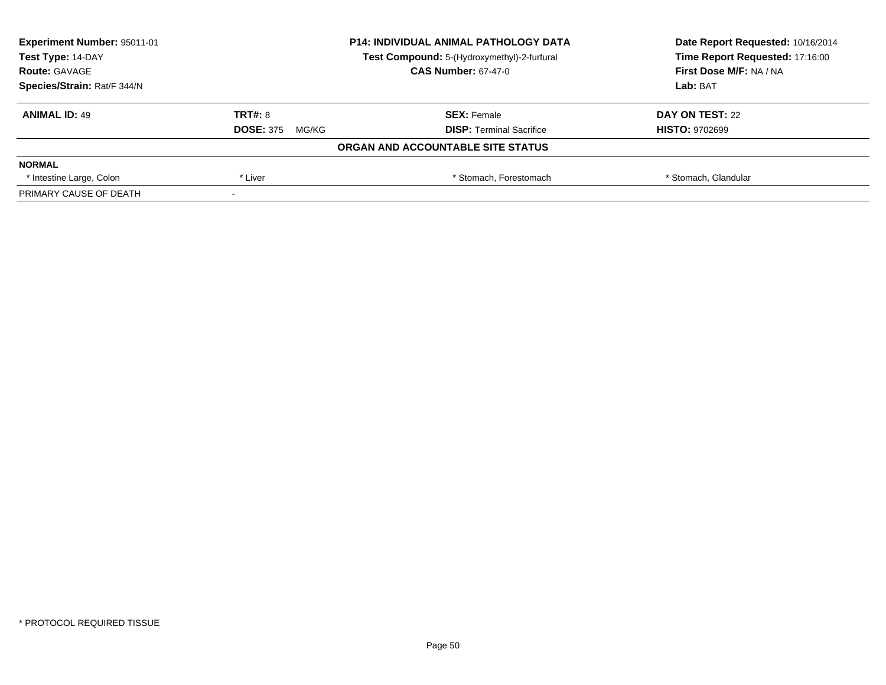**Experiment Number:** 95011-01
**Test Type:** 14-DAY
**Route:** GAVAGE
**Species/Strain:** Rat/F 344/N

**P14: INDIVIDUAL ANIMAL PATHOLOGY DATA**
**Test Compound:** 5-(Hydroxymethyl)-2-furfural
**CAS Number:** 67-47-0

**Date Report Requested:** 10/16/2014
**Time Report Requested:** 17:16:00
**First Dose M/F:** NA / NA
**Lab:** BAT

| **ANIMAL ID:** 49 | **TRT#:** 8 | **SEX:** Female | **DAY ON TEST:** 22 |
|---|---|---|---|
| | **DOSE:** 375 MG/KG | **DISP:** Terminal Sacrifice | **HISTO:** 9702699 |
| | | **ORGAN AND ACCOUNTABLE SITE STATUS** | |
| **NORMAL** | | | |
| * Intestine Large, Colon | * Liver | * Stomach, Forestomach | * Stomach, Glandular |
| PRIMARY CAUSE OF DEATH | - | | |

* PROTOCOL REQUIRED TISSUE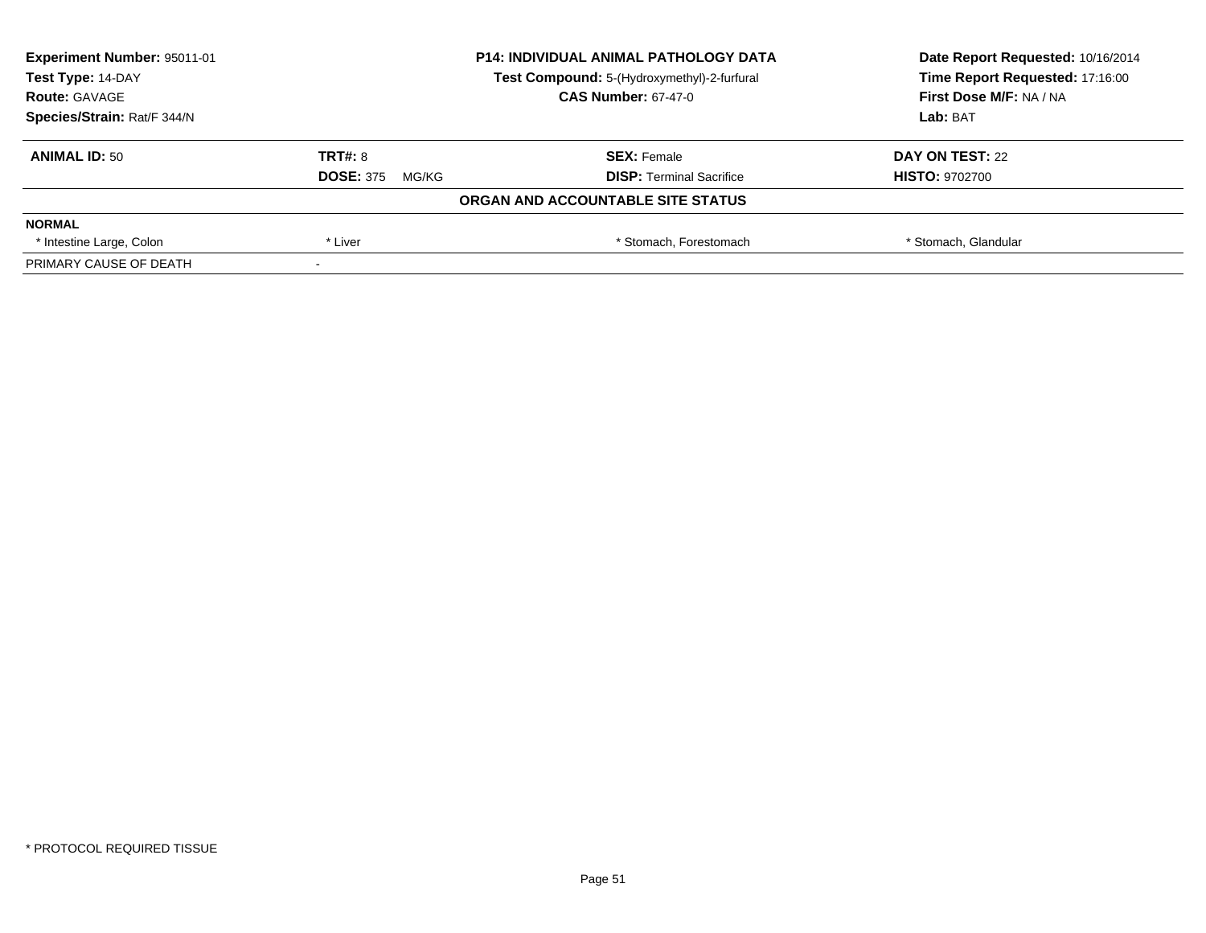**Experiment Number:** 95011-01
**Test Type:** 14-DAY
**Route:** GAVAGE
**Species/Strain:** Rat/F 344/N

**P14: INDIVIDUAL ANIMAL PATHOLOGY DATA**
**Test Compound:** 5-(Hydroxymethyl)-2-furfural
**CAS Number:** 67-47-0

**Date Report Requested:** 10/16/2014
**Time Report Requested:** 17:16:00
**First Dose M/F:** NA / NA
**Lab:** BAT

| **ANIMAL ID:** 50 | **TRT#:** 8 | **SEX:** Female | **DAY ON TEST:** 22 |
|---|---|---|---|
| | **DOSE:** 375 MG/KG | **DISP:** Terminal Sacrifice | **HISTO:** 9702700 |

**ORGAN AND ACCOUNTABLE SITE STATUS**

| **NORMAL** | | | |
|---|---|---|---|
| * Intestine Large, Colon | * Liver | * Stomach, Forestomach | * Stomach, Glandular |
| PRIMARY CAUSE OF DEATH | - | | |

* PROTOCOL REQUIRED TISSUE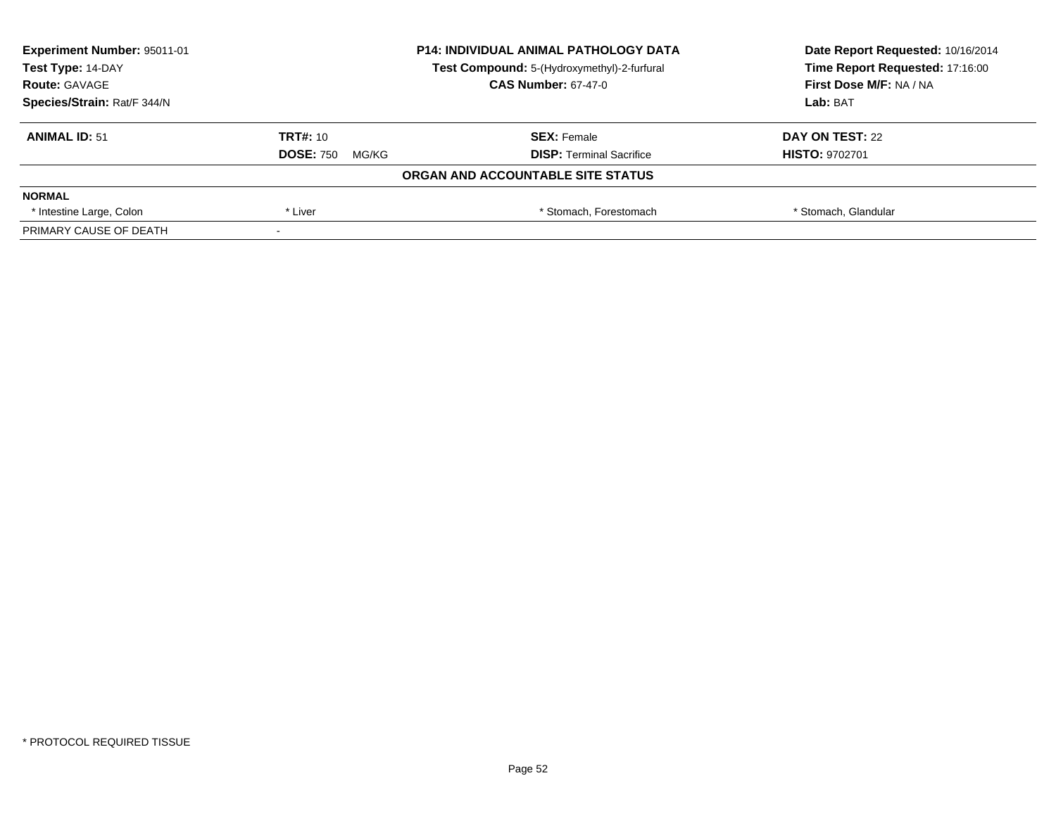**Experiment Number:** 95011-01
**Test Type:** 14-DAY
**Route:** GAVAGE
**Species/Strain:** Rat/F 344/N

**P14: INDIVIDUAL ANIMAL PATHOLOGY DATA**
**Test Compound:** 5-(Hydroxymethyl)-2-furfural
**CAS Number:** 67-47-0

**Date Report Requested:** 10/16/2014
**Time Report Requested:** 17:16:00
**First Dose M/F:** NA / NA
**Lab:** BAT

| **ANIMAL ID:** 51 | **TRT#:** 10 | **SEX:** Female | **DAY ON TEST:** 22 |
|---|---|---|---|
| | **DOSE:** 750 MG/KG | **DISP:** Terminal Sacrifice | **HISTO:** 9702701 |

**ORGAN AND ACCOUNTABLE SITE STATUS**

| **NORMAL** | | | |
|---|---|---|---|
| * Intestine Large, Colon | * Liver | * Stomach, Forestomach | * Stomach, Glandular |
| PRIMARY CAUSE OF DEATH | - | | |

* PROTOCOL REQUIRED TISSUE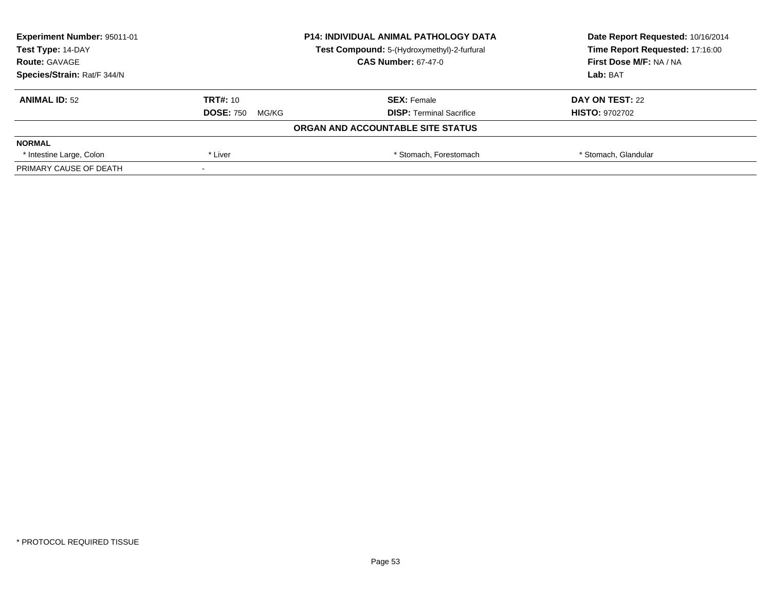**Experiment Number:** 95011-01
**Test Type:** 14-DAY
**Route:** GAVAGE
**Species/Strain:** Rat/F 344/N

**P14: INDIVIDUAL ANIMAL PATHOLOGY DATA**
**Test Compound:** 5-(Hydroxymethyl)-2-furfural
**CAS Number:** 67-47-0

**Date Report Requested:** 10/16/2014
**Time Report Requested:** 17:16:00
**First Dose M/F:** NA / NA
**Lab:** BAT

| **ANIMAL ID:** 52 | **TRT#:** 10 | **SEX:** Female | **DAY ON TEST:** 22 |
|---|---|---|---|
| | **DOSE:** 750 MG/KG | **DISP:** Terminal Sacrifice | **HISTO:** 9702702 |

**ORGAN AND ACCOUNTABLE SITE STATUS**

| **NORMAL** | | | |
|---|---|---|---|
| * Intestine Large, Colon | * Liver | * Stomach, Forestomach | * Stomach, Glandular |
| PRIMARY CAUSE OF DEATH | - | | |

* PROTOCOL REQUIRED TISSUE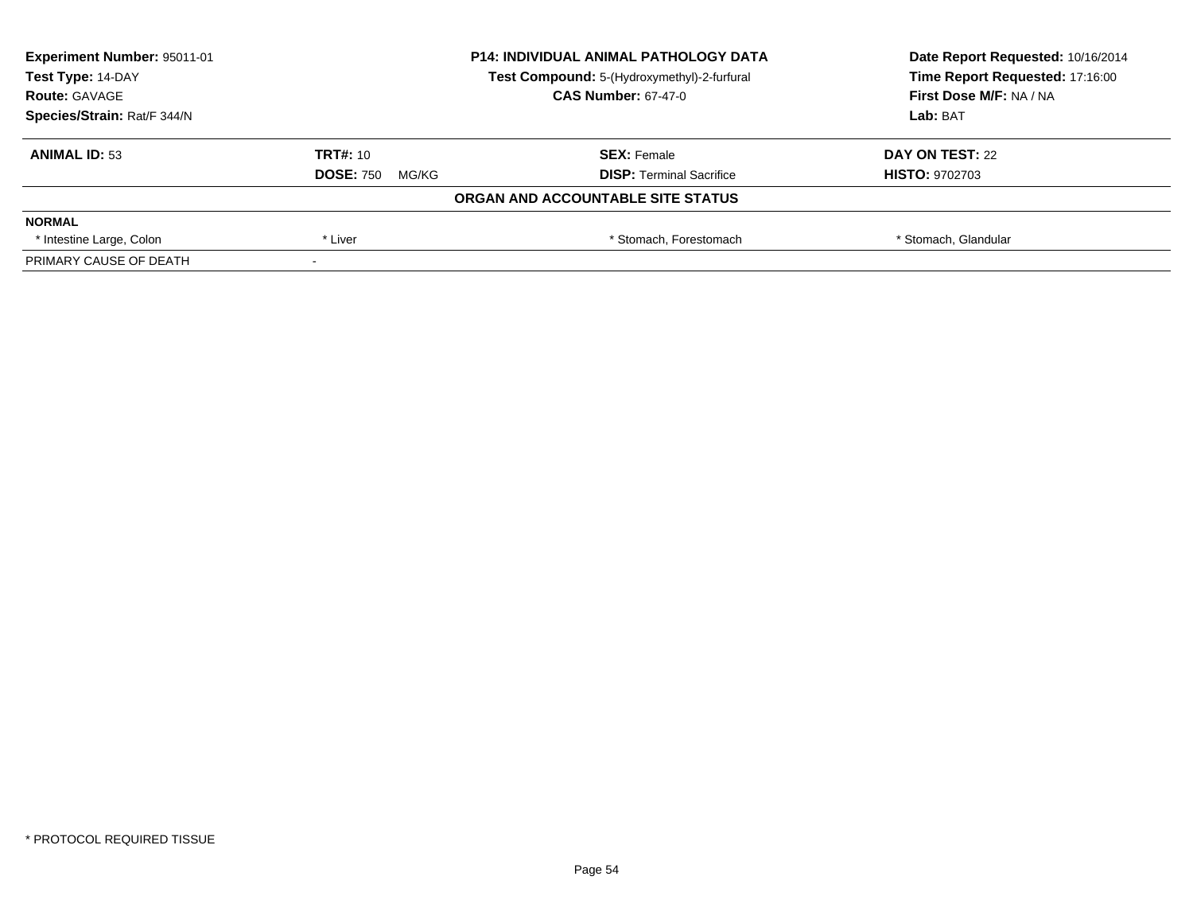| **Experiment Number:** 95011-01 | **P14: INDIVIDUAL ANIMAL PATHOLOGY DATA** | **Date Report Requested:** 10/16/2014 |
|---|---|---|
| **Test Type:** 14-DAY | **Test Compound:** 5-(Hydroxymethyl)-2-furfural | **Time Report Requested:** 17:16:00 |
| **Route:** GAVAGE | **CAS Number:** 67-47-0 | **First Dose M/F:** NA / NA |
| **Species/Strain:** Rat/F 344/N | | **Lab:** BAT |

| **ANIMAL ID:** 53 | **TRT#:** 10 | **SEX:** Female | **DAY ON TEST:** 22 |
|---|---|---|---|
| | **DOSE:** 750 MG/KG | **DISP:** Terminal Sacrifice | **HISTO:** 9702703 |

**ORGAN AND ACCOUNTABLE SITE STATUS**

| **NORMAL** | | | |
|---|---|---|---|
| * Intestine Large, Colon | * Liver | * Stomach, Forestomach | * Stomach, Glandular |
| PRIMARY CAUSE OF DEATH | - | | |

* PROTOCOL REQUIRED TISSUE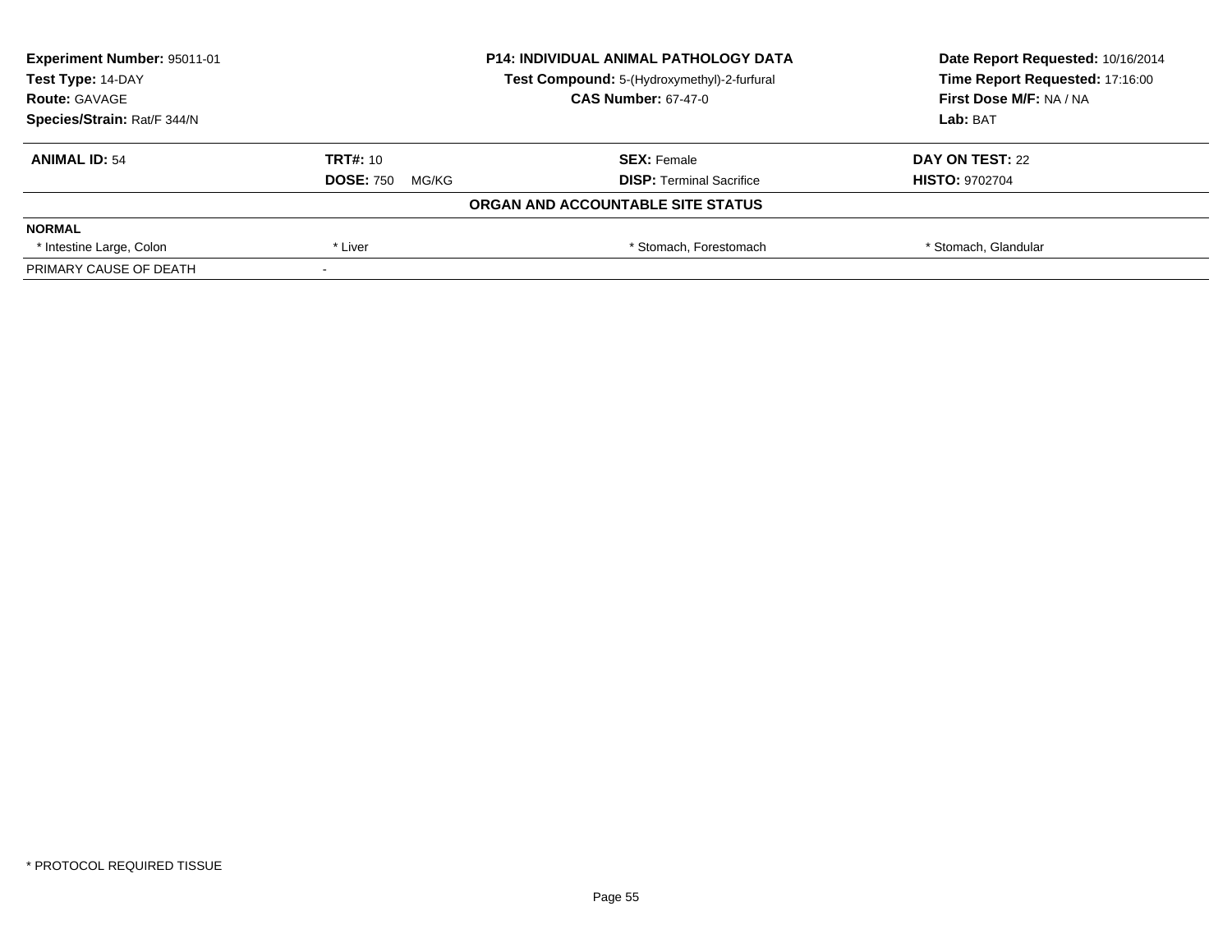| **Experiment Number:** 95011-01 | **P14: INDIVIDUAL ANIMAL PATHOLOGY DATA** | **Date Report Requested:** 10/16/2014 |
|---|---|---|
| **Test Type:** 14-DAY | **Test Compound:** 5-(Hydroxymethyl)-2-furfural | **Time Report Requested:** 17:16:00 |
| **Route:** GAVAGE | **CAS Number:** 67-47-0 | **First Dose M/F:** NA / NA |
| **Species/Strain:** Rat/F 344/N | | **Lab:** BAT |

| **ANIMAL ID:** 54 | **TRT#:** 10 | **SEX:** Female | **DAY ON TEST:** 22 |
|---|---|---|---|
| | **DOSE:** 750 MG/KG | **DISP:** Terminal Sacrifice | **HISTO:** 9702704 |

**ORGAN AND ACCOUNTABLE SITE STATUS**

| **NORMAL** | | | |
|---|---|---|---|
| * Intestine Large, Colon | * Liver | * Stomach, Forestomach | * Stomach, Glandular |
| PRIMARY CAUSE OF DEATH | - | | |

* PROTOCOL REQUIRED TISSUE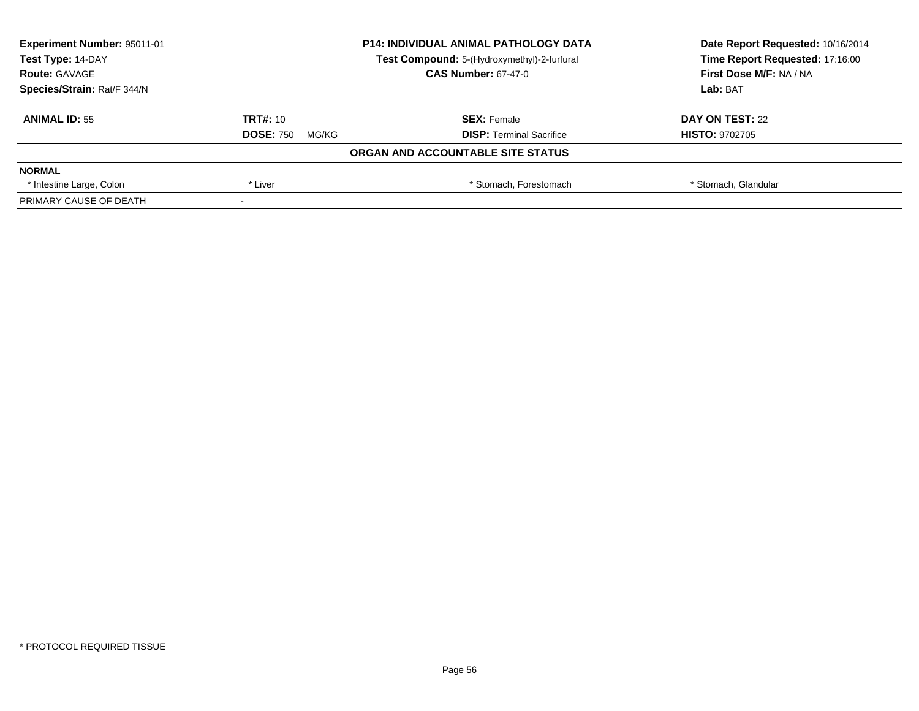**Experiment Number:** 95011-01
**Test Type:** 14-DAY
**Route:** GAVAGE
**Species/Strain:** Rat/F 344/N

**P14: INDIVIDUAL ANIMAL PATHOLOGY DATA**
**Test Compound:** 5-(Hydroxymethyl)-2-furfural
**CAS Number:** 67-47-0

**Date Report Requested:** 10/16/2014
**Time Report Requested:** 17:16:00
**First Dose M/F:** NA / NA
**Lab:** BAT

| **ANIMAL ID:** 55 | **TRT#:** 10 | **SEX:** Female | **DAY ON TEST:** 22 |
|---|---|---|---|
| | **DOSE:** 750 MG/KG | **DISP:** Terminal Sacrifice | **HISTO:** 9702705 |

**ORGAN AND ACCOUNTABLE SITE STATUS**

| **NORMAL** | | | |
|---|---|---|---|
| * Intestine Large, Colon | * Liver | * Stomach, Forestomach | * Stomach, Glandular |
| PRIMARY CAUSE OF DEATH | - | | |

* PROTOCOL REQUIRED TISSUE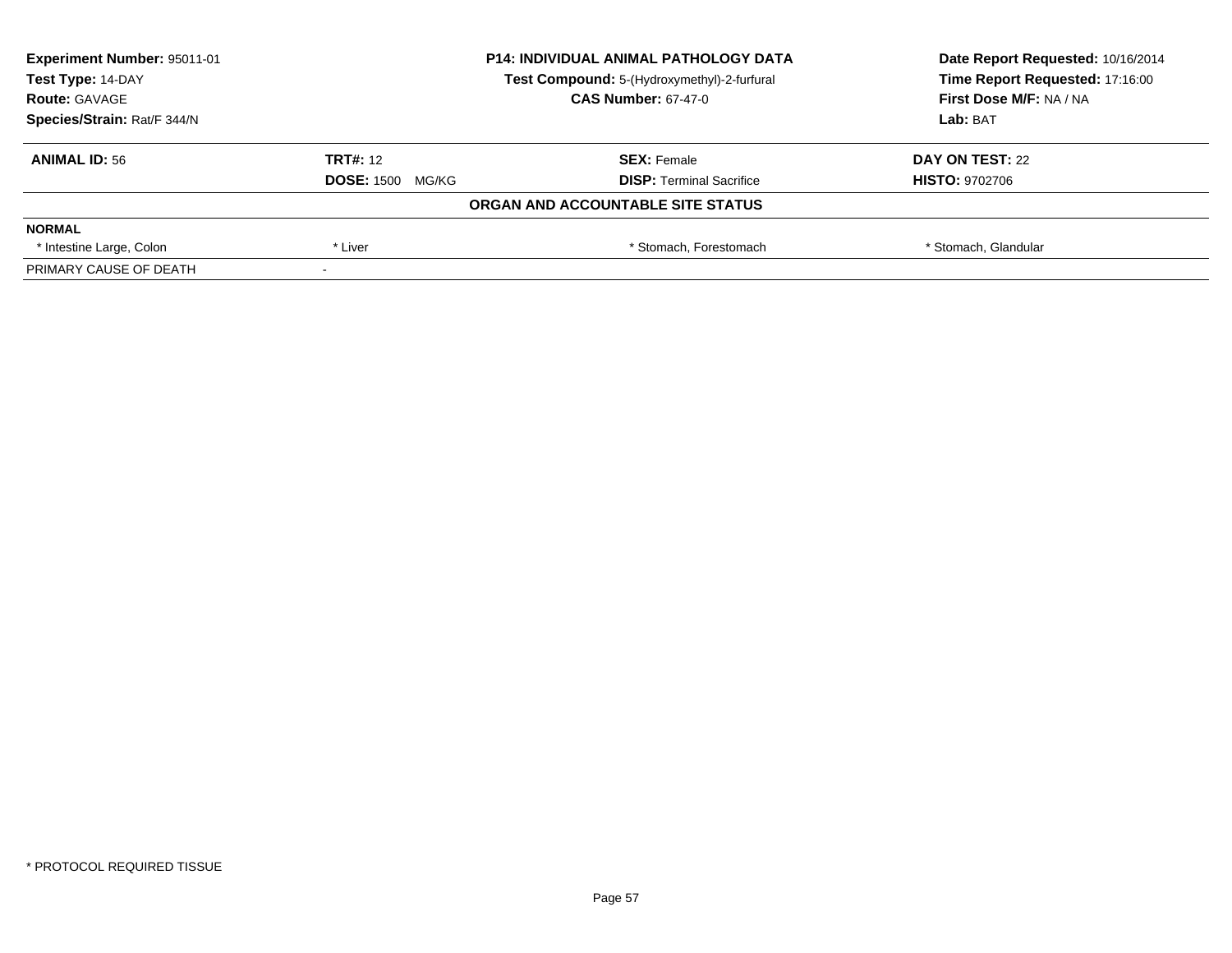**Experiment Number:** 95011-01
**Test Type:** 14-DAY
**Route:** GAVAGE
**Species/Strain:** Rat/F 344/N

**P14: INDIVIDUAL ANIMAL PATHOLOGY DATA**
**Test Compound:** 5-(Hydroxymethyl)-2-furfural
**CAS Number:** 67-47-0

**Date Report Requested:** 10/16/2014
**Time Report Requested:** 17:16:00
**First Dose M/F:** NA / NA
**Lab:** BAT

| **ANIMAL ID:** 56 | **TRT#:** 12 | **SEX:** Female | **DAY ON TEST:** 22 |
|---|---|---|---|
| | **DOSE:** 1500 MG/KG | **DISP:** Terminal Sacrifice | **HISTO:** 9702706 |

**ORGAN AND ACCOUNTABLE SITE STATUS**

| **NORMAL** | | | |
|---|---|---|---|
| * Intestine Large, Colon | * Liver | * Stomach, Forestomach | * Stomach, Glandular |
| PRIMARY CAUSE OF DEATH | - | | |

* PROTOCOL REQUIRED TISSUE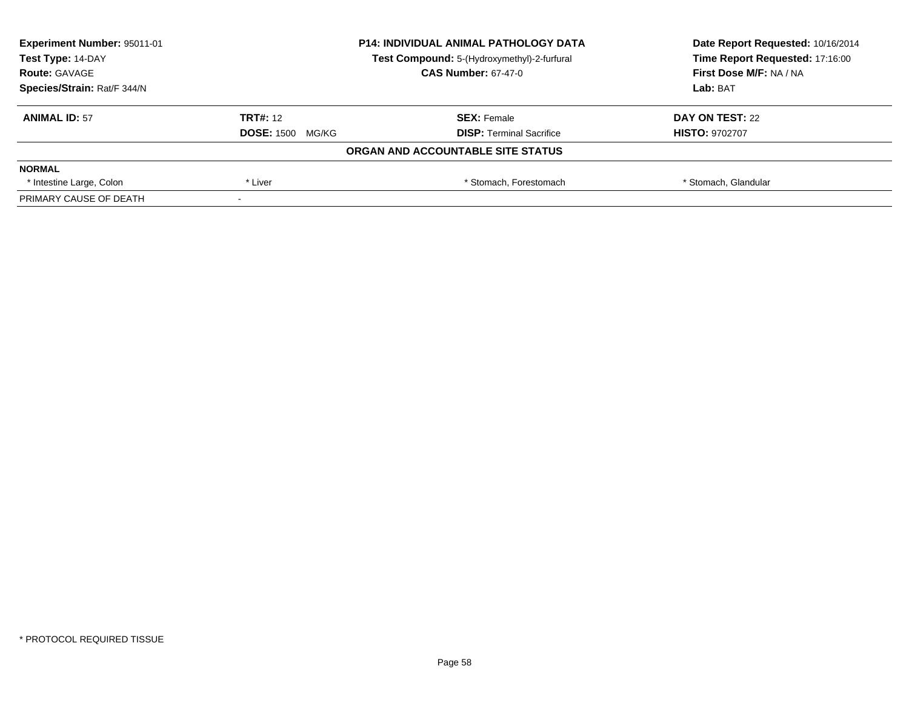| **Experiment Number:** 95011-01 | **P14: INDIVIDUAL ANIMAL PATHOLOGY DATA** | | **Date Report Requested:** 10/16/2014 |
|---|---|---|---|
| **Test Type:** 14-DAY | **Test Compound:** 5-(Hydroxymethyl)-2-furfural | | **Time Report Requested:** 17:16:00 |
| **Route:** GAVAGE | **CAS Number:** 67-47-0 | | **First Dose M/F:** NA / NA |
| **Species/Strain:** Rat/F 344/N | | | **Lab:** BAT |

| **ANIMAL ID:** 57 | **TRT#:** 12 | **SEX:** Female | **DAY ON TEST:** 22 |
|---|---|---|---|
| | **DOSE:** 1500 MG/KG | **DISP:** Terminal Sacrifice | **HISTO:** 9702707 |

**ORGAN AND ACCOUNTABLE SITE STATUS**

| **NORMAL** | | | |
|---|---|---|---|
| * Intestine Large, Colon | * Liver | * Stomach, Forestomach | * Stomach, Glandular |
| PRIMARY CAUSE OF DEATH | - | | |

* PROTOCOL REQUIRED TISSUE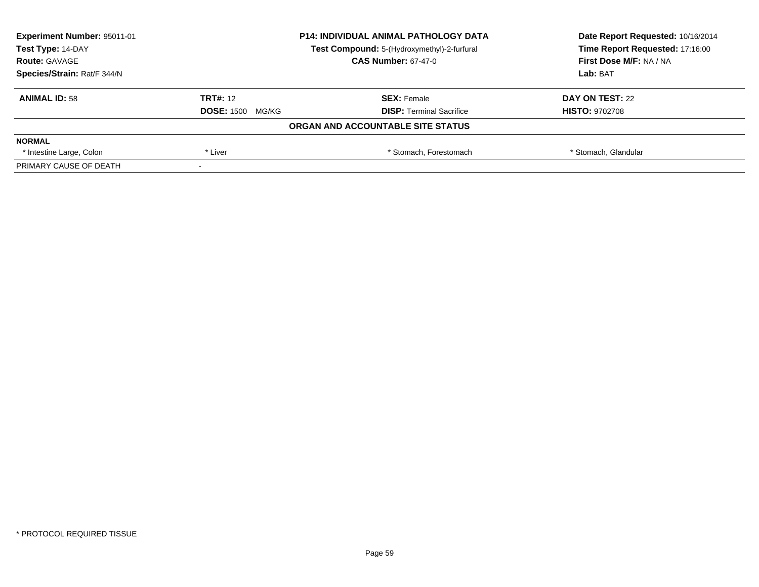**Experiment Number:** 95011-01
**Test Type:** 14-DAY
**Route:** GAVAGE
**Species/Strain:** Rat/F 344/N

**P14: INDIVIDUAL ANIMAL PATHOLOGY DATA**
**Test Compound:** 5-(Hydroxymethyl)-2-furfural
**CAS Number:** 67-47-0

**Date Report Requested:** 10/16/2014
**Time Report Requested:** 17:16:00
**First Dose M/F:** NA / NA
**Lab:** BAT

| **ANIMAL ID:** 58 | **TRT#:** 12 | **SEX:** Female | **DAY ON TEST:** 22 |
|---|---|---|---|
| | **DOSE:** 1500 MG/KG | **DISP:** Terminal Sacrifice | **HISTO:** 9702708 |

**ORGAN AND ACCOUNTABLE SITE STATUS**

| **NORMAL** | | | |
|---|---|---|---|
| * Intestine Large, Colon | * Liver | * Stomach, Forestomach | * Stomach, Glandular |
| PRIMARY CAUSE OF DEATH | - | | |

* PROTOCOL REQUIRED TISSUE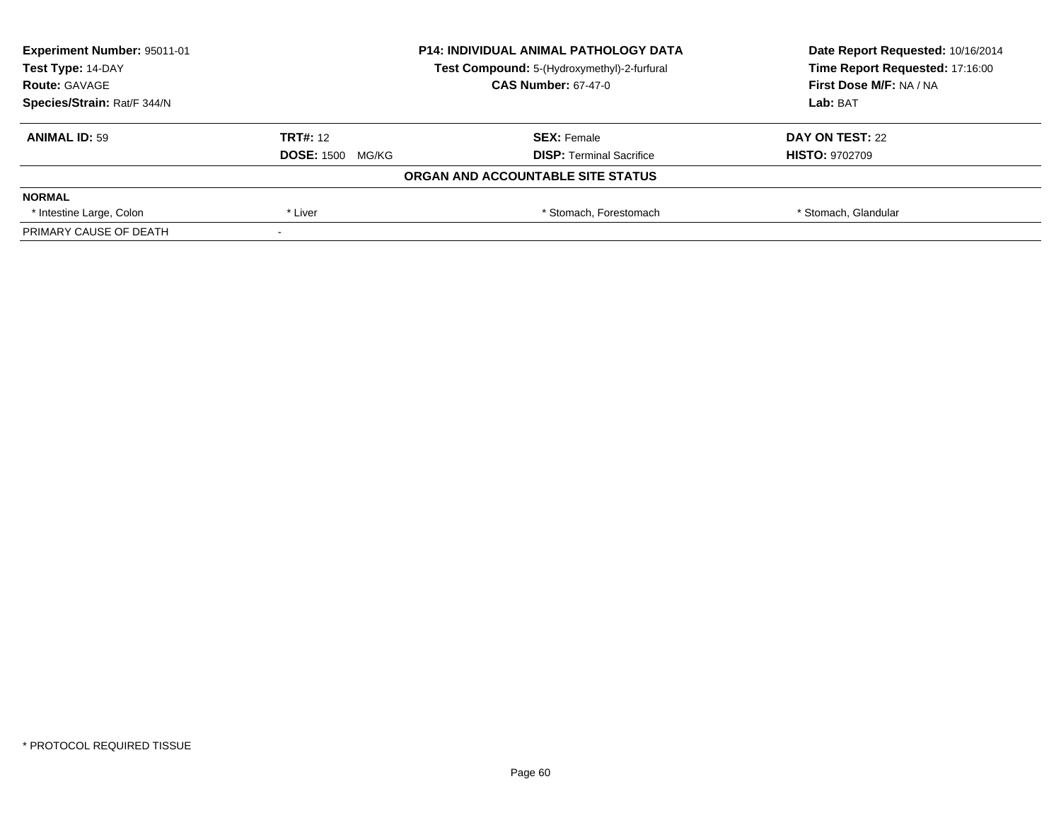| Experiment Number: 95011-01 | P14: INDIVIDUAL ANIMAL PATHOLOGY DATA | Date Report Requested: 10/16/2014 |
|---|---|---|
| Test Type: 14-DAY | Test Compound: 5-(Hydroxymethyl)-2-furfural | Time Report Requested: 17:16:00 |
| Route: GAVAGE | CAS Number: 67-47-0 | First Dose M/F: NA / NA |
| Species/Strain: Rat/F 344/N | | Lab: BAT |

| **ANIMAL ID:** 59 | **TRT#:** 12 | **SEX:** Female | **DAY ON TEST:** 22 |
|---|---|---|---|
| | **DOSE:** 1500 MG/KG | **DISP:** Terminal Sacrifice | **HISTO:** 9702709 |

**ORGAN AND ACCOUNTABLE SITE STATUS**

| NORMAL | | | |
|---|---|---|---|
| * Intestine Large, Colon | * Liver | * Stomach, Forestomach | * Stomach, Glandular |
| PRIMARY CAUSE OF DEATH | - | | |

* PROTOCOL REQUIRED TISSUE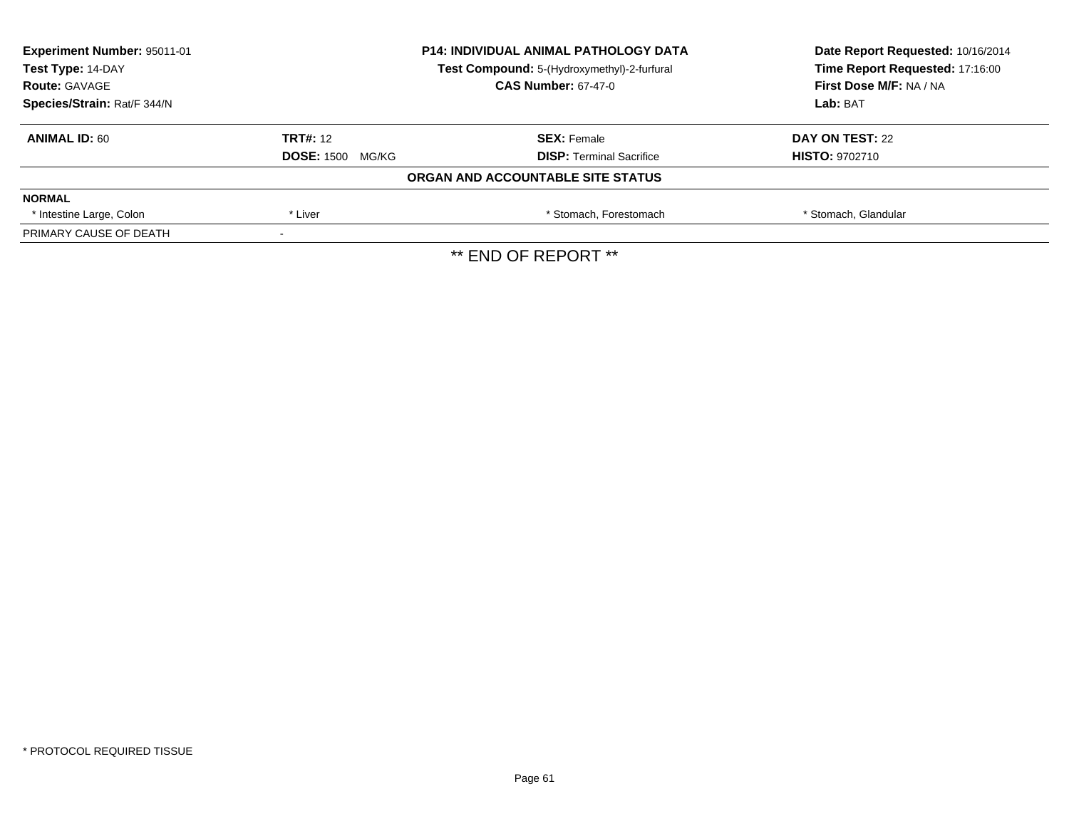| | | | |
|---|---|---|---|
| **Experiment Number:** 95011-01 | **P14: INDIVIDUAL ANIMAL PATHOLOGY DATA** | | **Date Report Requested:** 10/16/2014 |
| **Test Type:** 14-DAY | **Test Compound:** 5-(Hydroxymethyl)-2-furfural | | **Time Report Requested:** 17:16:00 |
| **Route:** GAVAGE | **CAS Number:** 67-47-0 | | **First Dose M/F:** NA / NA |
| **Species/Strain:** Rat/F 344/N | | | **Lab:** BAT |

| | | | |
|---|---|---|---|
| **ANIMAL ID:** 60 | **TRT#:** 12 | **SEX:** Female | **DAY ON TEST:** 22 |
| | **DOSE:** 1500 MG/KG | **DISP:** Terminal Sacrifice | **HISTO:** 9702710 |

**ORGAN AND ACCOUNTABLE SITE STATUS**

| | | | |
|---|---|---|---|
| **NORMAL** | | | |
| * Intestine Large, Colon | * Liver | * Stomach, Forestomach | * Stomach, Glandular |
| PRIMARY CAUSE OF DEATH | - | | |

** END OF REPORT **

* PROTOCOL REQUIRED TISSUE